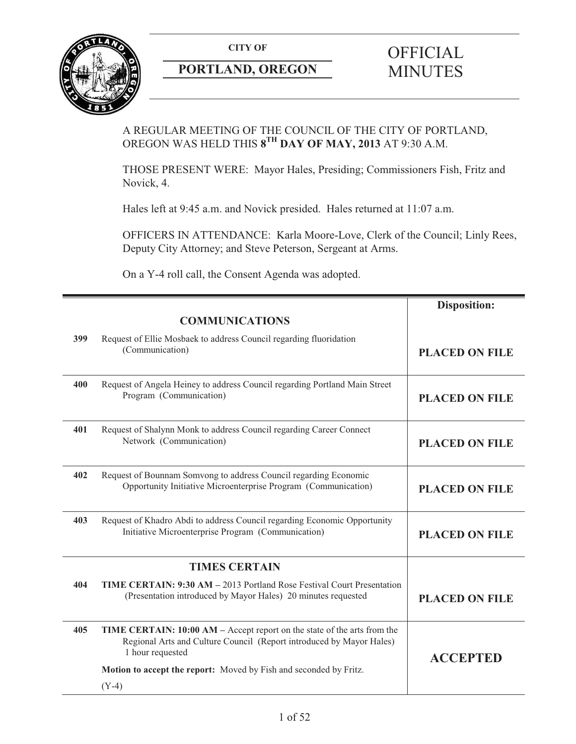**CITY OF**

**PORTLAND, OREGON**

# OFFICIAL MINUTES

A REGULAR MEETING OF THE COUNCIL OF THE CITY OF PORTLAND, OREGON WAS HELD THIS **8TH DAY OF MAY, 2013** AT 9:30 A.M.

THOSE PRESENT WERE: Mayor Hales, Presiding; Commissioners Fish, Fritz and Novick, 4.

Hales left at 9:45 a.m. and Novick presided. Hales returned at 11:07 a.m.

OFFICERS IN ATTENDANCE: Karla Moore-Love, Clerk of the Council; Linly Rees, Deputy City Attorney; and Steve Peterson, Sergeant at Arms.

On a Y-4 roll call, the Consent Agenda was adopted.

| | | **Disposition:** |
|---|---|---|
| | **COMMUNICATIONS** | |
| **399** | Request of Ellie Mosbaek to address Council regarding fluoridation (Communication) | **PLACED ON FILE** |
| **400** | Request of Angela Heiney to address Council regarding Portland Main Street Program (Communication) | **PLACED ON FILE** |
| **401** | Request of Shalynn Monk to address Council regarding Career Connect Network (Communication) | **PLACED ON FILE** |
| **402** | Request of Bounnam Somvong to address Council regarding Economic Opportunity Initiative Microenterprise Program (Communication) | **PLACED ON FILE** |
| **403** | Request of Khadro Abdi to address Council regarding Economic Opportunity Initiative Microenterprise Program (Communication) | **PLACED ON FILE** |
| | **TIMES CERTAIN** | |
| **404** | **TIME CERTAIN: 9:30 AM –** 2013 Portland Rose Festival Court Presentation (Presentation introduced by Mayor Hales) 20 minutes requested | **PLACED ON FILE** |
| **405** | **TIME CERTAIN: 10:00 AM –** Accept report on the state of the arts from the Regional Arts and Culture Council (Report introduced by Mayor Hales) 1 hour requested<br><br>**Motion to accept the report:** Moved by Fish and seconded by Fritz.<br><br>(Y-4) | **ACCEPTED** |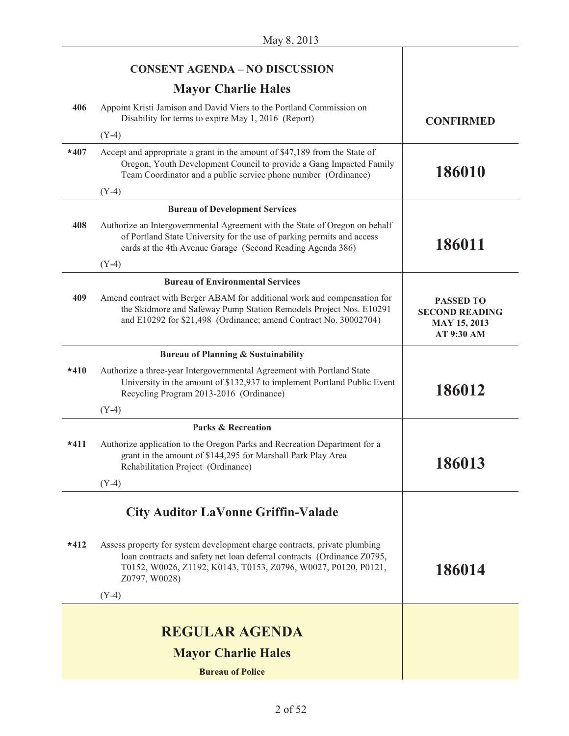May 8, 2013

| | | |
|---|---|---|
| | **CONSENT AGENDA – NO DISCUSSION** | |
| | **Mayor Charlie Hales** | |
| 406 | Appoint Kristi Jamison and David Viers to the Portland Commission on Disability for terms to expire May 1, 2016 (Report)<br><br>(Y-4) | **CONFIRMED** |
| *407 | Accept and appropriate a grant in the amount of $47,189 from the State of Oregon, Youth Development Council to provide a Gang Impacted Family Team Coordinator and a public service phone number (Ordinance)<br><br>(Y-4) | **186010** |
| | **Bureau of Development Services** | |
| 408 | Authorize an Intergovernmental Agreement with the State of Oregon on behalf of Portland State University for the use of parking permits and access cards at the 4th Avenue Garage (Second Reading Agenda 386)<br><br>(Y-4) | **186011** |
| | **Bureau of Environmental Services** | |
| 409 | Amend contract with Berger ABAM for additional work and compensation for the Skidmore and Safeway Pump Station Remodels Project Nos. E10291 and E10292 for $21,498 (Ordinance; amend Contract No. 30002704) | **PASSED TO SECOND READING MAY 15, 2013 AT 9:30 AM** |
| | **Bureau of Planning & Sustainability** | |
| *410 | Authorize a three-year Intergovernmental Agreement with Portland State University in the amount of $132,937 to implement Portland Public Event Recycling Program 2013-2016 (Ordinance)<br><br>(Y-4) | **186012** |
| | **Parks & Recreation** | |
| *411 | Authorize application to the Oregon Parks and Recreation Department for a grant in the amount of $144,295 for Marshall Park Play Area Rehabilitation Project (Ordinance)<br><br>(Y-4) | **186013** |
| | **City Auditor LaVonne Griffin-Valade** | |
| *412 | Assess property for system development charge contracts, private plumbing loan contracts and safety net loan deferral contracts (Ordinance Z0795, T0152, W0026, Z1192, K0143, T0153, Z0796, W0027, P0120, P0121, Z0797, W0028)<br><br>(Y-4) | **186014** |
| | **REGULAR AGENDA** | |
| | **Mayor Charlie Hales** | |
| | **Bureau of Police** | |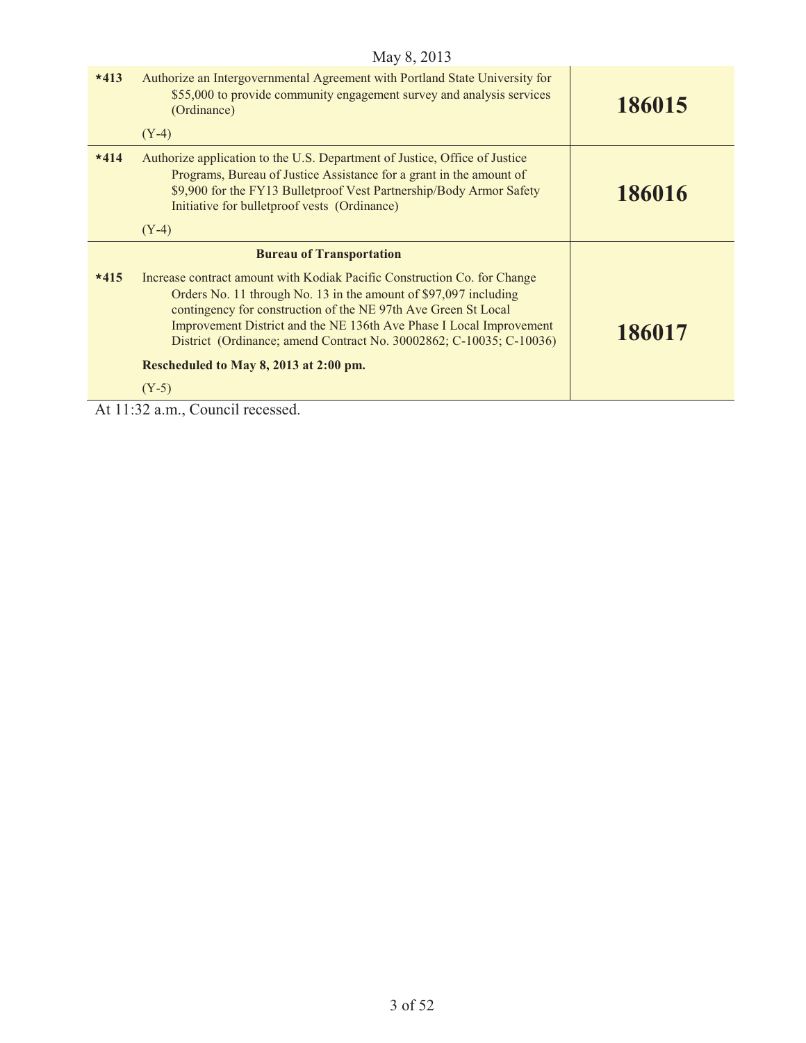| | | |
|---|---|---|
| *413 | Authorize an Intergovernmental Agreement with Portland State University for $55,000 to provide community engagement survey and analysis services (Ordinance)<br><br>(Y-4) | **186015** |
| *414 | Authorize application to the U.S. Department of Justice, Office of Justice Programs, Bureau of Justice Assistance for a grant in the amount of $9,900 for the FY13 Bulletproof Vest Partnership/Body Armor Safety Initiative for bulletproof vests (Ordinance)<br><br>(Y-4) | **186016** |
| | **Bureau of Transportation** | |
| *415 | Increase contract amount with Kodiak Pacific Construction Co. for Change Orders No. 11 through No. 13 in the amount of $97,097 including contingency for construction of the NE 97th Ave Green St Local Improvement District and the NE 136th Ave Phase I Local Improvement District (Ordinance; amend Contract No. 30002862; C-10035; C-10036)<br><br>**Rescheduled to May 8, 2013 at 2:00 pm.**<br><br>(Y-5) | **186017** |

At 11:32 a.m., Council recessed.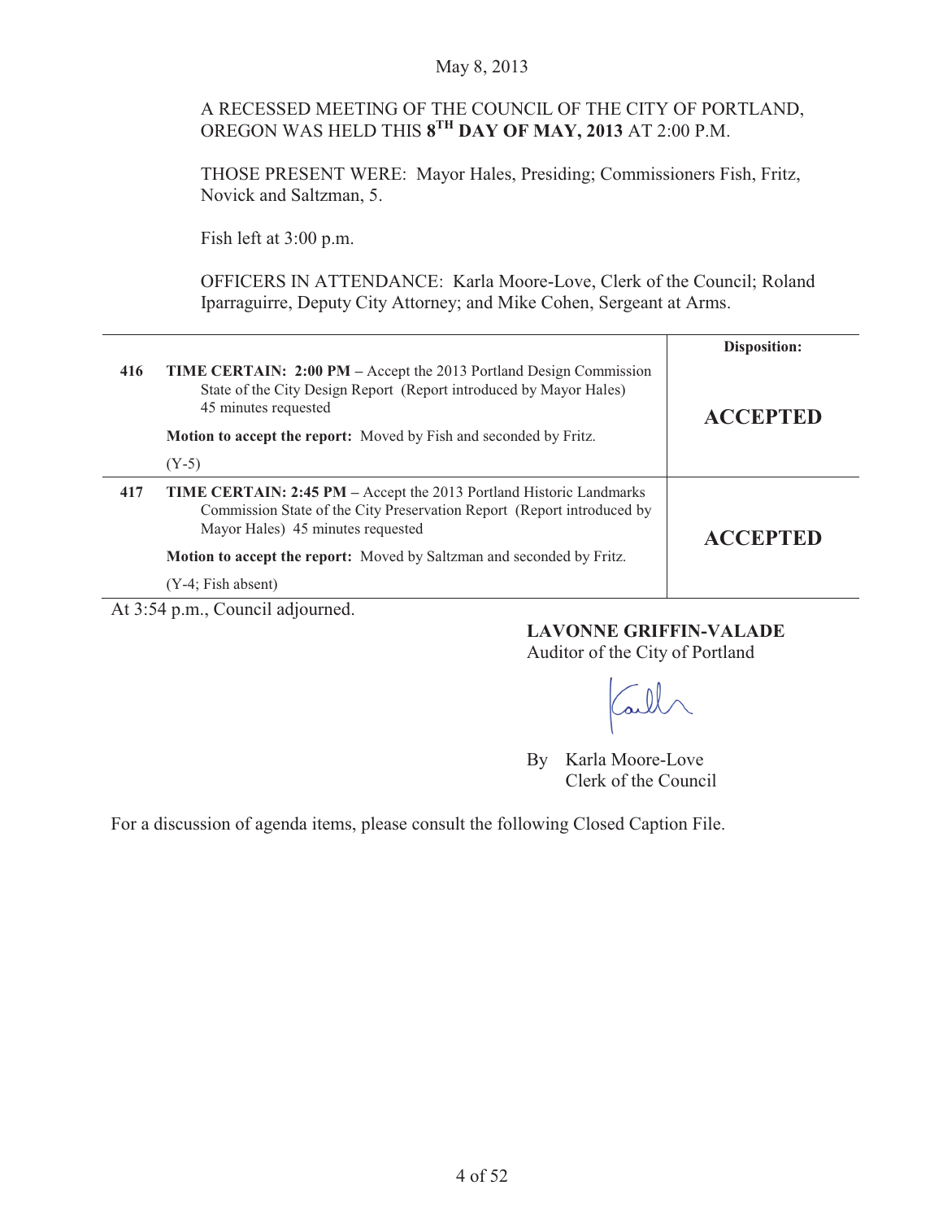May 8, 2013

A RECESSED MEETING OF THE COUNCIL OF THE CITY OF PORTLAND, OREGON WAS HELD THIS **8TH DAY OF MAY, 2013** AT 2:00 P.M.

THOSE PRESENT WERE: Mayor Hales, Presiding; Commissioners Fish, Fritz, Novick and Saltzman, 5.

Fish left at 3:00 p.m.

OFFICERS IN ATTENDANCE: Karla Moore-Love, Clerk of the Council; Roland Iparraguirre, Deputy City Attorney; and Mike Cohen, Sergeant at Arms.

| | | **Disposition:** |
|---|---|---|
| **416** | **TIME CERTAIN: 2:00 PM –** Accept the 2013 Portland Design Commission State of the City Design Report (Report introduced by Mayor Hales) 45 minutes requested<br><br>**Motion to accept the report:** Moved by Fish and seconded by Fritz.<br><br>(Y-5) | **ACCEPTED** |
| **417** | **TIME CERTAIN: 2:45 PM –** Accept the 2013 Portland Historic Landmarks Commission State of the City Preservation Report (Report introduced by Mayor Hales) 45 minutes requested<br><br>**Motion to accept the report:** Moved by Saltzman and seconded by Fritz.<br><br>(Y-4; Fish absent) | **ACCEPTED** |

At 3:54 p.m., Council adjourned.

**LAVONNE GRIFFIN-VALADE**
Auditor of the City of Portland

By Karla Moore-Love
Clerk of the Council

For a discussion of agenda items, please consult the following Closed Caption File.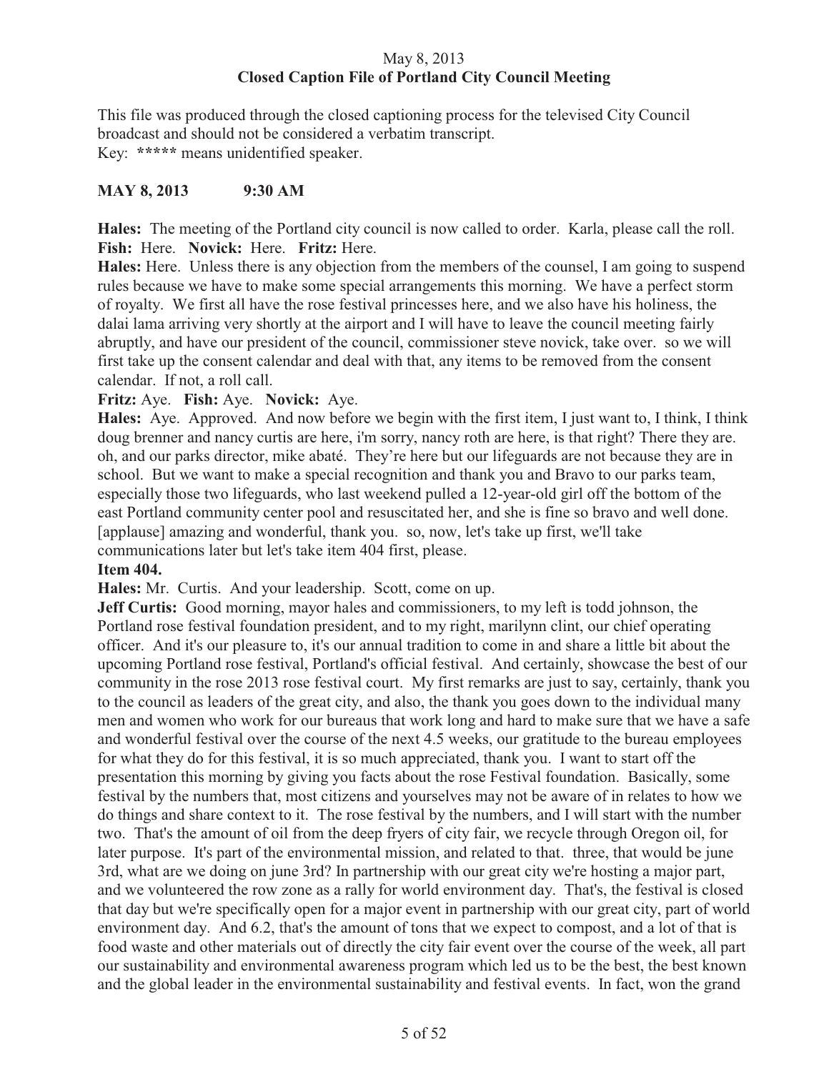May 8, 2013
**Closed Caption File of Portland City Council Meeting**

This file was produced through the closed captioning process for the televised City Council broadcast and should not be considered a verbatim transcript.
Key: ***** means unidentified speaker.

**MAY 8, 2013 9:30 AM**

**Hales:** The meeting of the Portland city council is now called to order. Karla, please call the roll.
**Fish:** Here. **Novick:** Here. **Fritz:** Here.
**Hales:** Here. Unless there is any objection from the members of the counsel, I am going to suspend rules because we have to make some special arrangements this morning. We have a perfect storm of royalty. We first all have the rose festival princesses here, and we also have his holiness, the dalai lama arriving very shortly at the airport and I will have to leave the council meeting fairly abruptly, and have our president of the council, commissioner steve novick, take over. so we will first take up the consent calendar and deal with that, any items to be removed from the consent calendar. If not, a roll call.
**Fritz:** Aye. **Fish:** Aye. **Novick:** Aye.
**Hales:** Aye. Approved. And now before we begin with the first item, I just want to, I think, I think doug brenner and nancy curtis are here, i'm sorry, nancy roth are here, is that right? There they are. oh, and our parks director, mike abaté. They're here but our lifeguards are not because they are in school. But we want to make a special recognition and thank you and Bravo to our parks team, especially those two lifeguards, who last weekend pulled a 12-year-old girl off the bottom of the east Portland community center pool and resuscitated her, and she is fine so bravo and well done. [applause] amazing and wonderful, thank you. so, now, let's take up first, we'll take communications later but let's take item 404 first, please.
**Item 404.**
**Hales:** Mr. Curtis. And your leadership. Scott, come on up.
**Jeff Curtis:** Good morning, mayor hales and commissioners, to my left is todd johnson, the Portland rose festival foundation president, and to my right, marilynn clint, our chief operating officer. And it's our pleasure to, it's our annual tradition to come in and share a little bit about the upcoming Portland rose festival, Portland's official festival. And certainly, showcase the best of our community in the rose 2013 rose festival court. My first remarks are just to say, certainly, thank you to the council as leaders of the great city, and also, the thank you goes down to the individual many men and women who work for our bureaus that work long and hard to make sure that we have a safe and wonderful festival over the course of the next 4.5 weeks, our gratitude to the bureau employees for what they do for this festival, it is so much appreciated, thank you. I want to start off the presentation this morning by giving you facts about the rose Festival foundation. Basically, some festival by the numbers that, most citizens and yourselves may not be aware of in relates to how we do things and share context to it. The rose festival by the numbers, and I will start with the number two. That's the amount of oil from the deep fryers of city fair, we recycle through Oregon oil, for later purpose. It's part of the environmental mission, and related to that. three, that would be june 3rd, what are we doing on june 3rd? In partnership with our great city we're hosting a major part, and we volunteered the row zone as a rally for world environment day. That's, the festival is closed that day but we're specifically open for a major event in partnership with our great city, part of world environment day. And 6.2, that's the amount of tons that we expect to compost, and a lot of that is food waste and other materials out of directly the city fair event over the course of the week, all part our sustainability and environmental awareness program which led us to be the best, the best known and the global leader in the environmental sustainability and festival events. In fact, won the grand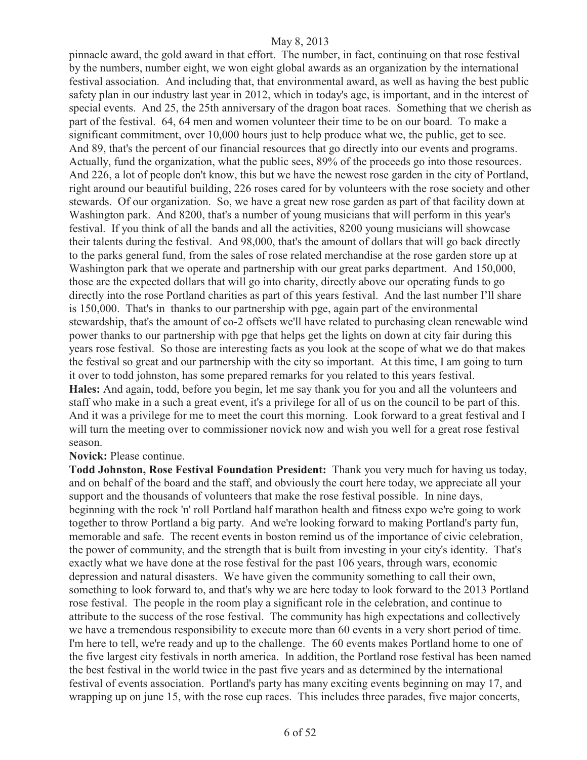pinnacle award, the gold award in that effort. The number, in fact, continuing on that rose festival by the numbers, number eight, we won eight global awards as an organization by the international festival association. And including that, that environmental award, as well as having the best public safety plan in our industry last year in 2012, which in today's age, is important, and in the interest of special events. And 25, the 25th anniversary of the dragon boat races. Something that we cherish as part of the festival. 64, 64 men and women volunteer their time to be on our board. To make a significant commitment, over 10,000 hours just to help produce what we, the public, get to see. And 89, that's the percent of our financial resources that go directly into our events and programs. Actually, fund the organization, what the public sees, 89% of the proceeds go into those resources. And 226, a lot of people don't know, this but we have the newest rose garden in the city of Portland, right around our beautiful building, 226 roses cared for by volunteers with the rose society and other stewards. Of our organization. So, we have a great new rose garden as part of that facility down at Washington park. And 8200, that's a number of young musicians that will perform in this year's festival. If you think of all the bands and all the activities, 8200 young musicians will showcase their talents during the festival. And 98,000, that's the amount of dollars that will go back directly to the parks general fund, from the sales of rose related merchandise at the rose garden store up at Washington park that we operate and partnership with our great parks department. And 150,000, those are the expected dollars that will go into charity, directly above our operating funds to go directly into the rose Portland charities as part of this years festival. And the last number I'll share is 150,000. That's in thanks to our partnership with pge, again part of the environmental stewardship, that's the amount of co-2 offsets we'll have related to purchasing clean renewable wind power thanks to our partnership with pge that helps get the lights on down at city fair during this years rose festival. So those are interesting facts as you look at the scope of what we do that makes the festival so great and our partnership with the city so important. At this time, I am going to turn it over to todd johnston, has some prepared remarks for you related to this years festival.

**Hales:** And again, todd, before you begin, let me say thank you for you and all the volunteers and staff who make in a such a great event, it's a privilege for all of us on the council to be part of this. And it was a privilege for me to meet the court this morning. Look forward to a great festival and I will turn the meeting over to commissioner novick now and wish you well for a great rose festival season.

**Novick:** Please continue.

**Todd Johnston, Rose Festival Foundation President:** Thank you very much for having us today, and on behalf of the board and the staff, and obviously the court here today, we appreciate all your support and the thousands of volunteers that make the rose festival possible. In nine days, beginning with the rock 'n' roll Portland half marathon health and fitness expo we're going to work together to throw Portland a big party. And we're looking forward to making Portland's party fun, memorable and safe. The recent events in boston remind us of the importance of civic celebration, the power of community, and the strength that is built from investing in your city's identity. That's exactly what we have done at the rose festival for the past 106 years, through wars, economic depression and natural disasters. We have given the community something to call their own, something to look forward to, and that's why we are here today to look forward to the 2013 Portland rose festival. The people in the room play a significant role in the celebration, and continue to attribute to the success of the rose festival. The community has high expectations and collectively we have a tremendous responsibility to execute more than 60 events in a very short period of time. I'm here to tell, we're ready and up to the challenge. The 60 events makes Portland home to one of the five largest city festivals in north america. In addition, the Portland rose festival has been named the best festival in the world twice in the past five years and as determined by the international festival of events association. Portland's party has many exciting events beginning on may 17, and wrapping up on june 15, with the rose cup races. This includes three parades, five major concerts,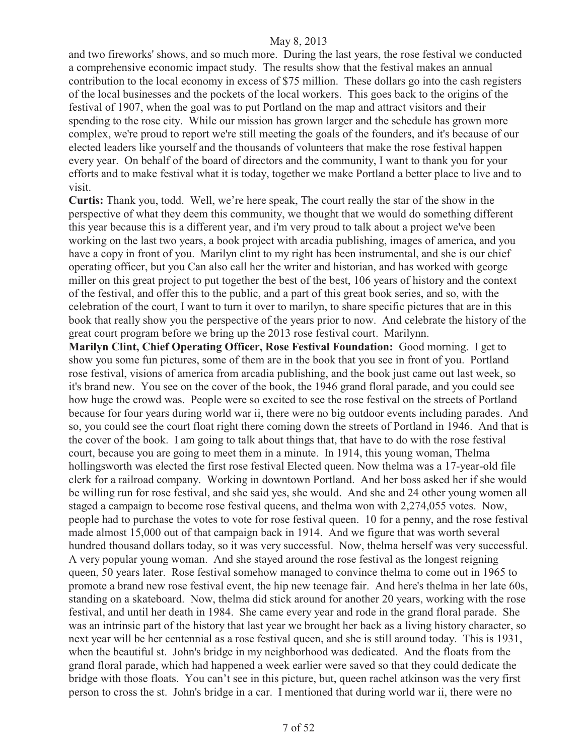and two fireworks' shows, and so much more. During the last years, the rose festival we conducted a comprehensive economic impact study. The results show that the festival makes an annual contribution to the local economy in excess of $75 million. These dollars go into the cash registers of the local businesses and the pockets of the local workers. This goes back to the origins of the festival of 1907, when the goal was to put Portland on the map and attract visitors and their spending to the rose city. While our mission has grown larger and the schedule has grown more complex, we're proud to report we're still meeting the goals of the founders, and it's because of our elected leaders like yourself and the thousands of volunteers that make the rose festival happen every year. On behalf of the board of directors and the community, I want to thank you for your efforts and to make festival what it is today, together we make Portland a better place to live and to visit.

**Curtis:** Thank you, todd. Well, we're here speak, The court really the star of the show in the perspective of what they deem this community, we thought that we would do something different this year because this is a different year, and i'm very proud to talk about a project we've been working on the last two years, a book project with arcadia publishing, images of america, and you have a copy in front of you. Marilyn clint to my right has been instrumental, and she is our chief operating officer, but you Can also call her the writer and historian, and has worked with george miller on this great project to put together the best of the best, 106 years of history and the context of the festival, and offer this to the public, and a part of this great book series, and so, with the celebration of the court, I want to turn it over to marilyn, to share specific pictures that are in this book that really show you the perspective of the years prior to now. And celebrate the history of the great court program before we bring up the 2013 rose festival court. Marilynn.

**Marilyn Clint, Chief Operating Officer, Rose Festival Foundation:** Good morning. I get to show you some fun pictures, some of them are in the book that you see in front of you. Portland rose festival, visions of america from arcadia publishing, and the book just came out last week, so it's brand new. You see on the cover of the book, the 1946 grand floral parade, and you could see how huge the crowd was. People were so excited to see the rose festival on the streets of Portland because for four years during world war ii, there were no big outdoor events including parades. And so, you could see the court float right there coming down the streets of Portland in 1946. And that is the cover of the book. I am going to talk about things that, that have to do with the rose festival court, because you are going to meet them in a minute. In 1914, this young woman, Thelma hollingsworth was elected the first rose festival Elected queen. Now thelma was a 17-year-old file clerk for a railroad company. Working in downtown Portland. And her boss asked her if she would be willing run for rose festival, and she said yes, she would. And she and 24 other young women all staged a campaign to become rose festival queens, and thelma won with 2,274,055 votes. Now, people had to purchase the votes to vote for rose festival queen. 10 for a penny, and the rose festival made almost 15,000 out of that campaign back in 1914. And we figure that was worth several hundred thousand dollars today, so it was very successful. Now, thelma herself was very successful. A very popular young woman. And she stayed around the rose festival as the longest reigning queen, 50 years later. Rose festival somehow managed to convince thelma to come out in 1965 to promote a brand new rose festival event, the hip new teenage fair. And here's thelma in her late 60s, standing on a skateboard. Now, thelma did stick around for another 20 years, working with the rose festival, and until her death in 1984. She came every year and rode in the grand floral parade. She was an intrinsic part of the history that last year we brought her back as a living history character, so next year will be her centennial as a rose festival queen, and she is still around today. This is 1931, when the beautiful st. John's bridge in my neighborhood was dedicated. And the floats from the grand floral parade, which had happened a week earlier were saved so that they could dedicate the bridge with those floats. You can't see in this picture, but, queen rachel atkinson was the very first person to cross the st. John's bridge in a car. I mentioned that during world war ii, there were no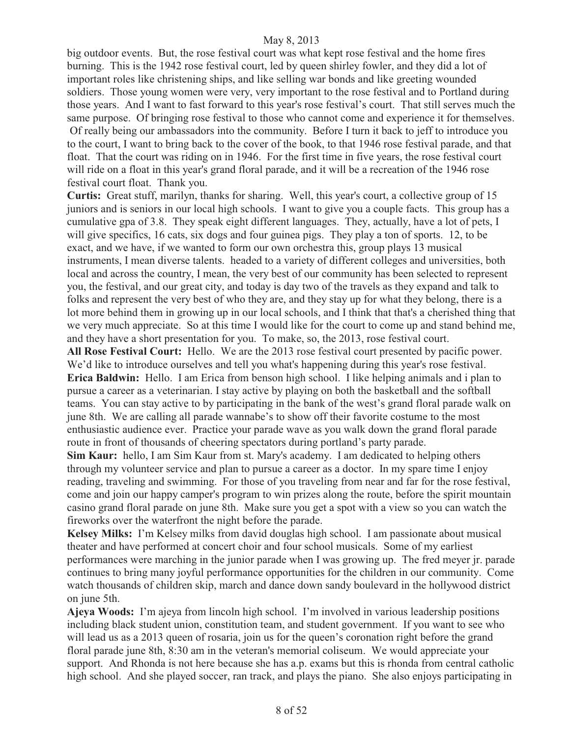big outdoor events. But, the rose festival court was what kept rose festival and the home fires burning. This is the 1942 rose festival court, led by queen shirley fowler, and they did a lot of important roles like christening ships, and like selling war bonds and like greeting wounded soldiers. Those young women were very, very important to the rose festival and to Portland during those years. And I want to fast forward to this year's rose festival's court. That still serves much the same purpose. Of bringing rose festival to those who cannot come and experience it for themselves. Of really being our ambassadors into the community. Before I turn it back to jeff to introduce you to the court, I want to bring back to the cover of the book, to that 1946 rose festival parade, and that float. That the court was riding on in 1946. For the first time in five years, the rose festival court will ride on a float in this year's grand floral parade, and it will be a recreation of the 1946 rose festival court float. Thank you.

**Curtis:** Great stuff, marilyn, thanks for sharing. Well, this year's court, a collective group of 15 juniors and is seniors in our local high schools. I want to give you a couple facts. This group has a cumulative gpa of 3.8. They speak eight different languages. They, actually, have a lot of pets, I will give specifics, 16 cats, six dogs and four guinea pigs. They play a ton of sports. 12, to be exact, and we have, if we wanted to form our own orchestra this, group plays 13 musical instruments, I mean diverse talents. headed to a variety of different colleges and universities, both local and across the country, I mean, the very best of our community has been selected to represent you, the festival, and our great city, and today is day two of the travels as they expand and talk to folks and represent the very best of who they are, and they stay up for what they belong, there is a lot more behind them in growing up in our local schools, and I think that that's a cherished thing that we very much appreciate. So at this time I would like for the court to come up and stand behind me, and they have a short presentation for you. To make, so, the 2013, rose festival court.

**All Rose Festival Court:** Hello. We are the 2013 rose festival court presented by pacific power. We'd like to introduce ourselves and tell you what's happening during this year's rose festival.

**Erica Baldwin:** Hello. I am Erica from benson high school. I like helping animals and i plan to pursue a career as a veterinarian. I stay active by playing on both the basketball and the softball teams. You can stay active to by participating in the bank of the west's grand floral parade walk on june 8th. We are calling all parade wannabe's to show off their favorite costume to the most enthusiastic audience ever. Practice your parade wave as you walk down the grand floral parade route in front of thousands of cheering spectators during portland's party parade.

**Sim Kaur:** hello, I am Sim Kaur from st. Mary's academy. I am dedicated to helping others through my volunteer service and plan to pursue a career as a doctor. In my spare time I enjoy reading, traveling and swimming. For those of you traveling from near and far for the rose festival, come and join our happy camper's program to win prizes along the route, before the spirit mountain casino grand floral parade on june 8th. Make sure you get a spot with a view so you can watch the fireworks over the waterfront the night before the parade.

**Kelsey Milks:** I'm Kelsey milks from david douglas high school. I am passionate about musical theater and have performed at concert choir and four school musicals. Some of my earliest performances were marching in the junior parade when I was growing up. The fred meyer jr. parade continues to bring many joyful performance opportunities for the children in our community. Come watch thousands of children skip, march and dance down sandy boulevard in the hollywood district on june 5th.

**Ajeya Woods:** I'm ajeya from lincoln high school. I'm involved in various leadership positions including black student union, constitution team, and student government. If you want to see who will lead us as a 2013 queen of rosaria, join us for the queen's coronation right before the grand floral parade june 8th, 8:30 am in the veteran's memorial coliseum. We would appreciate your support. And Rhonda is not here because she has a.p. exams but this is rhonda from central catholic high school. And she played soccer, ran track, and plays the piano. She also enjoys participating in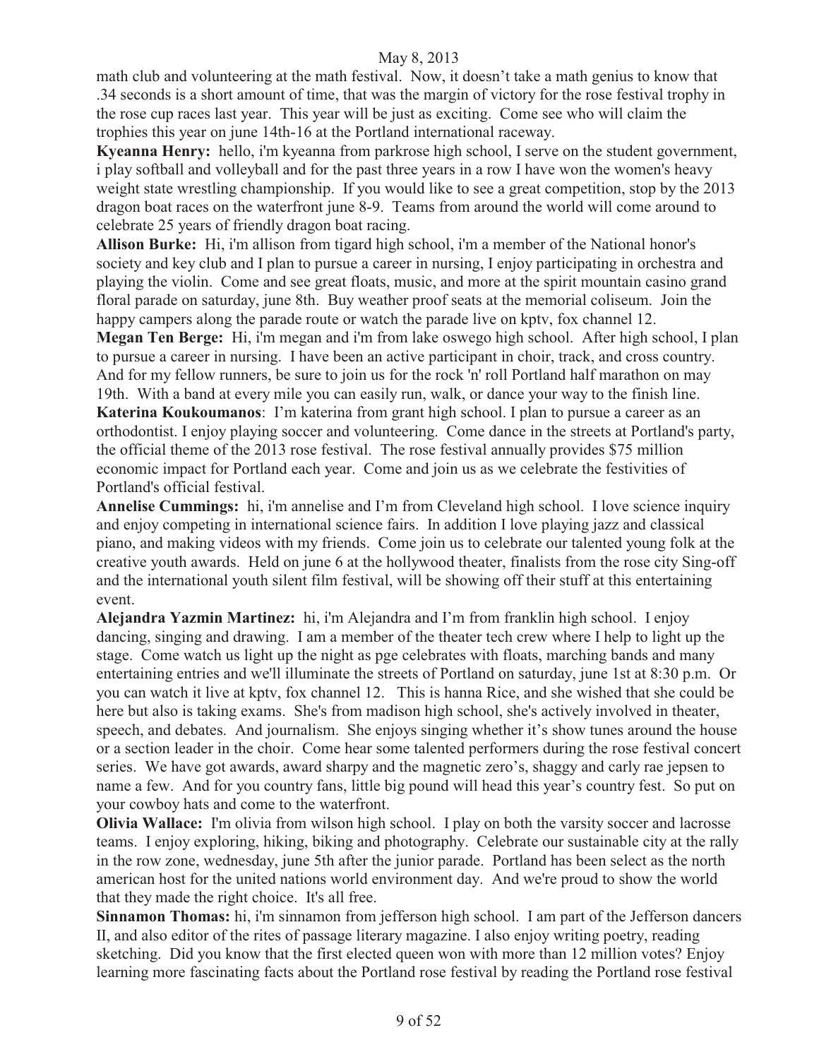math club and volunteering at the math festival. Now, it doesn't take a math genius to know that .34 seconds is a short amount of time, that was the margin of victory for the rose festival trophy in the rose cup races last year. This year will be just as exciting. Come see who will claim the trophies this year on june 14th-16 at the Portland international raceway.

**Kyeanna Henry:** hello, i'm kyeanna from parkrose high school, I serve on the student government, i play softball and volleyball and for the past three years in a row I have won the women's heavy weight state wrestling championship. If you would like to see a great competition, stop by the 2013 dragon boat races on the waterfront june 8-9. Teams from around the world will come around to celebrate 25 years of friendly dragon boat racing.

**Allison Burke:** Hi, i'm allison from tigard high school, i'm a member of the National honor's society and key club and I plan to pursue a career in nursing, I enjoy participating in orchestra and playing the violin. Come and see great floats, music, and more at the spirit mountain casino grand floral parade on saturday, june 8th. Buy weather proof seats at the memorial coliseum. Join the happy campers along the parade route or watch the parade live on kptv, fox channel 12.

**Megan Ten Berge:** Hi, i'm megan and i'm from lake oswego high school. After high school, I plan to pursue a career in nursing. I have been an active participant in choir, track, and cross country. And for my fellow runners, be sure to join us for the rock 'n' roll Portland half marathon on may 19th. With a band at every mile you can easily run, walk, or dance your way to the finish line.

**Katerina Koukoumanos**: I'm katerina from grant high school. I plan to pursue a career as an orthodontist. I enjoy playing soccer and volunteering. Come dance in the streets at Portland's party, the official theme of the 2013 rose festival. The rose festival annually provides $75 million economic impact for Portland each year. Come and join us as we celebrate the festivities of Portland's official festival.

**Annelise Cummings:** hi, i'm annelise and I'm from Cleveland high school. I love science inquiry and enjoy competing in international science fairs. In addition I love playing jazz and classical piano, and making videos with my friends. Come join us to celebrate our talented young folk at the creative youth awards. Held on june 6 at the hollywood theater, finalists from the rose city Sing-off and the international youth silent film festival, will be showing off their stuff at this entertaining event.

**Alejandra Yazmin Martinez:** hi, i'm Alejandra and I'm from franklin high school. I enjoy dancing, singing and drawing. I am a member of the theater tech crew where I help to light up the stage. Come watch us light up the night as pge celebrates with floats, marching bands and many entertaining entries and we'll illuminate the streets of Portland on saturday, june 1st at 8:30 p.m. Or you can watch it live at kptv, fox channel 12. This is hanna Rice, and she wished that she could be here but also is taking exams. She's from madison high school, she's actively involved in theater, speech, and debates. And journalism. She enjoys singing whether it's show tunes around the house or a section leader in the choir. Come hear some talented performers during the rose festival concert series. We have got awards, award sharpy and the magnetic zero's, shaggy and carly rae jepsen to name a few. And for you country fans, little big pound will head this year's country fest. So put on your cowboy hats and come to the waterfront.

**Olivia Wallace:** I'm olivia from wilson high school. I play on both the varsity soccer and lacrosse teams. I enjoy exploring, hiking, biking and photography. Celebrate our sustainable city at the rally in the row zone, wednesday, june 5th after the junior parade. Portland has been select as the north american host for the united nations world environment day. And we're proud to show the world that they made the right choice. It's all free.

**Sinnamon Thomas:** hi, i'm sinnamon from jefferson high school. I am part of the Jefferson dancers II, and also editor of the rites of passage literary magazine. I also enjoy writing poetry, reading sketching. Did you know that the first elected queen won with more than 12 million votes? Enjoy learning more fascinating facts about the Portland rose festival by reading the Portland rose festival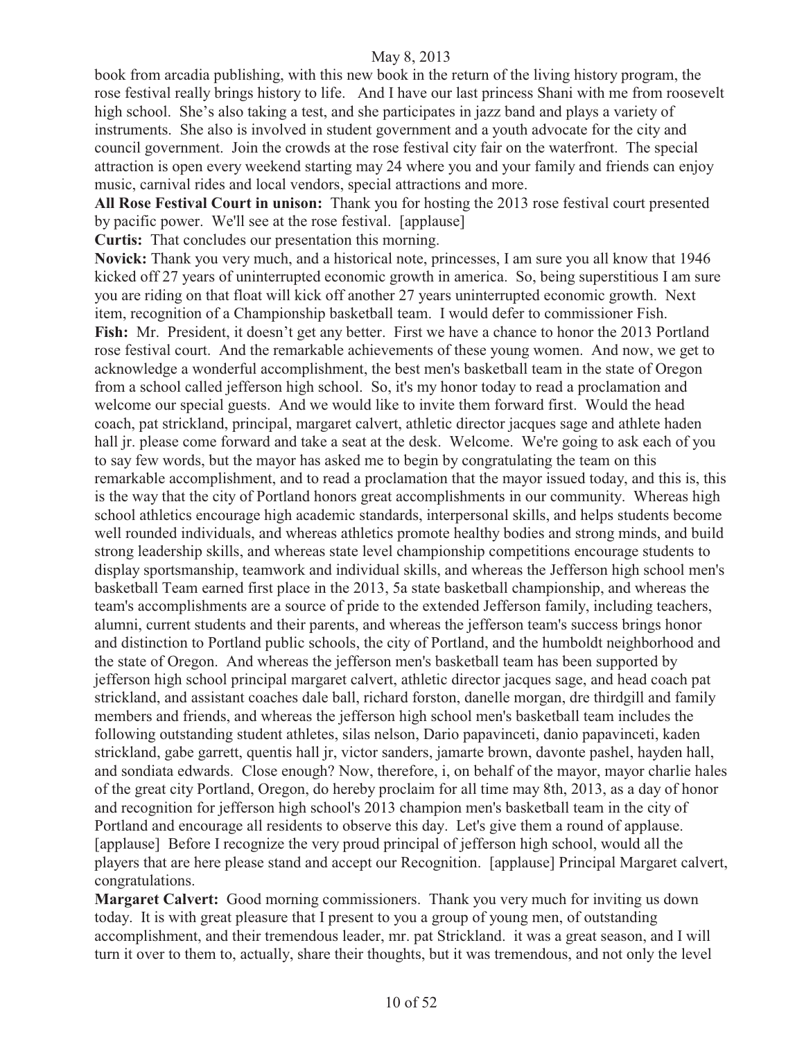book from arcadia publishing, with this new book in the return of the living history program, the rose festival really brings history to life. And I have our last princess Shani with me from roosevelt high school. She's also taking a test, and she participates in jazz band and plays a variety of instruments. She also is involved in student government and a youth advocate for the city and council government. Join the crowds at the rose festival city fair on the waterfront. The special attraction is open every weekend starting may 24 where you and your family and friends can enjoy music, carnival rides and local vendors, special attractions and more.

**All Rose Festival Court in unison:** Thank you for hosting the 2013 rose festival court presented by pacific power. We'll see at the rose festival. [applause]

**Curtis:** That concludes our presentation this morning.

**Novick:** Thank you very much, and a historical note, princesses, I am sure you all know that 1946 kicked off 27 years of uninterrupted economic growth in america. So, being superstitious I am sure you are riding on that float will kick off another 27 years uninterrupted economic growth. Next item, recognition of a Championship basketball team. I would defer to commissioner Fish.

**Fish:** Mr. President, it doesn't get any better. First we have a chance to honor the 2013 Portland rose festival court. And the remarkable achievements of these young women. And now, we get to acknowledge a wonderful accomplishment, the best men's basketball team in the state of Oregon from a school called jefferson high school. So, it's my honor today to read a proclamation and welcome our special guests. And we would like to invite them forward first. Would the head coach, pat strickland, principal, margaret calvert, athletic director jacques sage and athlete haden hall jr. please come forward and take a seat at the desk. Welcome. We're going to ask each of you to say few words, but the mayor has asked me to begin by congratulating the team on this remarkable accomplishment, and to read a proclamation that the mayor issued today, and this is, this is the way that the city of Portland honors great accomplishments in our community. Whereas high school athletics encourage high academic standards, interpersonal skills, and helps students become well rounded individuals, and whereas athletics promote healthy bodies and strong minds, and build strong leadership skills, and whereas state level championship competitions encourage students to display sportsmanship, teamwork and individual skills, and whereas the Jefferson high school men's basketball Team earned first place in the 2013, 5a state basketball championship, and whereas the team's accomplishments are a source of pride to the extended Jefferson family, including teachers, alumni, current students and their parents, and whereas the jefferson team's success brings honor and distinction to Portland public schools, the city of Portland, and the humboldt neighborhood and the state of Oregon. And whereas the jefferson men's basketball team has been supported by jefferson high school principal margaret calvert, athletic director jacques sage, and head coach pat strickland, and assistant coaches dale ball, richard forston, danelle morgan, dre thirdgill and family members and friends, and whereas the jefferson high school men's basketball team includes the following outstanding student athletes, silas nelson, Dario papavinceti, danio papavinceti, kaden strickland, gabe garrett, quentis hall jr, victor sanders, jamarte brown, davonte pashel, hayden hall, and sondiata edwards. Close enough? Now, therefore, i, on behalf of the mayor, mayor charlie hales of the great city Portland, Oregon, do hereby proclaim for all time may 8th, 2013, as a day of honor and recognition for jefferson high school's 2013 champion men's basketball team in the city of Portland and encourage all residents to observe this day. Let's give them a round of applause. [applause] Before I recognize the very proud principal of jefferson high school, would all the players that are here please stand and accept our Recognition. [applause] Principal Margaret calvert, congratulations.

**Margaret Calvert:** Good morning commissioners. Thank you very much for inviting us down today. It is with great pleasure that I present to you a group of young men, of outstanding accomplishment, and their tremendous leader, mr. pat Strickland. it was a great season, and I will turn it over to them to, actually, share their thoughts, but it was tremendous, and not only the level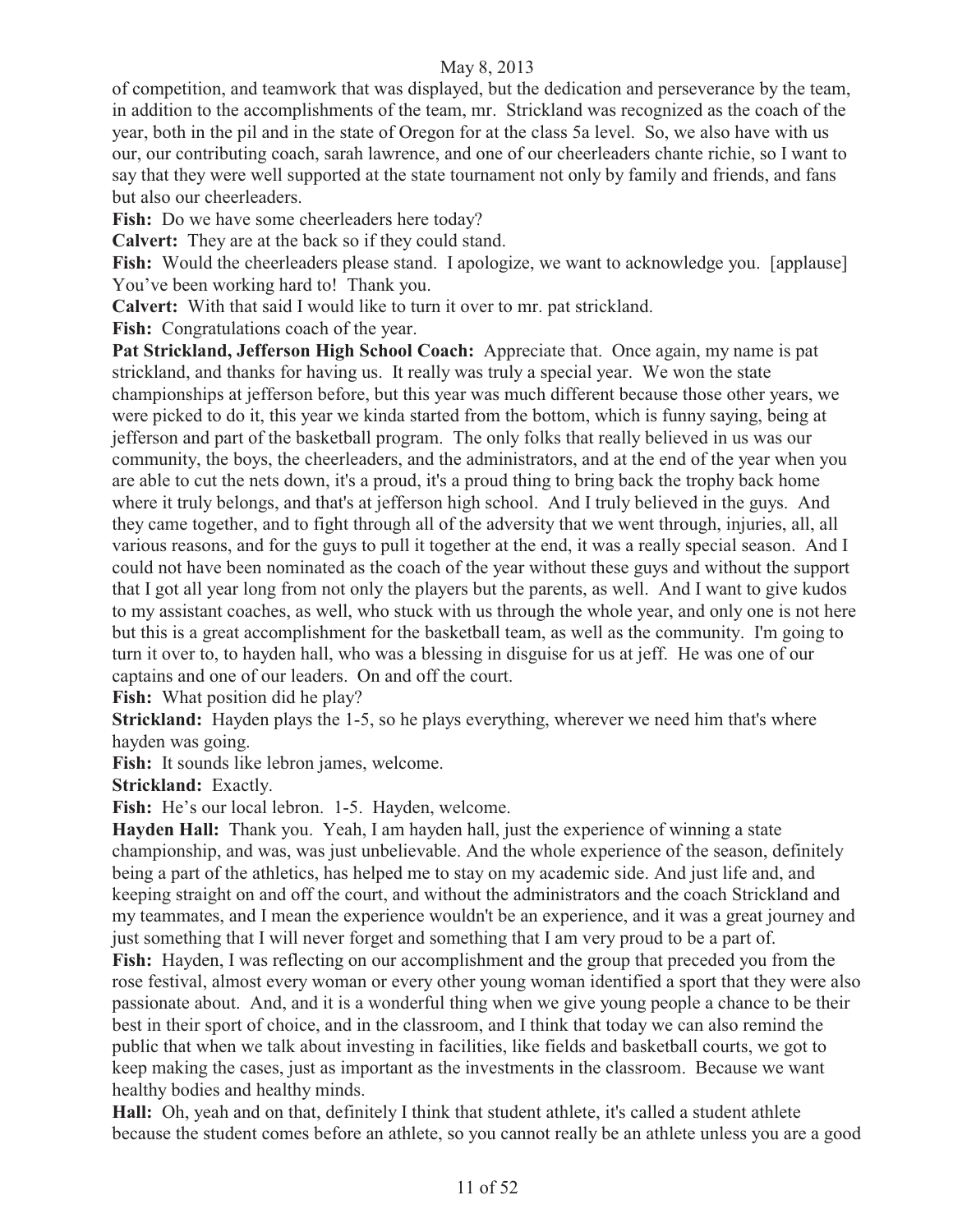of competition, and teamwork that was displayed, but the dedication and perseverance by the team, in addition to the accomplishments of the team, mr. Strickland was recognized as the coach of the year, both in the pil and in the state of Oregon for at the class 5a level. So, we also have with us our, our contributing coach, sarah lawrence, and one of our cheerleaders chante richie, so I want to say that they were well supported at the state tournament not only by family and friends, and fans but also our cheerleaders.

**Fish:** Do we have some cheerleaders here today?

**Calvert:** They are at the back so if they could stand.

**Fish:** Would the cheerleaders please stand. I apologize, we want to acknowledge you. [applause] You've been working hard to! Thank you.

**Calvert:** With that said I would like to turn it over to mr. pat strickland.

**Fish:** Congratulations coach of the year.

**Pat Strickland, Jefferson High School Coach:** Appreciate that. Once again, my name is pat strickland, and thanks for having us. It really was truly a special year. We won the state championships at jefferson before, but this year was much different because those other years, we were picked to do it, this year we kinda started from the bottom, which is funny saying, being at jefferson and part of the basketball program. The only folks that really believed in us was our community, the boys, the cheerleaders, and the administrators, and at the end of the year when you are able to cut the nets down, it's a proud, it's a proud thing to bring back the trophy back home where it truly belongs, and that's at jefferson high school. And I truly believed in the guys. And they came together, and to fight through all of the adversity that we went through, injuries, all, all various reasons, and for the guys to pull it together at the end, it was a really special season. And I could not have been nominated as the coach of the year without these guys and without the support that I got all year long from not only the players but the parents, as well. And I want to give kudos to my assistant coaches, as well, who stuck with us through the whole year, and only one is not here but this is a great accomplishment for the basketball team, as well as the community. I'm going to turn it over to, to hayden hall, who was a blessing in disguise for us at jeff. He was one of our captains and one of our leaders. On and off the court.

**Fish:** What position did he play?

**Strickland:** Hayden plays the 1-5, so he plays everything, wherever we need him that's where hayden was going.

**Fish:** It sounds like lebron james, welcome.

**Strickland:** Exactly.

**Fish:** He's our local lebron. 1-5. Hayden, welcome.

**Hayden Hall:** Thank you. Yeah, I am hayden hall, just the experience of winning a state championship, and was, was just unbelievable. And the whole experience of the season, definitely being a part of the athletics, has helped me to stay on my academic side. And just life and, and keeping straight on and off the court, and without the administrators and the coach Strickland and my teammates, and I mean the experience wouldn't be an experience, and it was a great journey and just something that I will never forget and something that I am very proud to be a part of.

**Fish:** Hayden, I was reflecting on our accomplishment and the group that preceded you from the rose festival, almost every woman or every other young woman identified a sport that they were also passionate about. And, and it is a wonderful thing when we give young people a chance to be their best in their sport of choice, and in the classroom, and I think that today we can also remind the public that when we talk about investing in facilities, like fields and basketball courts, we got to keep making the cases, just as important as the investments in the classroom. Because we want healthy bodies and healthy minds.

**Hall:** Oh, yeah and on that, definitely I think that student athlete, it's called a student athlete because the student comes before an athlete, so you cannot really be an athlete unless you are a good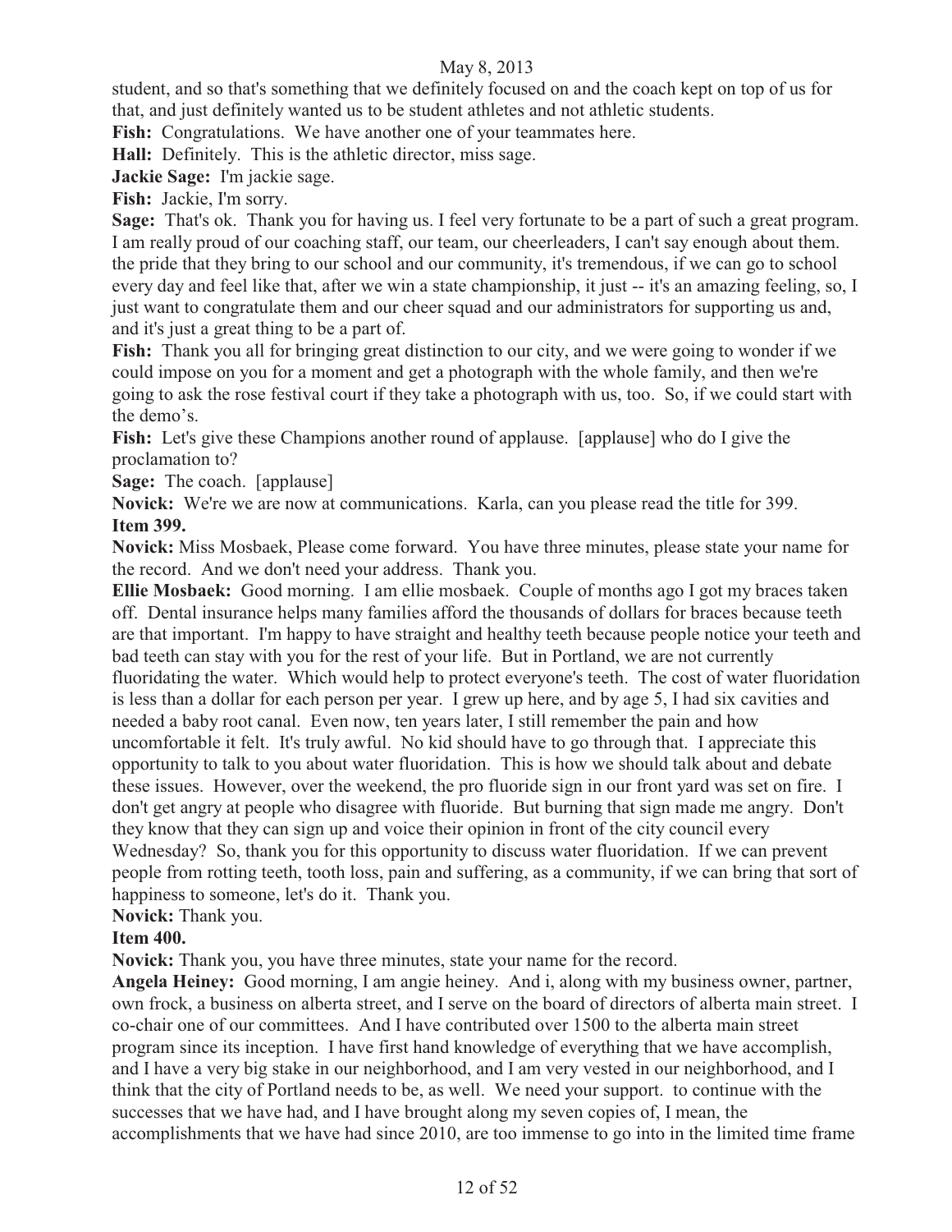student, and so that's something that we definitely focused on and the coach kept on top of us for that, and just definitely wanted us to be student athletes and not athletic students.

**Fish:** Congratulations. We have another one of your teammates here.

**Hall:** Definitely. This is the athletic director, miss sage.

**Jackie Sage:** I'm jackie sage.

**Fish:** Jackie, I'm sorry.

**Sage:** That's ok. Thank you for having us. I feel very fortunate to be a part of such a great program. I am really proud of our coaching staff, our team, our cheerleaders, I can't say enough about them. the pride that they bring to our school and our community, it's tremendous, if we can go to school every day and feel like that, after we win a state championship, it just -- it's an amazing feeling, so, I just want to congratulate them and our cheer squad and our administrators for supporting us and, and it's just a great thing to be a part of.

**Fish:** Thank you all for bringing great distinction to our city, and we were going to wonder if we could impose on you for a moment and get a photograph with the whole family, and then we're going to ask the rose festival court if they take a photograph with us, too. So, if we could start with the demo's.

**Fish:** Let's give these Champions another round of applause. [applause] who do I give the proclamation to?

**Sage:** The coach. [applause]

**Novick:** We're we are now at communications. Karla, can you please read the title for 399.

**Item 399.**

**Novick:** Miss Mosbaek, Please come forward. You have three minutes, please state your name for the record. And we don't need your address. Thank you.

**Ellie Mosbaek:** Good morning. I am ellie mosbaek. Couple of months ago I got my braces taken off. Dental insurance helps many families afford the thousands of dollars for braces because teeth are that important. I'm happy to have straight and healthy teeth because people notice your teeth and bad teeth can stay with you for the rest of your life. But in Portland, we are not currently fluoridating the water. Which would help to protect everyone's teeth. The cost of water fluoridation is less than a dollar for each person per year. I grew up here, and by age 5, I had six cavities and needed a baby root canal. Even now, ten years later, I still remember the pain and how uncomfortable it felt. It's truly awful. No kid should have to go through that. I appreciate this opportunity to talk to you about water fluoridation. This is how we should talk about and debate these issues. However, over the weekend, the pro fluoride sign in our front yard was set on fire. I don't get angry at people who disagree with fluoride. But burning that sign made me angry. Don't they know that they can sign up and voice their opinion in front of the city council every Wednesday? So, thank you for this opportunity to discuss water fluoridation. If we can prevent people from rotting teeth, tooth loss, pain and suffering, as a community, if we can bring that sort of happiness to someone, let's do it. Thank you.

**Novick:** Thank you.

**Item 400.**

**Novick:** Thank you, you have three minutes, state your name for the record.

**Angela Heiney:** Good morning, I am angie heiney. And i, along with my business owner, partner, own frock, a business on alberta street, and I serve on the board of directors of alberta main street. I co-chair one of our committees. And I have contributed over 1500 to the alberta main street program since its inception. I have first hand knowledge of everything that we have accomplish, and I have a very big stake in our neighborhood, and I am very vested in our neighborhood, and I think that the city of Portland needs to be, as well. We need your support. to continue with the successes that we have had, and I have brought along my seven copies of, I mean, the accomplishments that we have had since 2010, are too immense to go into in the limited time frame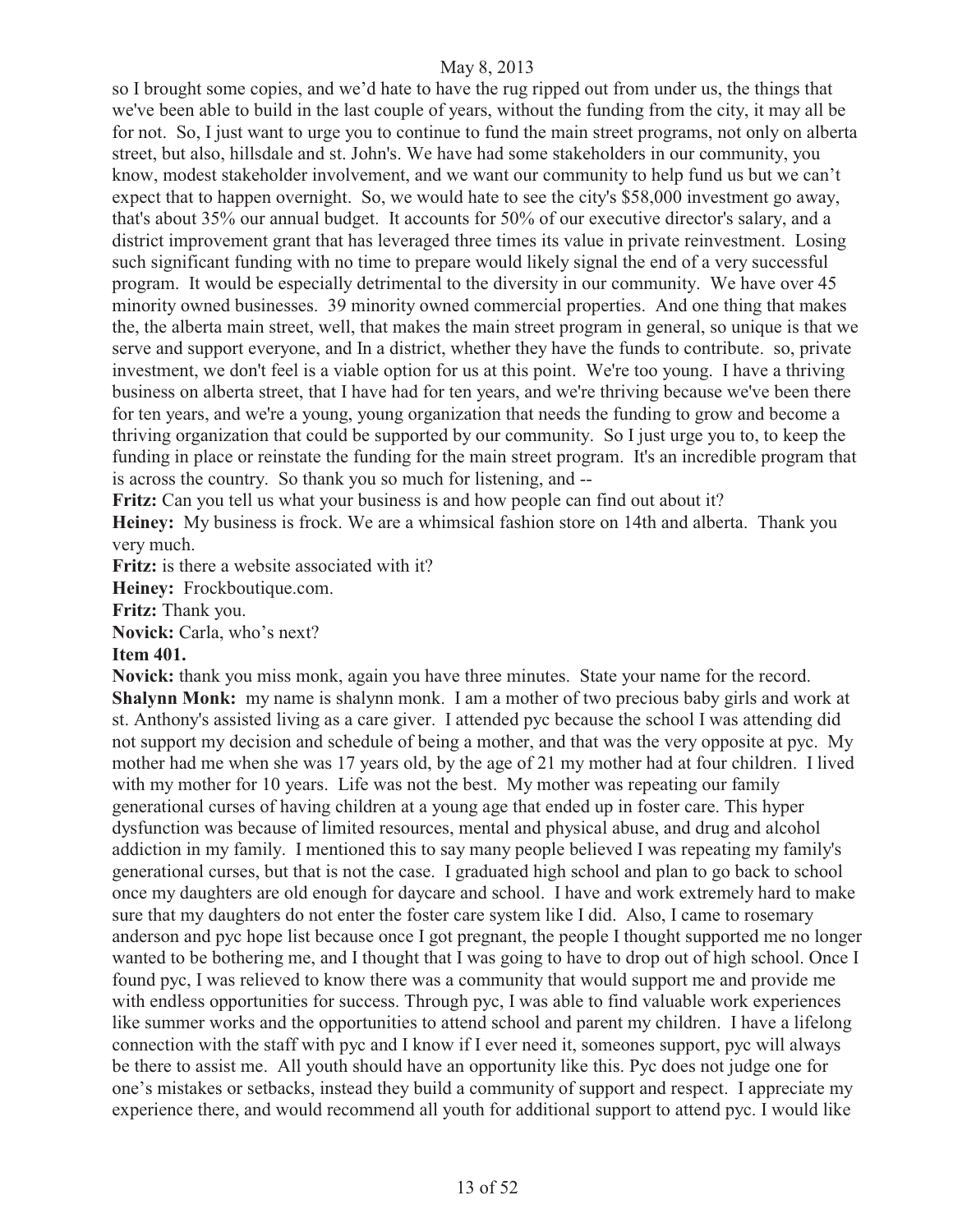so I brought some copies, and we'd hate to have the rug ripped out from under us, the things that we've been able to build in the last couple of years, without the funding from the city, it may all be for not. So, I just want to urge you to continue to fund the main street programs, not only on alberta street, but also, hillsdale and st. John's. We have had some stakeholders in our community, you know, modest stakeholder involvement, and we want our community to help fund us but we can't expect that to happen overnight. So, we would hate to see the city's $58,000 investment go away, that's about 35% our annual budget. It accounts for 50% of our executive director's salary, and a district improvement grant that has leveraged three times its value in private reinvestment. Losing such significant funding with no time to prepare would likely signal the end of a very successful program. It would be especially detrimental to the diversity in our community. We have over 45 minority owned businesses. 39 minority owned commercial properties. And one thing that makes the, the alberta main street, well, that makes the main street program in general, so unique is that we serve and support everyone, and In a district, whether they have the funds to contribute. so, private investment, we don't feel is a viable option for us at this point. We're too young. I have a thriving business on alberta street, that I have had for ten years, and we're thriving because we've been there for ten years, and we're a young, young organization that needs the funding to grow and become a thriving organization that could be supported by our community. So I just urge you to, to keep the funding in place or reinstate the funding for the main street program. It's an incredible program that is across the country. So thank you so much for listening, and --

**Fritz:** Can you tell us what your business is and how people can find out about it?

**Heiney:** My business is frock. We are a whimsical fashion store on 14th and alberta. Thank you very much.

**Fritz:** is there a website associated with it?

**Heiney:** Frockboutique.com.

**Fritz:** Thank you.

**Novick:** Carla, who's next?

**Item 401.**

**Novick:** thank you miss monk, again you have three minutes. State your name for the record.

**Shalynn Monk:** my name is shalynn monk. I am a mother of two precious baby girls and work at st. Anthony's assisted living as a care giver. I attended pyc because the school I was attending did not support my decision and schedule of being a mother, and that was the very opposite at pyc. My mother had me when she was 17 years old, by the age of 21 my mother had at four children. I lived with my mother for 10 years. Life was not the best. My mother was repeating our family generational curses of having children at a young age that ended up in foster care. This hyper dysfunction was because of limited resources, mental and physical abuse, and drug and alcohol addiction in my family. I mentioned this to say many people believed I was repeating my family's generational curses, but that is not the case. I graduated high school and plan to go back to school once my daughters are old enough for daycare and school. I have and work extremely hard to make sure that my daughters do not enter the foster care system like I did. Also, I came to rosemary anderson and pyc hope list because once I got pregnant, the people I thought supported me no longer wanted to be bothering me, and I thought that I was going to have to drop out of high school. Once I found pyc, I was relieved to know there was a community that would support me and provide me with endless opportunities for success. Through pyc, I was able to find valuable work experiences like summer works and the opportunities to attend school and parent my children. I have a lifelong connection with the staff with pyc and I know if I ever need it, someones support, pyc will always be there to assist me. All youth should have an opportunity like this. Pyc does not judge one for one's mistakes or setbacks, instead they build a community of support and respect. I appreciate my experience there, and would recommend all youth for additional support to attend pyc. I would like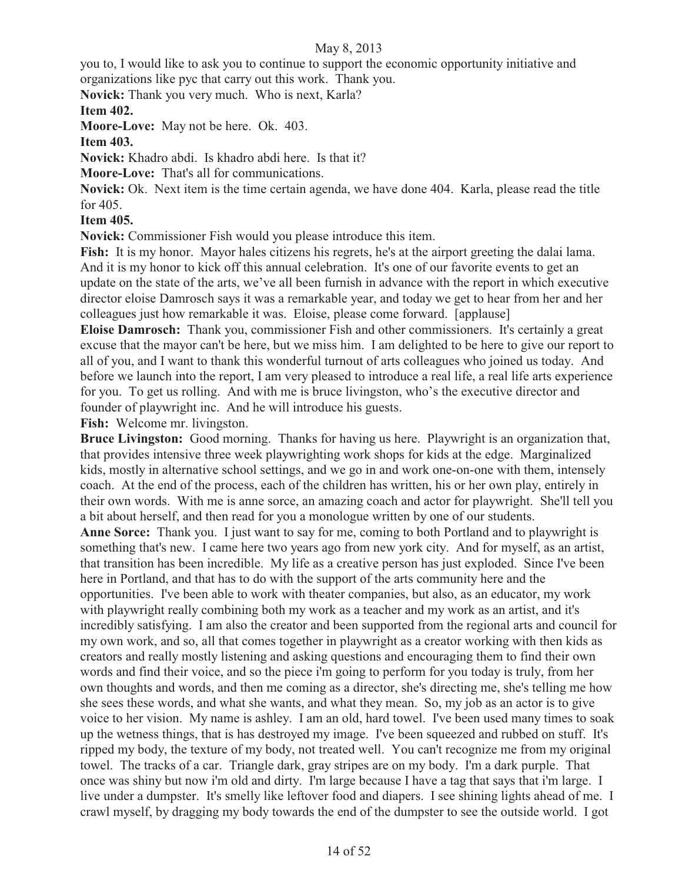you to, I would like to ask you to continue to support the economic opportunity initiative and organizations like pyc that carry out this work. Thank you.

**Novick:** Thank you very much. Who is next, Karla?

**Item 402.**

**Moore-Love:** May not be here. Ok. 403.

**Item 403.**

**Novick:** Khadro abdi. Is khadro abdi here. Is that it?

**Moore-Love:** That's all for communications.

**Novick:** Ok. Next item is the time certain agenda, we have done 404. Karla, please read the title for 405.

**Item 405.**

**Novick:** Commissioner Fish would you please introduce this item.

**Fish:** It is my honor. Mayor hales citizens his regrets, he's at the airport greeting the dalai lama. And it is my honor to kick off this annual celebration. It's one of our favorite events to get an update on the state of the arts, we've all been furnish in advance with the report in which executive director eloise Damrosch says it was a remarkable year, and today we get to hear from her and her colleagues just how remarkable it was. Eloise, please come forward. [applause]

**Eloise Damrosch:** Thank you, commissioner Fish and other commissioners. It's certainly a great excuse that the mayor can't be here, but we miss him. I am delighted to be here to give our report to all of you, and I want to thank this wonderful turnout of arts colleagues who joined us today. And before we launch into the report, I am very pleased to introduce a real life, a real life arts experience for you. To get us rolling. And with me is bruce livingston, who's the executive director and founder of playwright inc. And he will introduce his guests.

**Fish:** Welcome mr. livingston.

**Bruce Livingston:** Good morning. Thanks for having us here. Playwright is an organization that, that provides intensive three week playwrighting work shops for kids at the edge. Marginalized kids, mostly in alternative school settings, and we go in and work one-on-one with them, intensely coach. At the end of the process, each of the children has written, his or her own play, entirely in their own words. With me is anne sorce, an amazing coach and actor for playwright. She'll tell you a bit about herself, and then read for you a monologue written by one of our students.

**Anne Sorce:** Thank you. I just want to say for me, coming to both Portland and to playwright is something that's new. I came here two years ago from new york city. And for myself, as an artist, that transition has been incredible. My life as a creative person has just exploded. Since I've been here in Portland, and that has to do with the support of the arts community here and the opportunities. I've been able to work with theater companies, but also, as an educator, my work with playwright really combining both my work as a teacher and my work as an artist, and it's incredibly satisfying. I am also the creator and been supported from the regional arts and council for my own work, and so, all that comes together in playwright as a creator working with then kids as creators and really mostly listening and asking questions and encouraging them to find their own words and find their voice, and so the piece i'm going to perform for you today is truly, from her own thoughts and words, and then me coming as a director, she's directing me, she's telling me how she sees these words, and what she wants, and what they mean. So, my job as an actor is to give voice to her vision. My name is ashley. I am an old, hard towel. I've been used many times to soak up the wetness things, that is has destroyed my image. I've been squeezed and rubbed on stuff. It's ripped my body, the texture of my body, not treated well. You can't recognize me from my original towel. The tracks of a car. Triangle dark, gray stripes are on my body. I'm a dark purple. That once was shiny but now i'm old and dirty. I'm large because I have a tag that says that i'm large. I live under a dumpster. It's smelly like leftover food and diapers. I see shining lights ahead of me. I crawl myself, by dragging my body towards the end of the dumpster to see the outside world. I got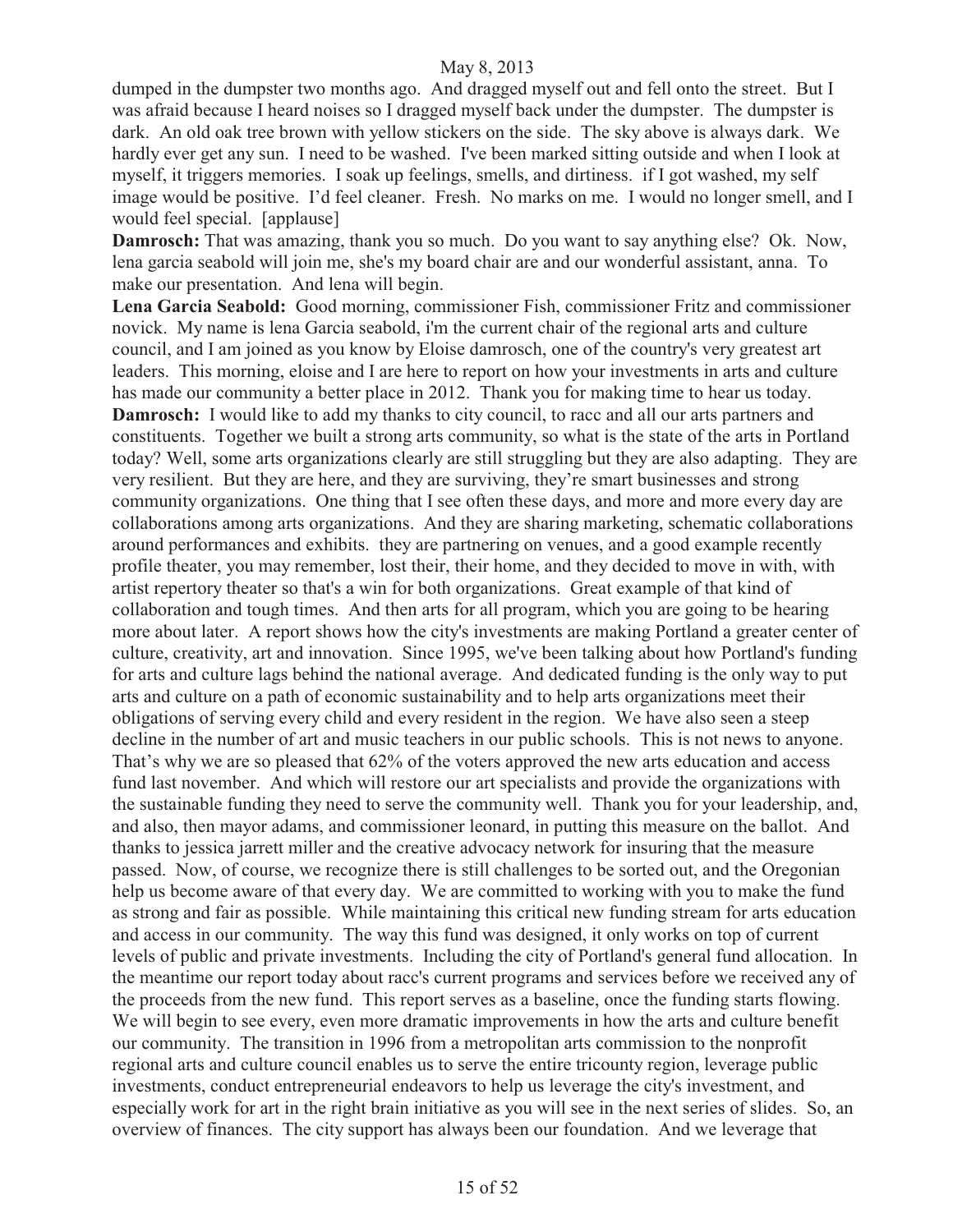dumped in the dumpster two months ago. And dragged myself out and fell onto the street. But I was afraid because I heard noises so I dragged myself back under the dumpster. The dumpster is dark. An old oak tree brown with yellow stickers on the side. The sky above is always dark. We hardly ever get any sun. I need to be washed. I've been marked sitting outside and when I look at myself, it triggers memories. I soak up feelings, smells, and dirtiness. if I got washed, my self image would be positive. I'd feel cleaner. Fresh. No marks on me. I would no longer smell, and I would feel special. [applause]

**Damrosch:** That was amazing, thank you so much. Do you want to say anything else? Ok. Now, lena garcia seabold will join me, she's my board chair are and our wonderful assistant, anna. To make our presentation. And lena will begin.

**Lena Garcia Seabold:** Good morning, commissioner Fish, commissioner Fritz and commissioner novick. My name is lena Garcia seabold, i'm the current chair of the regional arts and culture council, and I am joined as you know by Eloise damrosch, one of the country's very greatest art leaders. This morning, eloise and I are here to report on how your investments in arts and culture has made our community a better place in 2012. Thank you for making time to hear us today.

**Damrosch:** I would like to add my thanks to city council, to racc and all our arts partners and constituents. Together we built a strong arts community, so what is the state of the arts in Portland today? Well, some arts organizations clearly are still struggling but they are also adapting. They are very resilient. But they are here, and they are surviving, they're smart businesses and strong community organizations. One thing that I see often these days, and more and more every day are collaborations among arts organizations. And they are sharing marketing, schematic collaborations around performances and exhibits. they are partnering on venues, and a good example recently profile theater, you may remember, lost their, their home, and they decided to move in with, with artist repertory theater so that's a win for both organizations. Great example of that kind of collaboration and tough times. And then arts for all program, which you are going to be hearing more about later. A report shows how the city's investments are making Portland a greater center of culture, creativity, art and innovation. Since 1995, we've been talking about how Portland's funding for arts and culture lags behind the national average. And dedicated funding is the only way to put arts and culture on a path of economic sustainability and to help arts organizations meet their obligations of serving every child and every resident in the region. We have also seen a steep decline in the number of art and music teachers in our public schools. This is not news to anyone. That's why we are so pleased that 62% of the voters approved the new arts education and access fund last november. And which will restore our art specialists and provide the organizations with the sustainable funding they need to serve the community well. Thank you for your leadership, and, and also, then mayor adams, and commissioner leonard, in putting this measure on the ballot. And thanks to jessica jarrett miller and the creative advocacy network for insuring that the measure passed. Now, of course, we recognize there is still challenges to be sorted out, and the Oregonian help us become aware of that every day. We are committed to working with you to make the fund as strong and fair as possible. While maintaining this critical new funding stream for arts education and access in our community. The way this fund was designed, it only works on top of current levels of public and private investments. Including the city of Portland's general fund allocation. In the meantime our report today about racc's current programs and services before we received any of the proceeds from the new fund. This report serves as a baseline, once the funding starts flowing. We will begin to see every, even more dramatic improvements in how the arts and culture benefit our community. The transition in 1996 from a metropolitan arts commission to the nonprofit regional arts and culture council enables us to serve the entire tricounty region, leverage public investments, conduct entrepreneurial endeavors to help us leverage the city's investment, and especially work for art in the right brain initiative as you will see in the next series of slides. So, an overview of finances. The city support has always been our foundation. And we leverage that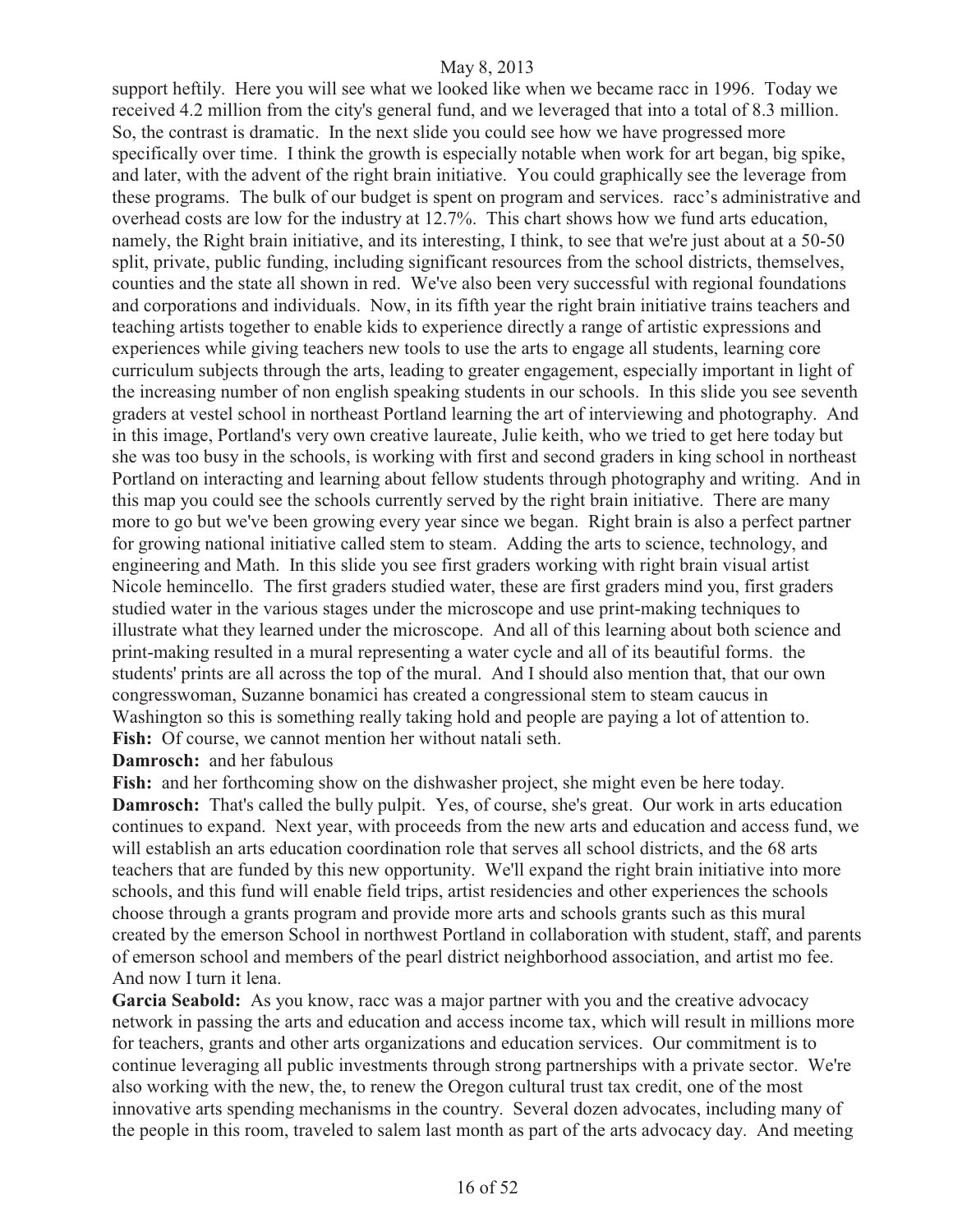support heftily. Here you will see what we looked like when we became racc in 1996. Today we received 4.2 million from the city's general fund, and we leveraged that into a total of 8.3 million. So, the contrast is dramatic. In the next slide you could see how we have progressed more specifically over time. I think the growth is especially notable when work for art began, big spike, and later, with the advent of the right brain initiative. You could graphically see the leverage from these programs. The bulk of our budget is spent on program and services. racc's administrative and overhead costs are low for the industry at 12.7%. This chart shows how we fund arts education, namely, the Right brain initiative, and its interesting, I think, to see that we're just about at a 50-50 split, private, public funding, including significant resources from the school districts, themselves, counties and the state all shown in red. We've also been very successful with regional foundations and corporations and individuals. Now, in its fifth year the right brain initiative trains teachers and teaching artists together to enable kids to experience directly a range of artistic expressions and experiences while giving teachers new tools to use the arts to engage all students, learning core curriculum subjects through the arts, leading to greater engagement, especially important in light of the increasing number of non english speaking students in our schools. In this slide you see seventh graders at vestel school in northeast Portland learning the art of interviewing and photography. And in this image, Portland's very own creative laureate, Julie keith, who we tried to get here today but she was too busy in the schools, is working with first and second graders in king school in northeast Portland on interacting and learning about fellow students through photography and writing. And in this map you could see the schools currently served by the right brain initiative. There are many more to go but we've been growing every year since we began. Right brain is also a perfect partner for growing national initiative called stem to steam. Adding the arts to science, technology, and engineering and Math. In this slide you see first graders working with right brain visual artist Nicole hemincello. The first graders studied water, these are first graders mind you, first graders studied water in the various stages under the microscope and use print-making techniques to illustrate what they learned under the microscope. And all of this learning about both science and print-making resulted in a mural representing a water cycle and all of its beautiful forms. the students' prints are all across the top of the mural. And I should also mention that, that our own congresswoman, Suzanne bonamici has created a congressional stem to steam caucus in Washington so this is something really taking hold and people are paying a lot of attention to.

**Fish:** Of course, we cannot mention her without natali seth.

**Damrosch:** and her fabulous

**Fish:** and her forthcoming show on the dishwasher project, she might even be here today.

**Damrosch:** That's called the bully pulpit. Yes, of course, she's great. Our work in arts education continues to expand. Next year, with proceeds from the new arts and education and access fund, we will establish an arts education coordination role that serves all school districts, and the 68 arts teachers that are funded by this new opportunity. We'll expand the right brain initiative into more schools, and this fund will enable field trips, artist residencies and other experiences the schools choose through a grants program and provide more arts and schools grants such as this mural created by the emerson School in northwest Portland in collaboration with student, staff, and parents of emerson school and members of the pearl district neighborhood association, and artist mo fee. And now I turn it lena.

**Garcia Seabold:** As you know, racc was a major partner with you and the creative advocacy network in passing the arts and education and access income tax, which will result in millions more for teachers, grants and other arts organizations and education services. Our commitment is to continue leveraging all public investments through strong partnerships with a private sector. We're also working with the new, the, to renew the Oregon cultural trust tax credit, one of the most innovative arts spending mechanisms in the country. Several dozen advocates, including many of the people in this room, traveled to salem last month as part of the arts advocacy day. And meeting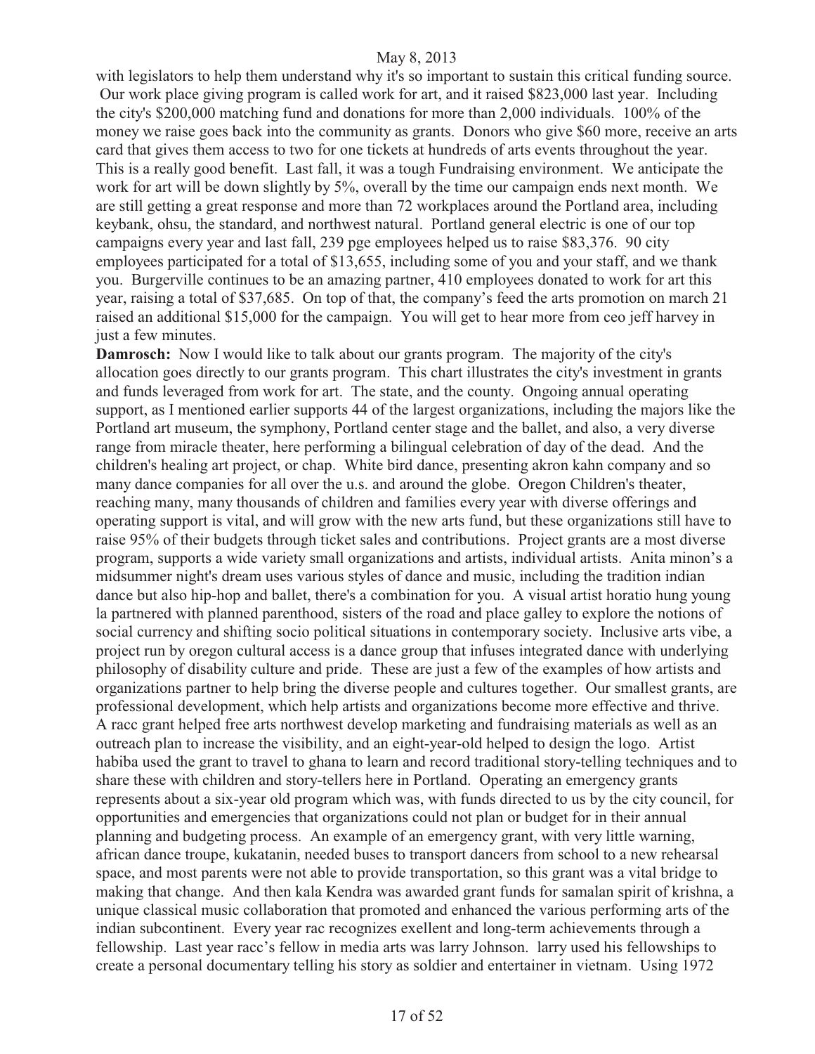with legislators to help them understand why it's so important to sustain this critical funding source. Our work place giving program is called work for art, and it raised $823,000 last year. Including the city's $200,000 matching fund and donations for more than 2,000 individuals. 100% of the money we raise goes back into the community as grants. Donors who give $60 more, receive an arts card that gives them access to two for one tickets at hundreds of arts events throughout the year. This is a really good benefit. Last fall, it was a tough Fundraising environment. We anticipate the work for art will be down slightly by 5%, overall by the time our campaign ends next month. We are still getting a great response and more than 72 workplaces around the Portland area, including keybank, ohsu, the standard, and northwest natural. Portland general electric is one of our top campaigns every year and last fall, 239 pge employees helped us to raise $83,376. 90 city employees participated for a total of $13,655, including some of you and your staff, and we thank you. Burgerville continues to be an amazing partner, 410 employees donated to work for art this year, raising a total of $37,685. On top of that, the company's feed the arts promotion on march 21 raised an additional $15,000 for the campaign. You will get to hear more from ceo jeff harvey in just a few minutes.

**Damrosch:** Now I would like to talk about our grants program. The majority of the city's allocation goes directly to our grants program. This chart illustrates the city's investment in grants and funds leveraged from work for art. The state, and the county. Ongoing annual operating support, as I mentioned earlier supports 44 of the largest organizations, including the majors like the Portland art museum, the symphony, Portland center stage and the ballet, and also, a very diverse range from miracle theater, here performing a bilingual celebration of day of the dead. And the children's healing art project, or chap. White bird dance, presenting akron kahn company and so many dance companies for all over the u.s. and around the globe. Oregon Children's theater, reaching many, many thousands of children and families every year with diverse offerings and operating support is vital, and will grow with the new arts fund, but these organizations still have to raise 95% of their budgets through ticket sales and contributions. Project grants are a most diverse program, supports a wide variety small organizations and artists, individual artists. Anita minon's a midsummer night's dream uses various styles of dance and music, including the tradition indian dance but also hip-hop and ballet, there's a combination for you. A visual artist horatio hung young la partnered with planned parenthood, sisters of the road and place galley to explore the notions of social currency and shifting socio political situations in contemporary society. Inclusive arts vibe, a project run by oregon cultural access is a dance group that infuses integrated dance with underlying philosophy of disability culture and pride. These are just a few of the examples of how artists and organizations partner to help bring the diverse people and cultures together. Our smallest grants, are professional development, which help artists and organizations become more effective and thrive. A racc grant helped free arts northwest develop marketing and fundraising materials as well as an outreach plan to increase the visibility, and an eight-year-old helped to design the logo. Artist habiba used the grant to travel to ghana to learn and record traditional story-telling techniques and to share these with children and story-tellers here in Portland. Operating an emergency grants represents about a six-year old program which was, with funds directed to us by the city council, for opportunities and emergencies that organizations could not plan or budget for in their annual planning and budgeting process. An example of an emergency grant, with very little warning, african dance troupe, kukatanin, needed buses to transport dancers from school to a new rehearsal space, and most parents were not able to provide transportation, so this grant was a vital bridge to making that change. And then kala Kendra was awarded grant funds for samalan spirit of krishna, a unique classical music collaboration that promoted and enhanced the various performing arts of the indian subcontinent. Every year rac recognizes exellent and long-term achievements through a fellowship. Last year racc's fellow in media arts was larry Johnson. larry used his fellowships to create a personal documentary telling his story as soldier and entertainer in vietnam. Using 1972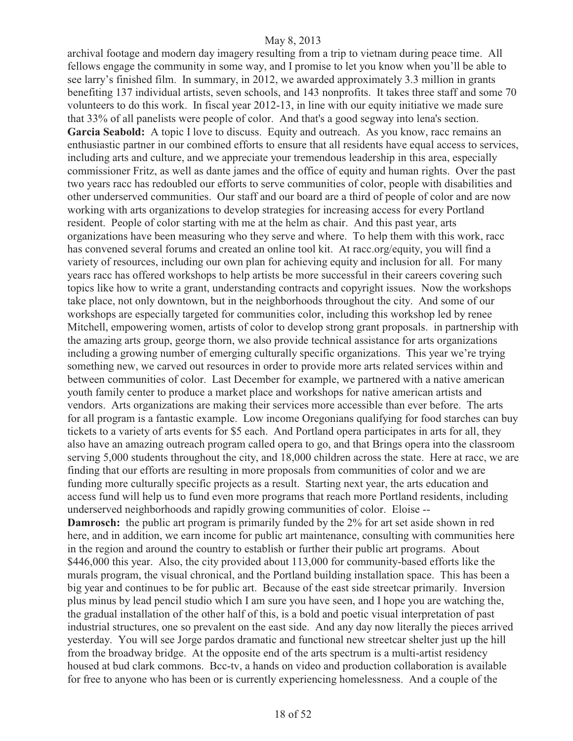archival footage and modern day imagery resulting from a trip to vietnam during peace time. All fellows engage the community in some way, and I promise to let you know when you'll be able to see larry's finished film. In summary, in 2012, we awarded approximately 3.3 million in grants benefiting 137 individual artists, seven schools, and 143 nonprofits. It takes three staff and some 70 volunteers to do this work. In fiscal year 2012-13, in line with our equity initiative we made sure that 33% of all panelists were people of color. And that's a good segway into lena's section.

**Garcia Seabold:** A topic I love to discuss. Equity and outreach. As you know, racc remains an enthusiastic partner in our combined efforts to ensure that all residents have equal access to services, including arts and culture, and we appreciate your tremendous leadership in this area, especially commissioner Fritz, as well as dante james and the office of equity and human rights. Over the past two years racc has redoubled our efforts to serve communities of color, people with disabilities and other underserved communities. Our staff and our board are a third of people of color and are now working with arts organizations to develop strategies for increasing access for every Portland resident. People of color starting with me at the helm as chair. And this past year, arts organizations have been measuring who they serve and where. To help them with this work, racc has convened several forums and created an online tool kit. At racc.org/equity, you will find a variety of resources, including our own plan for achieving equity and inclusion for all. For many years racc has offered workshops to help artists be more successful in their careers covering such topics like how to write a grant, understanding contracts and copyright issues. Now the workshops take place, not only downtown, but in the neighborhoods throughout the city. And some of our workshops are especially targeted for communities color, including this workshop led by renee Mitchell, empowering women, artists of color to develop strong grant proposals. in partnership with the amazing arts group, george thorn, we also provide technical assistance for arts organizations including a growing number of emerging culturally specific organizations. This year we're trying something new, we carved out resources in order to provide more arts related services within and between communities of color. Last December for example, we partnered with a native american youth family center to produce a market place and workshops for native american artists and vendors. Arts organizations are making their services more accessible than ever before. The arts for all program is a fantastic example. Low income Oregonians qualifying for food starches can buy tickets to a variety of arts events for $5 each. And Portland opera participates in arts for all, they also have an amazing outreach program called opera to go, and that Brings opera into the classroom serving 5,000 students throughout the city, and 18,000 children across the state. Here at racc, we are finding that our efforts are resulting in more proposals from communities of color and we are funding more culturally specific projects as a result. Starting next year, the arts education and access fund will help us to fund even more programs that reach more Portland residents, including underserved neighborhoods and rapidly growing communities of color. Eloise --

**Damrosch:** the public art program is primarily funded by the 2% for art set aside shown in red here, and in addition, we earn income for public art maintenance, consulting with communities here in the region and around the country to establish or further their public art programs. About $446,000 this year. Also, the city provided about 113,000 for community-based efforts like the murals program, the visual chronical, and the Portland building installation space. This has been a big year and continues to be for public art. Because of the east side streetcar primarily. Inversion plus minus by lead pencil studio which I am sure you have seen, and I hope you are watching the, the gradual installation of the other half of this, is a bold and poetic visual interpretation of past industrial structures, one so prevalent on the east side. And any day now literally the pieces arrived yesterday. You will see Jorge pardos dramatic and functional new streetcar shelter just up the hill from the broadway bridge. At the opposite end of the arts spectrum is a multi-artist residency housed at bud clark commons. Bcc-tv, a hands on video and production collaboration is available for free to anyone who has been or is currently experiencing homelessness. And a couple of the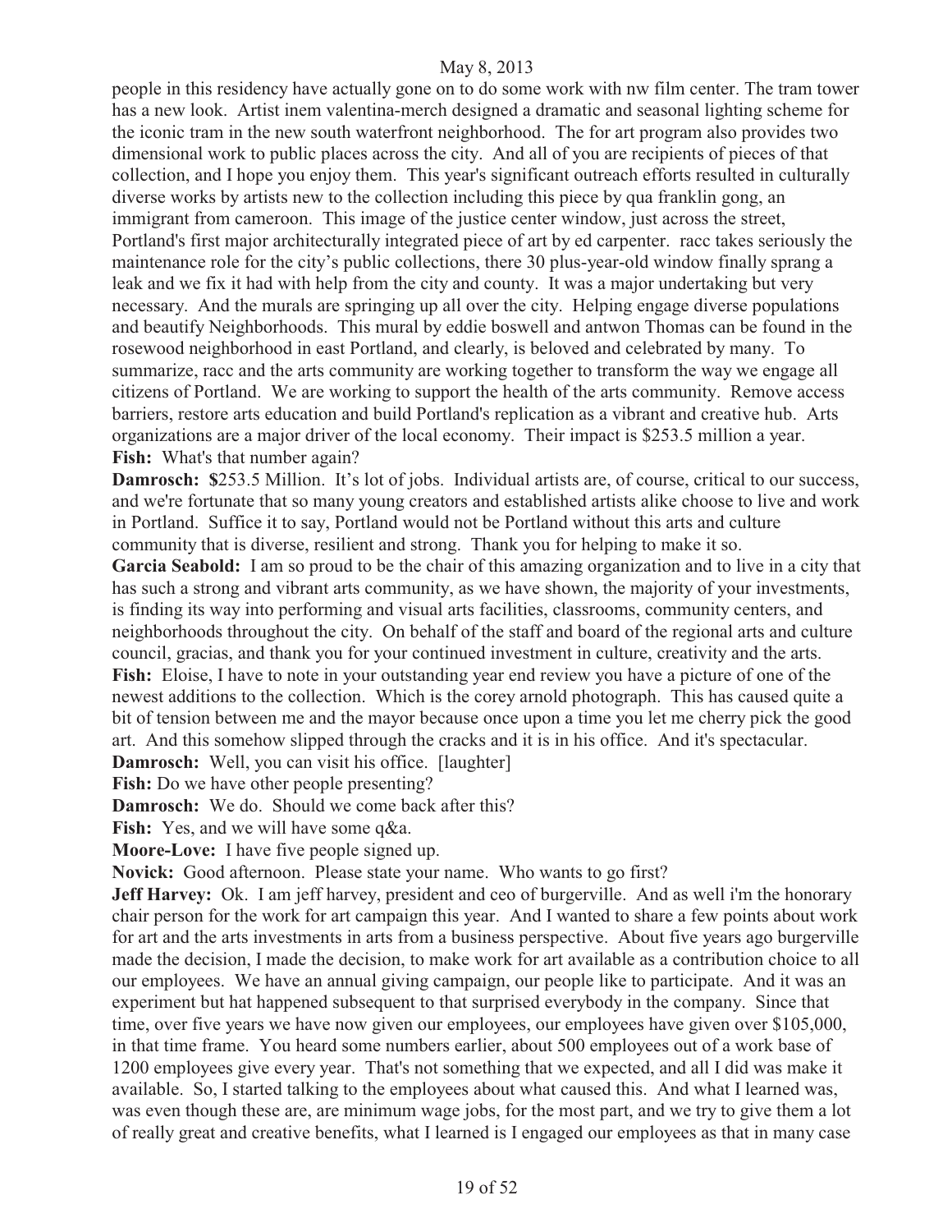people in this residency have actually gone on to do some work with nw film center. The tram tower has a new look. Artist inem valentina-merch designed a dramatic and seasonal lighting scheme for the iconic tram in the new south waterfront neighborhood. The for art program also provides two dimensional work to public places across the city. And all of you are recipients of pieces of that collection, and I hope you enjoy them. This year's significant outreach efforts resulted in culturally diverse works by artists new to the collection including this piece by qua franklin gong, an immigrant from cameroon. This image of the justice center window, just across the street, Portland's first major architecturally integrated piece of art by ed carpenter. racc takes seriously the maintenance role for the city's public collections, there 30 plus-year-old window finally sprang a leak and we fix it had with help from the city and county. It was a major undertaking but very necessary. And the murals are springing up all over the city. Helping engage diverse populations and beautify Neighborhoods. This mural by eddie boswell and antwon Thomas can be found in the rosewood neighborhood in east Portland, and clearly, is beloved and celebrated by many. To summarize, racc and the arts community are working together to transform the way we engage all citizens of Portland. We are working to support the health of the arts community. Remove access barriers, restore arts education and build Portland's replication as a vibrant and creative hub. Arts organizations are a major driver of the local economy. Their impact is $253.5 million a year.

**Fish:** What's that number again?

**Damrosch:** $253.5 Million. It's lot of jobs. Individual artists are, of course, critical to our success, and we're fortunate that so many young creators and established artists alike choose to live and work in Portland. Suffice it to say, Portland would not be Portland without this arts and culture community that is diverse, resilient and strong. Thank you for helping to make it so.

**Garcia Seabold:** I am so proud to be the chair of this amazing organization and to live in a city that has such a strong and vibrant arts community, as we have shown, the majority of your investments, is finding its way into performing and visual arts facilities, classrooms, community centers, and neighborhoods throughout the city. On behalf of the staff and board of the regional arts and culture council, gracias, and thank you for your continued investment in culture, creativity and the arts.

**Fish:** Eloise, I have to note in your outstanding year end review you have a picture of one of the newest additions to the collection. Which is the corey arnold photograph. This has caused quite a bit of tension between me and the mayor because once upon a time you let me cherry pick the good art. And this somehow slipped through the cracks and it is in his office. And it's spectacular.

**Damrosch:** Well, you can visit his office. [laughter]

**Fish:** Do we have other people presenting?

**Damrosch:** We do. Should we come back after this?

**Fish:** Yes, and we will have some q&a.

**Moore-Love:** I have five people signed up.

**Novick:** Good afternoon. Please state your name. Who wants to go first?

**Jeff Harvey:** Ok. I am jeff harvey, president and ceo of burgerville. And as well i'm the honorary chair person for the work for art campaign this year. And I wanted to share a few points about work for art and the arts investments in arts from a business perspective. About five years ago burgerville made the decision, I made the decision, to make work for art available as a contribution choice to all our employees. We have an annual giving campaign, our people like to participate. And it was an experiment but hat happened subsequent to that surprised everybody in the company. Since that time, over five years we have now given our employees, our employees have given over $105,000, in that time frame. You heard some numbers earlier, about 500 employees out of a work base of 1200 employees give every year. That's not something that we expected, and all I did was make it available. So, I started talking to the employees about what caused this. And what I learned was, was even though these are, are minimum wage jobs, for the most part, and we try to give them a lot of really great and creative benefits, what I learned is I engaged our employees as that in many case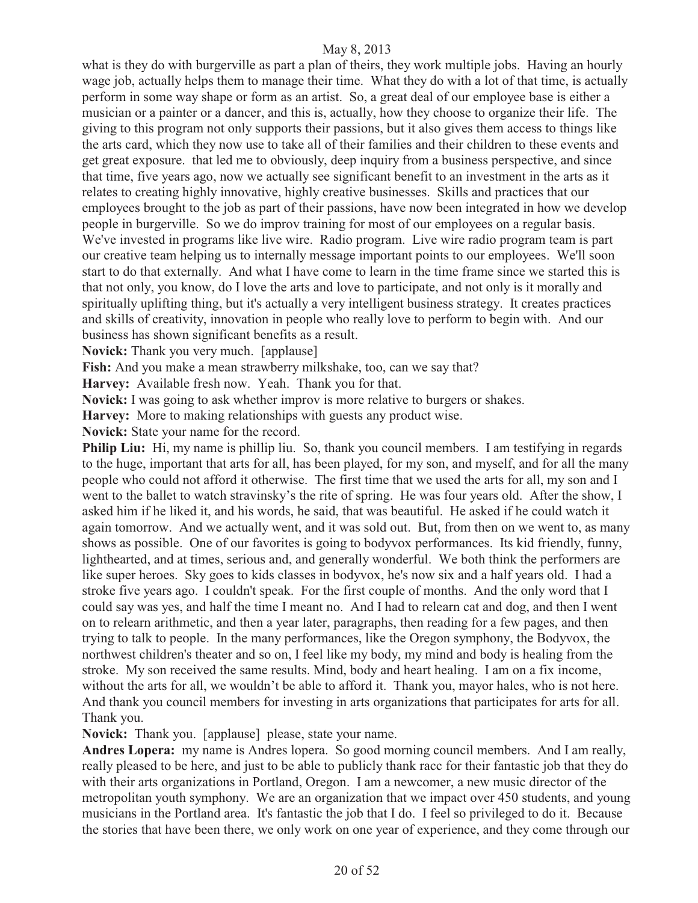what is they do with burgerville as part a plan of theirs, they work multiple jobs. Having an hourly wage job, actually helps them to manage their time. What they do with a lot of that time, is actually perform in some way shape or form as an artist. So, a great deal of our employee base is either a musician or a painter or a dancer, and this is, actually, how they choose to organize their life. The giving to this program not only supports their passions, but it also gives them access to things like the arts card, which they now use to take all of their families and their children to these events and get great exposure. that led me to obviously, deep inquiry from a business perspective, and since that time, five years ago, now we actually see significant benefit to an investment in the arts as it relates to creating highly innovative, highly creative businesses. Skills and practices that our employees brought to the job as part of their passions, have now been integrated in how we develop people in burgerville. So we do improv training for most of our employees on a regular basis. We've invested in programs like live wire. Radio program. Live wire radio program team is part our creative team helping us to internally message important points to our employees. We'll soon start to do that externally. And what I have come to learn in the time frame since we started this is that not only, you know, do I love the arts and love to participate, and not only is it morally and spiritually uplifting thing, but it's actually a very intelligent business strategy. It creates practices and skills of creativity, innovation in people who really love to perform to begin with. And our business has shown significant benefits as a result.

**Novick:** Thank you very much. [applause]

**Fish:** And you make a mean strawberry milkshake, too, can we say that?

**Harvey:** Available fresh now. Yeah. Thank you for that.

**Novick:** I was going to ask whether improv is more relative to burgers or shakes.

**Harvey:** More to making relationships with guests any product wise.

**Novick:** State your name for the record.

**Philip Liu:** Hi, my name is phillip liu. So, thank you council members. I am testifying in regards to the huge, important that arts for all, has been played, for my son, and myself, and for all the many people who could not afford it otherwise. The first time that we used the arts for all, my son and I went to the ballet to watch stravinsky's the rite of spring. He was four years old. After the show, I asked him if he liked it, and his words, he said, that was beautiful. He asked if he could watch it again tomorrow. And we actually went, and it was sold out. But, from then on we went to, as many shows as possible. One of our favorites is going to bodyvox performances. Its kid friendly, funny, lighthearted, and at times, serious and, and generally wonderful. We both think the performers are like super heroes. Sky goes to kids classes in bodyvox, he's now six and a half years old. I had a stroke five years ago. I couldn't speak. For the first couple of months. And the only word that I could say was yes, and half the time I meant no. And I had to relearn cat and dog, and then I went on to relearn arithmetic, and then a year later, paragraphs, then reading for a few pages, and then trying to talk to people. In the many performances, like the Oregon symphony, the Bodyvox, the northwest children's theater and so on, I feel like my body, my mind and body is healing from the stroke. My son received the same results. Mind, body and heart healing. I am on a fix income, without the arts for all, we wouldn't be able to afford it. Thank you, mayor hales, who is not here. And thank you council members for investing in arts organizations that participates for arts for all. Thank you.

**Novick:** Thank you. [applause] please, state your name.

**Andres Lopera:** my name is Andres lopera. So good morning council members. And I am really, really pleased to be here, and just to be able to publicly thank racc for their fantastic job that they do with their arts organizations in Portland, Oregon. I am a newcomer, a new music director of the metropolitan youth symphony. We are an organization that we impact over 450 students, and young musicians in the Portland area. It's fantastic the job that I do. I feel so privileged to do it. Because the stories that have been there, we only work on one year of experience, and they come through our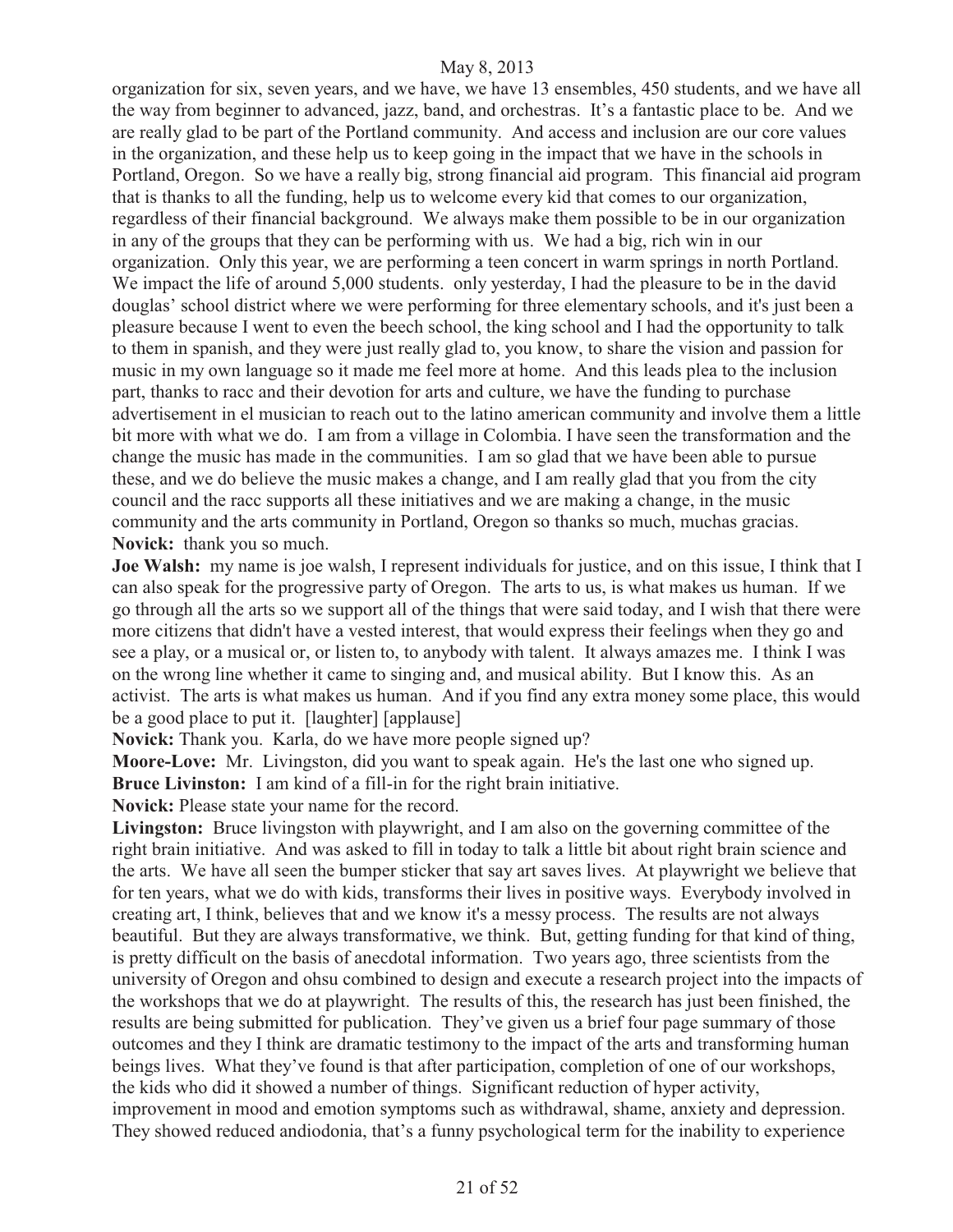organization for six, seven years, and we have, we have 13 ensembles, 450 students, and we have all the way from beginner to advanced, jazz, band, and orchestras. It's a fantastic place to be. And we are really glad to be part of the Portland community. And access and inclusion are our core values in the organization, and these help us to keep going in the impact that we have in the schools in Portland, Oregon. So we have a really big, strong financial aid program. This financial aid program that is thanks to all the funding, help us to welcome every kid that comes to our organization, regardless of their financial background. We always make them possible to be in our organization in any of the groups that they can be performing with us. We had a big, rich win in our organization. Only this year, we are performing a teen concert in warm springs in north Portland. We impact the life of around 5,000 students. only yesterday, I had the pleasure to be in the david douglas' school district where we were performing for three elementary schools, and it's just been a pleasure because I went to even the beech school, the king school and I had the opportunity to talk to them in spanish, and they were just really glad to, you know, to share the vision and passion for music in my own language so it made me feel more at home. And this leads plea to the inclusion part, thanks to racc and their devotion for arts and culture, we have the funding to purchase advertisement in el musician to reach out to the latino american community and involve them a little bit more with what we do. I am from a village in Colombia. I have seen the transformation and the change the music has made in the communities. I am so glad that we have been able to pursue these, and we do believe the music makes a change, and I am really glad that you from the city council and the racc supports all these initiatives and we are making a change, in the music community and the arts community in Portland, Oregon so thanks so much, muchas gracias.

**Novick:** thank you so much.

**Joe Walsh:** my name is joe walsh, I represent individuals for justice, and on this issue, I think that I can also speak for the progressive party of Oregon. The arts to us, is what makes us human. If we go through all the arts so we support all of the things that were said today, and I wish that there were more citizens that didn't have a vested interest, that would express their feelings when they go and see a play, or a musical or, or listen to, to anybody with talent. It always amazes me. I think I was on the wrong line whether it came to singing and, and musical ability. But I know this. As an activist. The arts is what makes us human. And if you find any extra money some place, this would be a good place to put it. [laughter] [applause]

**Novick:** Thank you. Karla, do we have more people signed up?

**Moore-Love:** Mr. Livingston, did you want to speak again. He's the last one who signed up.

**Bruce Livinston:** I am kind of a fill-in for the right brain initiative.

**Novick:** Please state your name for the record.

**Livingston:** Bruce livingston with playwright, and I am also on the governing committee of the right brain initiative. And was asked to fill in today to talk a little bit about right brain science and the arts. We have all seen the bumper sticker that say art saves lives. At playwright we believe that for ten years, what we do with kids, transforms their lives in positive ways. Everybody involved in creating art, I think, believes that and we know it's a messy process. The results are not always beautiful. But they are always transformative, we think. But, getting funding for that kind of thing, is pretty difficult on the basis of anecdotal information. Two years ago, three scientists from the university of Oregon and ohsu combined to design and execute a research project into the impacts of the workshops that we do at playwright. The results of this, the research has just been finished, the results are being submitted for publication. They've given us a brief four page summary of those outcomes and they I think are dramatic testimony to the impact of the arts and transforming human beings lives. What they've found is that after participation, completion of one of our workshops, the kids who did it showed a number of things. Significant reduction of hyper activity, improvement in mood and emotion symptoms such as withdrawal, shame, anxiety and depression. They showed reduced andiodonia, that's a funny psychological term for the inability to experience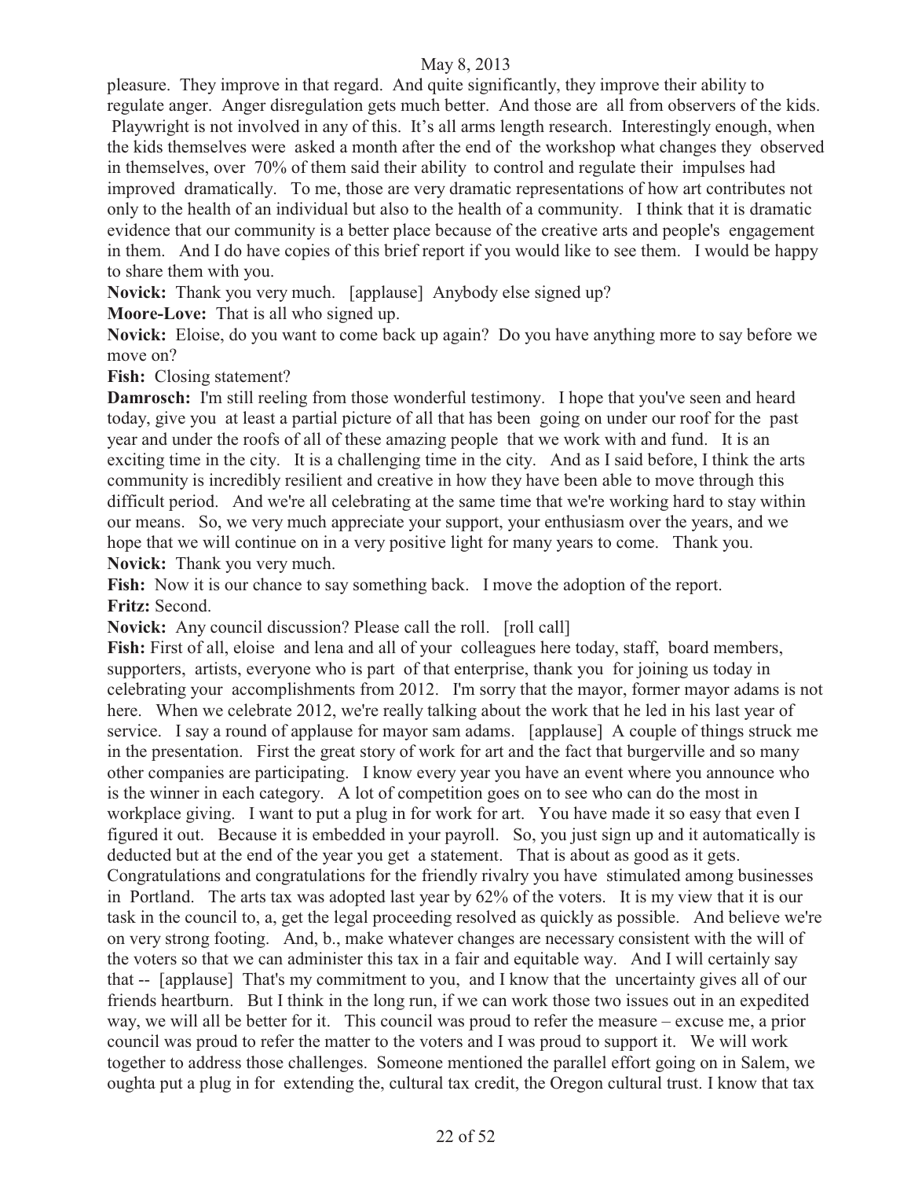pleasure. They improve in that regard. And quite significantly, they improve their ability to regulate anger. Anger disregulation gets much better. And those are all from observers of the kids. Playwright is not involved in any of this. It's all arms length research. Interestingly enough, when the kids themselves were asked a month after the end of the workshop what changes they observed in themselves, over 70% of them said their ability to control and regulate their impulses had improved dramatically. To me, those are very dramatic representations of how art contributes not only to the health of an individual but also to the health of a community. I think that it is dramatic evidence that our community is a better place because of the creative arts and people's engagement in them. And I do have copies of this brief report if you would like to see them. I would be happy to share them with you.

**Novick:** Thank you very much. [applause] Anybody else signed up?

**Moore-Love:** That is all who signed up.

**Novick:** Eloise, do you want to come back up again? Do you have anything more to say before we move on?

**Fish:** Closing statement?

**Damrosch:** I'm still reeling from those wonderful testimony. I hope that you've seen and heard today, give you at least a partial picture of all that has been going on under our roof for the past year and under the roofs of all of these amazing people that we work with and fund. It is an exciting time in the city. It is a challenging time in the city. And as I said before, I think the arts community is incredibly resilient and creative in how they have been able to move through this difficult period. And we're all celebrating at the same time that we're working hard to stay within our means. So, we very much appreciate your support, your enthusiasm over the years, and we hope that we will continue on in a very positive light for many years to come. Thank you.

**Novick:** Thank you very much.

**Fish:** Now it is our chance to say something back. I move the adoption of the report.

**Fritz:** Second.

**Novick:** Any council discussion? Please call the roll. [roll call]

**Fish:** First of all, eloise and lena and all of your colleagues here today, staff, board members, supporters, artists, everyone who is part of that enterprise, thank you for joining us today in celebrating your accomplishments from 2012. I'm sorry that the mayor, former mayor adams is not here. When we celebrate 2012, we're really talking about the work that he led in his last year of service. I say a round of applause for mayor sam adams. [applause] A couple of things struck me in the presentation. First the great story of work for art and the fact that burgerville and so many other companies are participating. I know every year you have an event where you announce who is the winner in each category. A lot of competition goes on to see who can do the most in workplace giving. I want to put a plug in for work for art. You have made it so easy that even I figured it out. Because it is embedded in your payroll. So, you just sign up and it automatically is deducted but at the end of the year you get a statement. That is about as good as it gets. Congratulations and congratulations for the friendly rivalry you have stimulated among businesses in Portland. The arts tax was adopted last year by 62% of the voters. It is my view that it is our task in the council to, a, get the legal proceeding resolved as quickly as possible. And believe we're on very strong footing. And, b., make whatever changes are necessary consistent with the will of the voters so that we can administer this tax in a fair and equitable way. And I will certainly say that -- [applause] That's my commitment to you, and I know that the uncertainty gives all of our friends heartburn. But I think in the long run, if we can work those two issues out in an expedited way, we will all be better for it. This council was proud to refer the measure – excuse me, a prior council was proud to refer the matter to the voters and I was proud to support it. We will work together to address those challenges. Someone mentioned the parallel effort going on in Salem, we oughta put a plug in for extending the, cultural tax credit, the Oregon cultural trust. I know that tax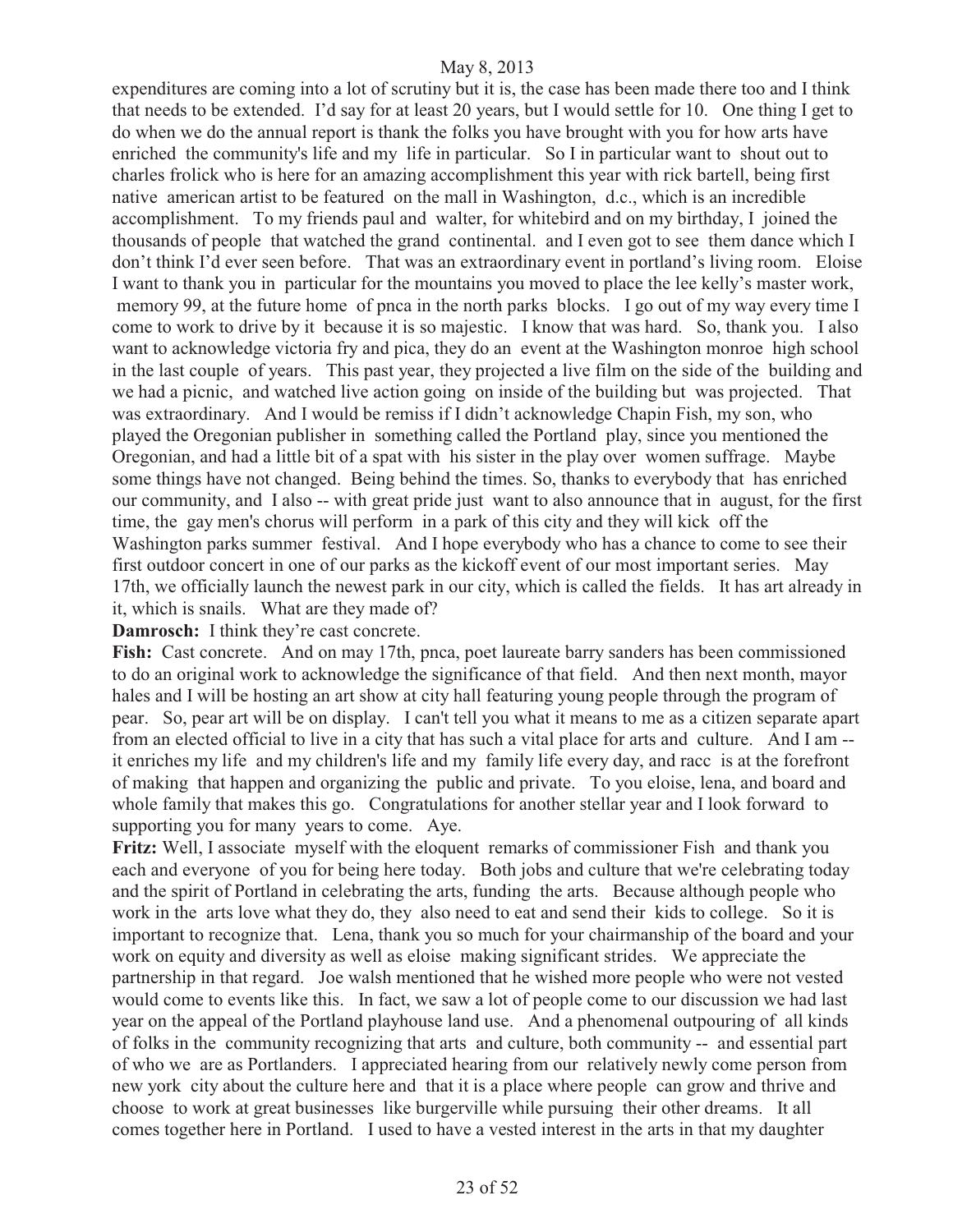expenditures are coming into a lot of scrutiny but it is, the case has been made there too and I think that needs to be extended. I'd say for at least 20 years, but I would settle for 10. One thing I get to do when we do the annual report is thank the folks you have brought with you for how arts have enriched the community's life and my life in particular. So I in particular want to shout out to charles frolick who is here for an amazing accomplishment this year with rick bartell, being first native american artist to be featured on the mall in Washington, d.c., which is an incredible accomplishment. To my friends paul and walter, for whitebird and on my birthday, I joined the thousands of people that watched the grand continental. and I even got to see them dance which I don't think I'd ever seen before. That was an extraordinary event in portland's living room. Eloise I want to thank you in particular for the mountains you moved to place the lee kelly's master work, memory 99, at the future home of pnca in the north parks blocks. I go out of my way every time I come to work to drive by it because it is so majestic. I know that was hard. So, thank you. I also want to acknowledge victoria fry and pica, they do an event at the Washington monroe high school in the last couple of years. This past year, they projected a live film on the side of the building and we had a picnic, and watched live action going on inside of the building but was projected. That was extraordinary. And I would be remiss if I didn't acknowledge Chapin Fish, my son, who played the Oregonian publisher in something called the Portland play, since you mentioned the Oregonian, and had a little bit of a spat with his sister in the play over women suffrage. Maybe some things have not changed. Being behind the times. So, thanks to everybody that has enriched our community, and I also -- with great pride just want to also announce that in august, for the first time, the gay men's chorus will perform in a park of this city and they will kick off the Washington parks summer festival. And I hope everybody who has a chance to come to see their first outdoor concert in one of our parks as the kickoff event of our most important series. May 17th, we officially launch the newest park in our city, which is called the fields. It has art already in it, which is snails. What are they made of?

**Damrosch:** I think they're cast concrete.

**Fish:** Cast concrete. And on may 17th, pnca, poet laureate barry sanders has been commissioned to do an original work to acknowledge the significance of that field. And then next month, mayor hales and I will be hosting an art show at city hall featuring young people through the program of pear. So, pear art will be on display. I can't tell you what it means to me as a citizen separate apart from an elected official to live in a city that has such a vital place for arts and culture. And I am -- it enriches my life and my children's life and my family life every day, and racc is at the forefront of making that happen and organizing the public and private. To you eloise, lena, and board and whole family that makes this go. Congratulations for another stellar year and I look forward to supporting you for many years to come. Aye.

**Fritz:** Well, I associate myself with the eloquent remarks of commissioner Fish and thank you each and everyone of you for being here today. Both jobs and culture that we're celebrating today and the spirit of Portland in celebrating the arts, funding the arts. Because although people who work in the arts love what they do, they also need to eat and send their kids to college. So it is important to recognize that. Lena, thank you so much for your chairmanship of the board and your work on equity and diversity as well as eloise making significant strides. We appreciate the partnership in that regard. Joe walsh mentioned that he wished more people who were not vested would come to events like this. In fact, we saw a lot of people come to our discussion we had last year on the appeal of the Portland playhouse land use. And a phenomenal outpouring of all kinds of folks in the community recognizing that arts and culture, both community -- and essential part of who we are as Portlanders. I appreciated hearing from our relatively newly come person from new york city about the culture here and that it is a place where people can grow and thrive and choose to work at great businesses like burgerville while pursuing their other dreams. It all comes together here in Portland. I used to have a vested interest in the arts in that my daughter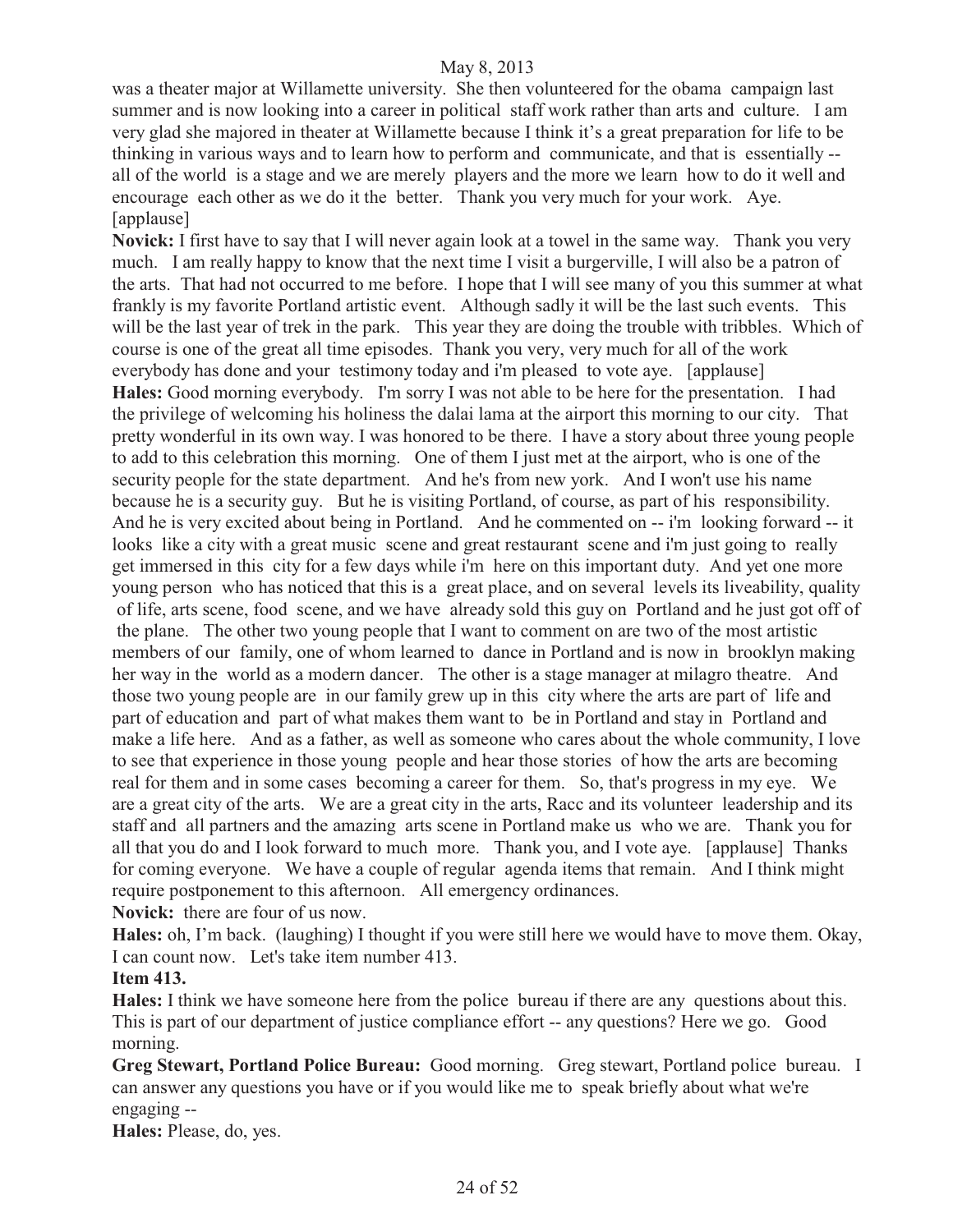was a theater major at Willamette university. She then volunteered for the obama campaign last summer and is now looking into a career in political staff work rather than arts and culture. I am very glad she majored in theater at Willamette because I think it's a great preparation for life to be thinking in various ways and to learn how to perform and communicate, and that is essentially -- all of the world is a stage and we are merely players and the more we learn how to do it well and encourage each other as we do it the better. Thank you very much for your work. Aye. [applause]

**Novick:** I first have to say that I will never again look at a towel in the same way. Thank you very much. I am really happy to know that the next time I visit a burgerville, I will also be a patron of the arts. That had not occurred to me before. I hope that I will see many of you this summer at what frankly is my favorite Portland artistic event. Although sadly it will be the last such events. This will be the last year of trek in the park. This year they are doing the trouble with tribbles. Which of course is one of the great all time episodes. Thank you very, very much for all of the work everybody has done and your testimony today and i'm pleased to vote aye. [applause]

**Hales:** Good morning everybody. I'm sorry I was not able to be here for the presentation. I had the privilege of welcoming his holiness the dalai lama at the airport this morning to our city. That pretty wonderful in its own way. I was honored to be there. I have a story about three young people to add to this celebration this morning. One of them I just met at the airport, who is one of the security people for the state department. And he's from new york. And I won't use his name because he is a security guy. But he is visiting Portland, of course, as part of his responsibility. And he is very excited about being in Portland. And he commented on -- i'm looking forward -- it looks like a city with a great music scene and great restaurant scene and i'm just going to really get immersed in this city for a few days while i'm here on this important duty. And yet one more young person who has noticed that this is a great place, and on several levels its liveability, quality of life, arts scene, food scene, and we have already sold this guy on Portland and he just got off of the plane. The other two young people that I want to comment on are two of the most artistic members of our family, one of whom learned to dance in Portland and is now in brooklyn making her way in the world as a modern dancer. The other is a stage manager at milagro theatre. And those two young people are in our family grew up in this city where the arts are part of life and part of education and part of what makes them want to be in Portland and stay in Portland and make a life here. And as a father, as well as someone who cares about the whole community, I love to see that experience in those young people and hear those stories of how the arts are becoming real for them and in some cases becoming a career for them. So, that's progress in my eye. We are a great city of the arts. We are a great city in the arts, Racc and its volunteer leadership and its staff and all partners and the amazing arts scene in Portland make us who we are. Thank you for all that you do and I look forward to much more. Thank you, and I vote aye. [applause] Thanks for coming everyone. We have a couple of regular agenda items that remain. And I think might require postponement to this afternoon. All emergency ordinances.

**Novick:** there are four of us now.

**Hales:** oh, I'm back. (laughing) I thought if you were still here we would have to move them. Okay, I can count now. Let's take item number 413.

**Item 413.**

**Hales:** I think we have someone here from the police bureau if there are any questions about this. This is part of our department of justice compliance effort -- any questions? Here we go. Good morning.

**Greg Stewart, Portland Police Bureau:** Good morning. Greg stewart, Portland police bureau. I can answer any questions you have or if you would like me to speak briefly about what we're engaging --

**Hales:** Please, do, yes.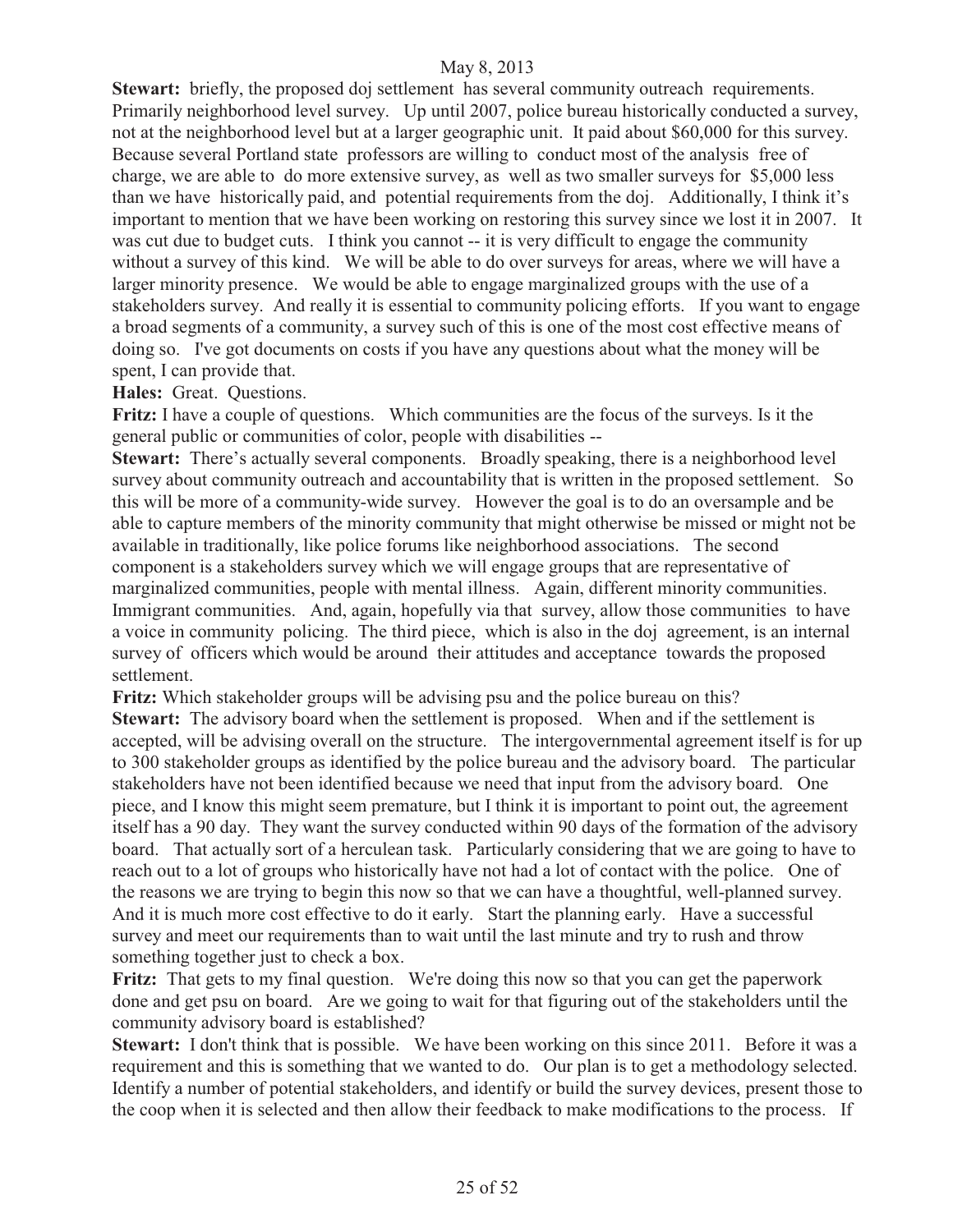**Stewart:** briefly, the proposed doj settlement has several community outreach requirements. Primarily neighborhood level survey. Up until 2007, police bureau historically conducted a survey, not at the neighborhood level but at a larger geographic unit. It paid about $60,000 for this survey. Because several Portland state professors are willing to conduct most of the analysis free of charge, we are able to do more extensive survey, as well as two smaller surveys for $5,000 less than we have historically paid, and potential requirements from the doj. Additionally, I think it's important to mention that we have been working on restoring this survey since we lost it in 2007. It was cut due to budget cuts. I think you cannot -- it is very difficult to engage the community without a survey of this kind. We will be able to do over surveys for areas, where we will have a larger minority presence. We would be able to engage marginalized groups with the use of a stakeholders survey. And really it is essential to community policing efforts. If you want to engage a broad segments of a community, a survey such of this is one of the most cost effective means of doing so. I've got documents on costs if you have any questions about what the money will be spent, I can provide that.

**Hales:** Great. Questions.

**Fritz:** I have a couple of questions. Which communities are the focus of the surveys. Is it the general public or communities of color, people with disabilities --

**Stewart:** There's actually several components. Broadly speaking, there is a neighborhood level survey about community outreach and accountability that is written in the proposed settlement. So this will be more of a community-wide survey. However the goal is to do an oversample and be able to capture members of the minority community that might otherwise be missed or might not be available in traditionally, like police forums like neighborhood associations. The second component is a stakeholders survey which we will engage groups that are representative of marginalized communities, people with mental illness. Again, different minority communities. Immigrant communities. And, again, hopefully via that survey, allow those communities to have a voice in community policing. The third piece, which is also in the doj agreement, is an internal survey of officers which would be around their attitudes and acceptance towards the proposed settlement.

**Fritz:** Which stakeholder groups will be advising psu and the police bureau on this?

**Stewart:** The advisory board when the settlement is proposed. When and if the settlement is accepted, will be advising overall on the structure. The intergovernmental agreement itself is for up to 300 stakeholder groups as identified by the police bureau and the advisory board. The particular stakeholders have not been identified because we need that input from the advisory board. One piece, and I know this might seem premature, but I think it is important to point out, the agreement itself has a 90 day. They want the survey conducted within 90 days of the formation of the advisory board. That actually sort of a herculean task. Particularly considering that we are going to have to reach out to a lot of groups who historically have not had a lot of contact with the police. One of the reasons we are trying to begin this now so that we can have a thoughtful, well-planned survey. And it is much more cost effective to do it early. Start the planning early. Have a successful survey and meet our requirements than to wait until the last minute and try to rush and throw something together just to check a box.

**Fritz:** That gets to my final question. We're doing this now so that you can get the paperwork done and get psu on board. Are we going to wait for that figuring out of the stakeholders until the community advisory board is established?

**Stewart:** I don't think that is possible. We have been working on this since 2011. Before it was a requirement and this is something that we wanted to do. Our plan is to get a methodology selected. Identify a number of potential stakeholders, and identify or build the survey devices, present those to the coop when it is selected and then allow their feedback to make modifications to the process. If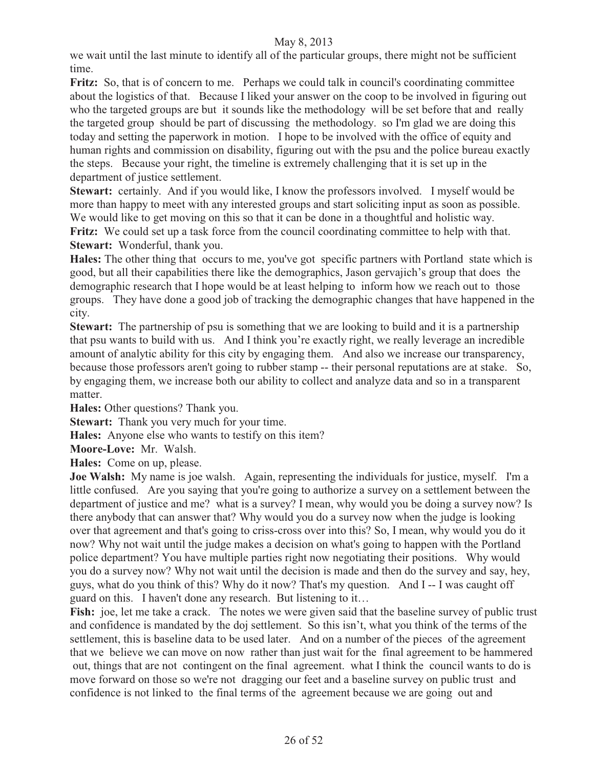we wait until the last minute to identify all of the particular groups, there might not be sufficient time.

**Fritz:** So, that is of concern to me. Perhaps we could talk in council's coordinating committee about the logistics of that. Because I liked your answer on the coop to be involved in figuring out who the targeted groups are but it sounds like the methodology will be set before that and really the targeted group should be part of discussing the methodology. so I'm glad we are doing this today and setting the paperwork in motion. I hope to be involved with the office of equity and human rights and commission on disability, figuring out with the psu and the police bureau exactly the steps. Because your right, the timeline is extremely challenging that it is set up in the department of justice settlement.

**Stewart:** certainly. And if you would like, I know the professors involved. I myself would be more than happy to meet with any interested groups and start soliciting input as soon as possible. We would like to get moving on this so that it can be done in a thoughtful and holistic way.

**Fritz:** We could set up a task force from the council coordinating committee to help with that.

**Stewart:** Wonderful, thank you.

**Hales:** The other thing that occurs to me, you've got specific partners with Portland state which is good, but all their capabilities there like the demographics, Jason gervajich's group that does the demographic research that I hope would be at least helping to inform how we reach out to those groups. They have done a good job of tracking the demographic changes that have happened in the city.

**Stewart:** The partnership of psu is something that we are looking to build and it is a partnership that psu wants to build with us. And I think you're exactly right, we really leverage an incredible amount of analytic ability for this city by engaging them. And also we increase our transparency, because those professors aren't going to rubber stamp -- their personal reputations are at stake. So, by engaging them, we increase both our ability to collect and analyze data and so in a transparent matter.

**Hales:** Other questions? Thank you.

**Stewart:** Thank you very much for your time.

**Hales:** Anyone else who wants to testify on this item?

**Moore-Love:** Mr. Walsh.

**Hales:** Come on up, please.

**Joe Walsh:** My name is joe walsh. Again, representing the individuals for justice, myself. I'm a little confused. Are you saying that you're going to authorize a survey on a settlement between the department of justice and me? what is a survey? I mean, why would you be doing a survey now? Is there anybody that can answer that? Why would you do a survey now when the judge is looking over that agreement and that's going to criss-cross over into this? So, I mean, why would you do it now? Why not wait until the judge makes a decision on what's going to happen with the Portland police department? You have multiple parties right now negotiating their positions. Why would you do a survey now? Why not wait until the decision is made and then do the survey and say, hey, guys, what do you think of this? Why do it now? That's my question. And I -- I was caught off guard on this. I haven't done any research. But listening to it…

**Fish:** joe, let me take a crack. The notes we were given said that the baseline survey of public trust and confidence is mandated by the doj settlement. So this isn't, what you think of the terms of the settlement, this is baseline data to be used later. And on a number of the pieces of the agreement that we believe we can move on now rather than just wait for the final agreement to be hammered out, things that are not contingent on the final agreement. what I think the council wants to do is move forward on those so we're not dragging our feet and a baseline survey on public trust and confidence is not linked to the final terms of the agreement because we are going out and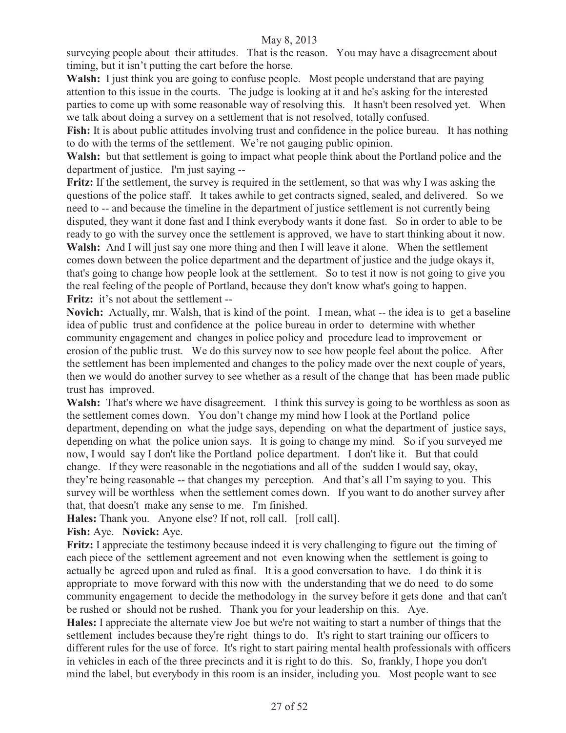surveying people about their attitudes. That is the reason. You may have a disagreement about timing, but it isn't putting the cart before the horse.

**Walsh:** I just think you are going to confuse people. Most people understand that are paying attention to this issue in the courts. The judge is looking at it and he's asking for the interested parties to come up with some reasonable way of resolving this. It hasn't been resolved yet. When we talk about doing a survey on a settlement that is not resolved, totally confused.

**Fish:** It is about public attitudes involving trust and confidence in the police bureau. It has nothing to do with the terms of the settlement. We're not gauging public opinion.

**Walsh:** but that settlement is going to impact what people think about the Portland police and the department of justice. I'm just saying --

**Fritz:** If the settlement, the survey is required in the settlement, so that was why I was asking the questions of the police staff. It takes awhile to get contracts signed, sealed, and delivered. So we need to -- and because the timeline in the department of justice settlement is not currently being disputed, they want it done fast and I think everybody wants it done fast. So in order to able to be ready to go with the survey once the settlement is approved, we have to start thinking about it now.

**Walsh:** And I will just say one more thing and then I will leave it alone. When the settlement comes down between the police department and the department of justice and the judge okays it, that's going to change how people look at the settlement. So to test it now is not going to give you the real feeling of the people of Portland, because they don't know what's going to happen.

**Fritz:** it's not about the settlement --

**Novich:** Actually, mr. Walsh, that is kind of the point. I mean, what -- the idea is to get a baseline idea of public trust and confidence at the police bureau in order to determine with whether community engagement and changes in police policy and procedure lead to improvement or erosion of the public trust. We do this survey now to see how people feel about the police. After the settlement has been implemented and changes to the policy made over the next couple of years, then we would do another survey to see whether as a result of the change that has been made public trust has improved.

**Walsh:** That's where we have disagreement. I think this survey is going to be worthless as soon as the settlement comes down. You don't change my mind how I look at the Portland police department, depending on what the judge says, depending on what the department of justice says, depending on what the police union says. It is going to change my mind. So if you surveyed me now, I would say I don't like the Portland police department. I don't like it. But that could change. If they were reasonable in the negotiations and all of the sudden I would say, okay, they're being reasonable -- that changes my perception. And that's all I'm saying to you. This survey will be worthless when the settlement comes down. If you want to do another survey after that, that doesn't make any sense to me. I'm finished.

**Hales:** Thank you. Anyone else? If not, roll call. [roll call].

**Fish:** Aye. **Novick:** Aye.

**Fritz:** I appreciate the testimony because indeed it is very challenging to figure out the timing of each piece of the settlement agreement and not even knowing when the settlement is going to actually be agreed upon and ruled as final. It is a good conversation to have. I do think it is appropriate to move forward with this now with the understanding that we do need to do some community engagement to decide the methodology in the survey before it gets done and that can't be rushed or should not be rushed. Thank you for your leadership on this. Aye.

**Hales:** I appreciate the alternate view Joe but we're not waiting to start a number of things that the settlement includes because they're right things to do. It's right to start training our officers to different rules for the use of force. It's right to start pairing mental health professionals with officers in vehicles in each of the three precincts and it is right to do this. So, frankly, I hope you don't mind the label, but everybody in this room is an insider, including you. Most people want to see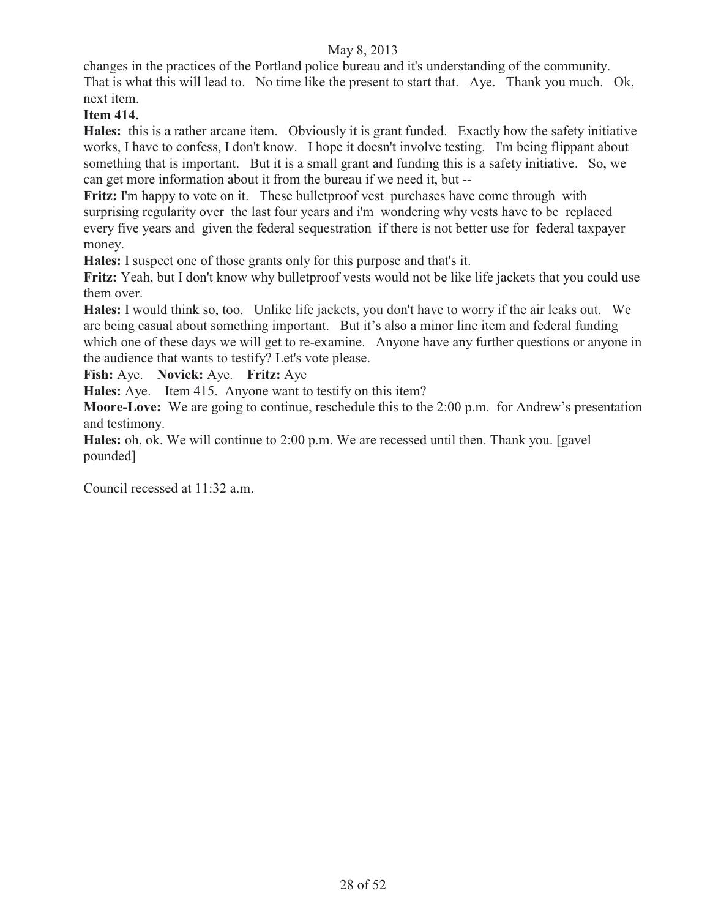changes in the practices of the Portland police bureau and it's understanding of the community. That is what this will lead to. No time like the present to start that. Aye. Thank you much. Ok, next item.

**Item 414.**

**Hales:** this is a rather arcane item. Obviously it is grant funded. Exactly how the safety initiative works, I have to confess, I don't know. I hope it doesn't involve testing. I'm being flippant about something that is important. But it is a small grant and funding this is a safety initiative. So, we can get more information about it from the bureau if we need it, but --

**Fritz:** I'm happy to vote on it. These bulletproof vest purchases have come through with surprising regularity over the last four years and i'm wondering why vests have to be replaced every five years and given the federal sequestration if there is not better use for federal taxpayer money.

**Hales:** I suspect one of those grants only for this purpose and that's it.

**Fritz:** Yeah, but I don't know why bulletproof vests would not be like life jackets that you could use them over.

**Hales:** I would think so, too. Unlike life jackets, you don't have to worry if the air leaks out. We are being casual about something important. But it's also a minor line item and federal funding which one of these days we will get to re-examine. Anyone have any further questions or anyone in the audience that wants to testify? Let's vote please.

**Fish:** Aye. **Novick:** Aye. **Fritz:** Aye

**Hales:** Aye. Item 415. Anyone want to testify on this item?

**Moore-Love:** We are going to continue, reschedule this to the 2:00 p.m. for Andrew's presentation and testimony.

**Hales:** oh, ok. We will continue to 2:00 p.m. We are recessed until then. Thank you. [gavel pounded]

Council recessed at 11:32 a.m.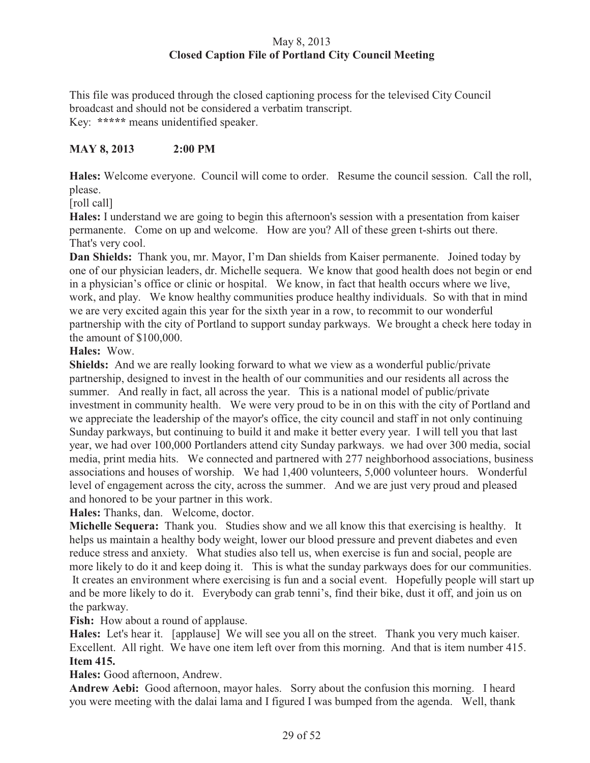May 8, 2013
**Closed Caption File of Portland City Council Meeting**

This file was produced through the closed captioning process for the televised City Council broadcast and should not be considered a verbatim transcript.
Key: **\*\*\*\*\*** means unidentified speaker.

**MAY 8, 2013 2:00 PM**

**Hales:** Welcome everyone. Council will come to order. Resume the council session. Call the roll, please.
[roll call]
**Hales:** I understand we are going to begin this afternoon's session with a presentation from kaiser permanente. Come on up and welcome. How are you? All of these green t-shirts out there. That's very cool.
**Dan Shields:** Thank you, mr. Mayor, I'm Dan shields from Kaiser permanente. Joined today by one of our physician leaders, dr. Michelle sequera. We know that good health does not begin or end in a physician's office or clinic or hospital. We know, in fact that health occurs where we live, work, and play. We know healthy communities produce healthy individuals. So with that in mind we are very excited again this year for the sixth year in a row, to recommit to our wonderful partnership with the city of Portland to support sunday parkways. We brought a check here today in the amount of $100,000.
**Hales:** Wow.
**Shields:** And we are really looking forward to what we view as a wonderful public/private partnership, designed to invest in the health of our communities and our residents all across the summer. And really in fact, all across the year. This is a national model of public/private investment in community health. We were very proud to be in on this with the city of Portland and we appreciate the leadership of the mayor's office, the city council and staff in not only continuing Sunday parkways, but continuing to build it and make it better every year. I will tell you that last year, we had over 100,000 Portlanders attend city Sunday parkways. we had over 300 media, social media, print media hits. We connected and partnered with 277 neighborhood associations, business associations and houses of worship. We had 1,400 volunteers, 5,000 volunteer hours. Wonderful level of engagement across the city, across the summer. And we are just very proud and pleased and honored to be your partner in this work.
**Hales:** Thanks, dan. Welcome, doctor.
**Michelle Sequera:** Thank you. Studies show and we all know this that exercising is healthy. It helps us maintain a healthy body weight, lower our blood pressure and prevent diabetes and even reduce stress and anxiety. What studies also tell us, when exercise is fun and social, people are more likely to do it and keep doing it. This is what the sunday parkways does for our communities. It creates an environment where exercising is fun and a social event. Hopefully people will start up and be more likely to do it. Everybody can grab tenni's, find their bike, dust it off, and join us on the parkway.
**Fish:** How about a round of applause.
**Hales:** Let's hear it. [applause] We will see you all on the street. Thank you very much kaiser. Excellent. All right. We have one item left over from this morning. And that is item number 415.
**Item 415.**
**Hales:** Good afternoon, Andrew.
**Andrew Aebi:** Good afternoon, mayor hales. Sorry about the confusion this morning. I heard you were meeting with the dalai lama and I figured I was bumped from the agenda. Well, thank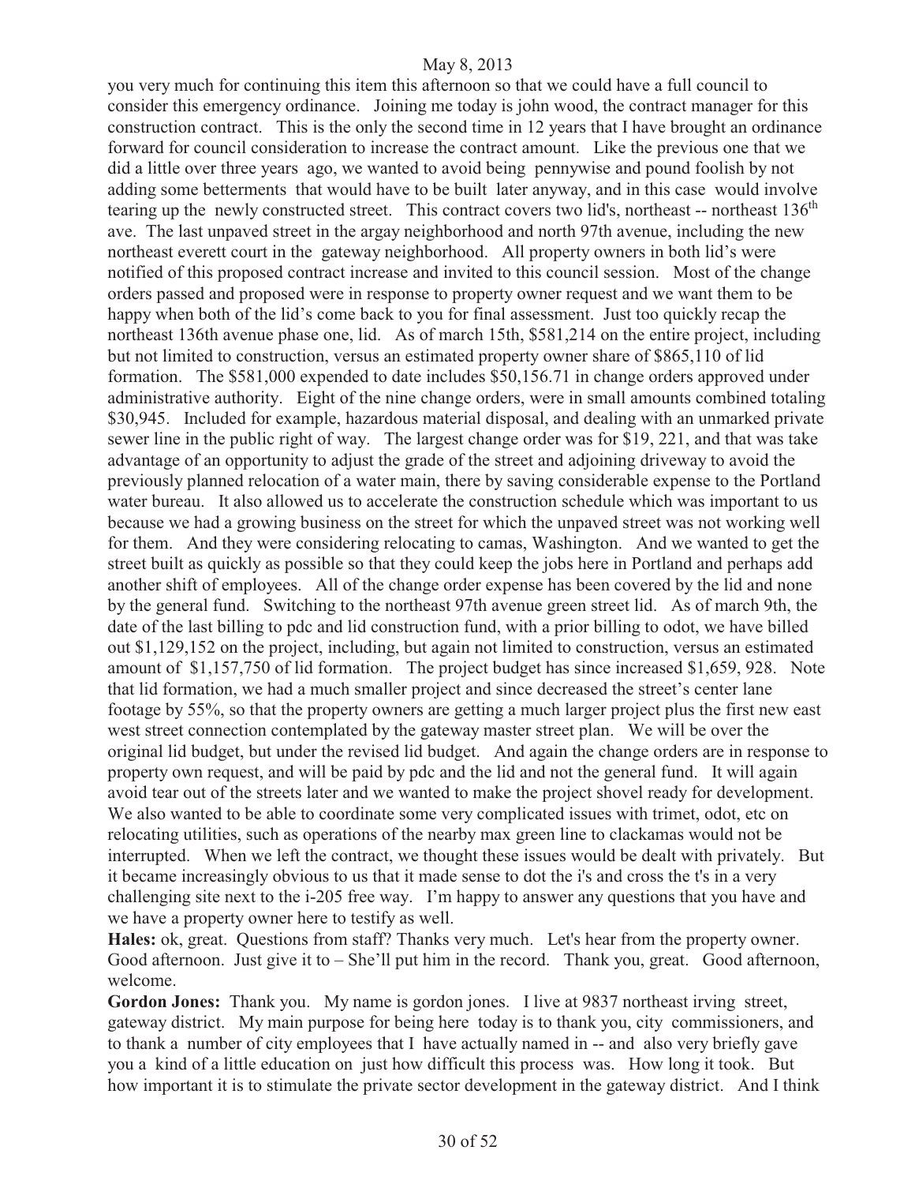you very much for continuing this item this afternoon so that we could have a full council to consider this emergency ordinance. Joining me today is john wood, the contract manager for this construction contract. This is the only the second time in 12 years that I have brought an ordinance forward for council consideration to increase the contract amount. Like the previous one that we did a little over three years ago, we wanted to avoid being pennywise and pound foolish by not adding some betterments that would have to be built later anyway, and in this case would involve tearing up the newly constructed street. This contract covers two lid's, northeast -- northeast 136th ave. The last unpaved street in the argay neighborhood and north 97th avenue, including the new northeast everett court in the gateway neighborhood. All property owners in both lid's were notified of this proposed contract increase and invited to this council session. Most of the change orders passed and proposed were in response to property owner request and we want them to be happy when both of the lid's come back to you for final assessment. Just too quickly recap the northeast 136th avenue phase one, lid. As of march 15th, $581,214 on the entire project, including but not limited to construction, versus an estimated property owner share of $865,110 of lid formation. The $581,000 expended to date includes $50,156.71 in change orders approved under administrative authority. Eight of the nine change orders, were in small amounts combined totaling $30,945. Included for example, hazardous material disposal, and dealing with an unmarked private sewer line in the public right of way. The largest change order was for $19, 221, and that was take advantage of an opportunity to adjust the grade of the street and adjoining driveway to avoid the previously planned relocation of a water main, there by saving considerable expense to the Portland water bureau. It also allowed us to accelerate the construction schedule which was important to us because we had a growing business on the street for which the unpaved street was not working well for them. And they were considering relocating to camas, Washington. And we wanted to get the street built as quickly as possible so that they could keep the jobs here in Portland and perhaps add another shift of employees. All of the change order expense has been covered by the lid and none by the general fund. Switching to the northeast 97th avenue green street lid. As of march 9th, the date of the last billing to pdc and lid construction fund, with a prior billing to odot, we have billed out $1,129,152 on the project, including, but again not limited to construction, versus an estimated amount of $1,157,750 of lid formation. The project budget has since increased $1,659, 928. Note that lid formation, we had a much smaller project and since decreased the street's center lane footage by 55%, so that the property owners are getting a much larger project plus the first new east west street connection contemplated by the gateway master street plan. We will be over the original lid budget, but under the revised lid budget. And again the change orders are in response to property own request, and will be paid by pdc and the lid and not the general fund. It will again avoid tear out of the streets later and we wanted to make the project shovel ready for development. We also wanted to be able to coordinate some very complicated issues with trimet, odot, etc on relocating utilities, such as operations of the nearby max green line to clackamas would not be interrupted. When we left the contract, we thought these issues would be dealt with privately. But it became increasingly obvious to us that it made sense to dot the i's and cross the t's in a very challenging site next to the i-205 free way. I'm happy to answer any questions that you have and we have a property owner here to testify as well.

**Hales:** ok, great. Questions from staff? Thanks very much. Let's hear from the property owner. Good afternoon. Just give it to – She'll put him in the record. Thank you, great. Good afternoon, welcome.

**Gordon Jones:** Thank you. My name is gordon jones. I live at 9837 northeast irving street, gateway district. My main purpose for being here today is to thank you, city commissioners, and to thank a number of city employees that I have actually named in -- and also very briefly gave you a kind of a little education on just how difficult this process was. How long it took. But how important it is to stimulate the private sector development in the gateway district. And I think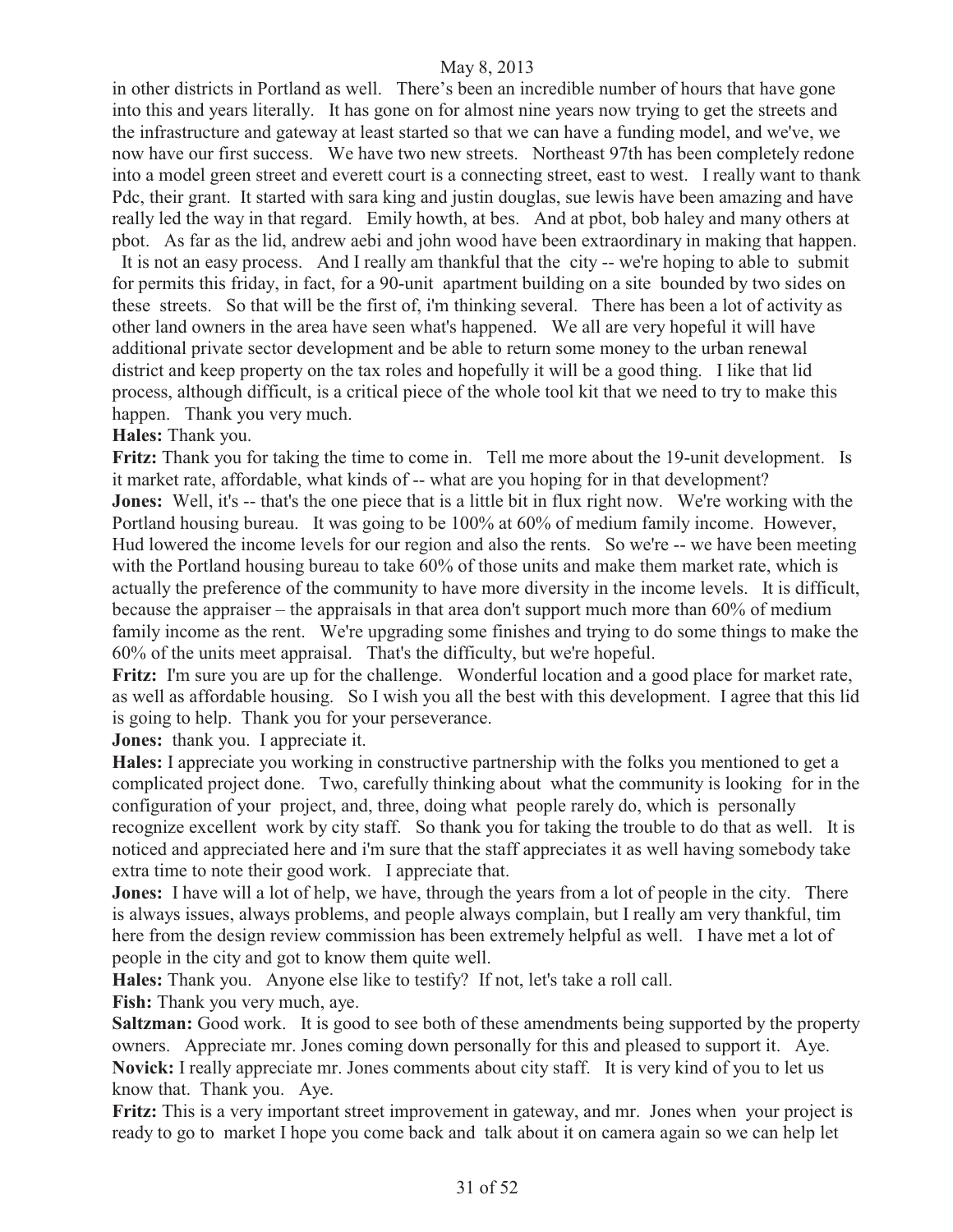in other districts in Portland as well. There's been an incredible number of hours that have gone into this and years literally. It has gone on for almost nine years now trying to get the streets and the infrastructure and gateway at least started so that we can have a funding model, and we've, we now have our first success. We have two new streets. Northeast 97th has been completely redone into a model green street and everett court is a connecting street, east to west. I really want to thank Pdc, their grant. It started with sara king and justin douglas, sue lewis have been amazing and have really led the way in that regard. Emily howth, at bes. And at pbot, bob haley and many others at pbot. As far as the lid, andrew aebi and john wood have been extraordinary in making that happen. It is not an easy process. And I really am thankful that the city -- we're hoping to able to submit for permits this friday, in fact, for a 90-unit apartment building on a site bounded by two sides on these streets. So that will be the first of, i'm thinking several. There has been a lot of activity as other land owners in the area have seen what's happened. We all are very hopeful it will have additional private sector development and be able to return some money to the urban renewal district and keep property on the tax roles and hopefully it will be a good thing. I like that lid process, although difficult, is a critical piece of the whole tool kit that we need to try to make this happen. Thank you very much.

**Hales:** Thank you.

**Fritz:** Thank you for taking the time to come in. Tell me more about the 19-unit development. Is it market rate, affordable, what kinds of -- what are you hoping for in that development?

**Jones:** Well, it's -- that's the one piece that is a little bit in flux right now. We're working with the Portland housing bureau. It was going to be 100% at 60% of medium family income. However, Hud lowered the income levels for our region and also the rents. So we're -- we have been meeting with the Portland housing bureau to take 60% of those units and make them market rate, which is actually the preference of the community to have more diversity in the income levels. It is difficult, because the appraiser – the appraisals in that area don't support much more than 60% of medium family income as the rent. We're upgrading some finishes and trying to do some things to make the 60% of the units meet appraisal. That's the difficulty, but we're hopeful.

**Fritz:** I'm sure you are up for the challenge. Wonderful location and a good place for market rate, as well as affordable housing. So I wish you all the best with this development. I agree that this lid is going to help. Thank you for your perseverance.

**Jones:** thank you. I appreciate it.

**Hales:** I appreciate you working in constructive partnership with the folks you mentioned to get a complicated project done. Two, carefully thinking about what the community is looking for in the configuration of your project, and, three, doing what people rarely do, which is personally recognize excellent work by city staff. So thank you for taking the trouble to do that as well. It is noticed and appreciated here and i'm sure that the staff appreciates it as well having somebody take extra time to note their good work. I appreciate that.

**Jones:** I have will a lot of help, we have, through the years from a lot of people in the city. There is always issues, always problems, and people always complain, but I really am very thankful, tim here from the design review commission has been extremely helpful as well. I have met a lot of people in the city and got to know them quite well.

**Hales:** Thank you. Anyone else like to testify? If not, let's take a roll call.

**Fish:** Thank you very much, aye.

**Saltzman:** Good work. It is good to see both of these amendments being supported by the property owners. Appreciate mr. Jones coming down personally for this and pleased to support it. Aye.

**Novick:** I really appreciate mr. Jones comments about city staff. It is very kind of you to let us know that. Thank you. Aye.

**Fritz:** This is a very important street improvement in gateway, and mr. Jones when your project is ready to go to market I hope you come back and talk about it on camera again so we can help let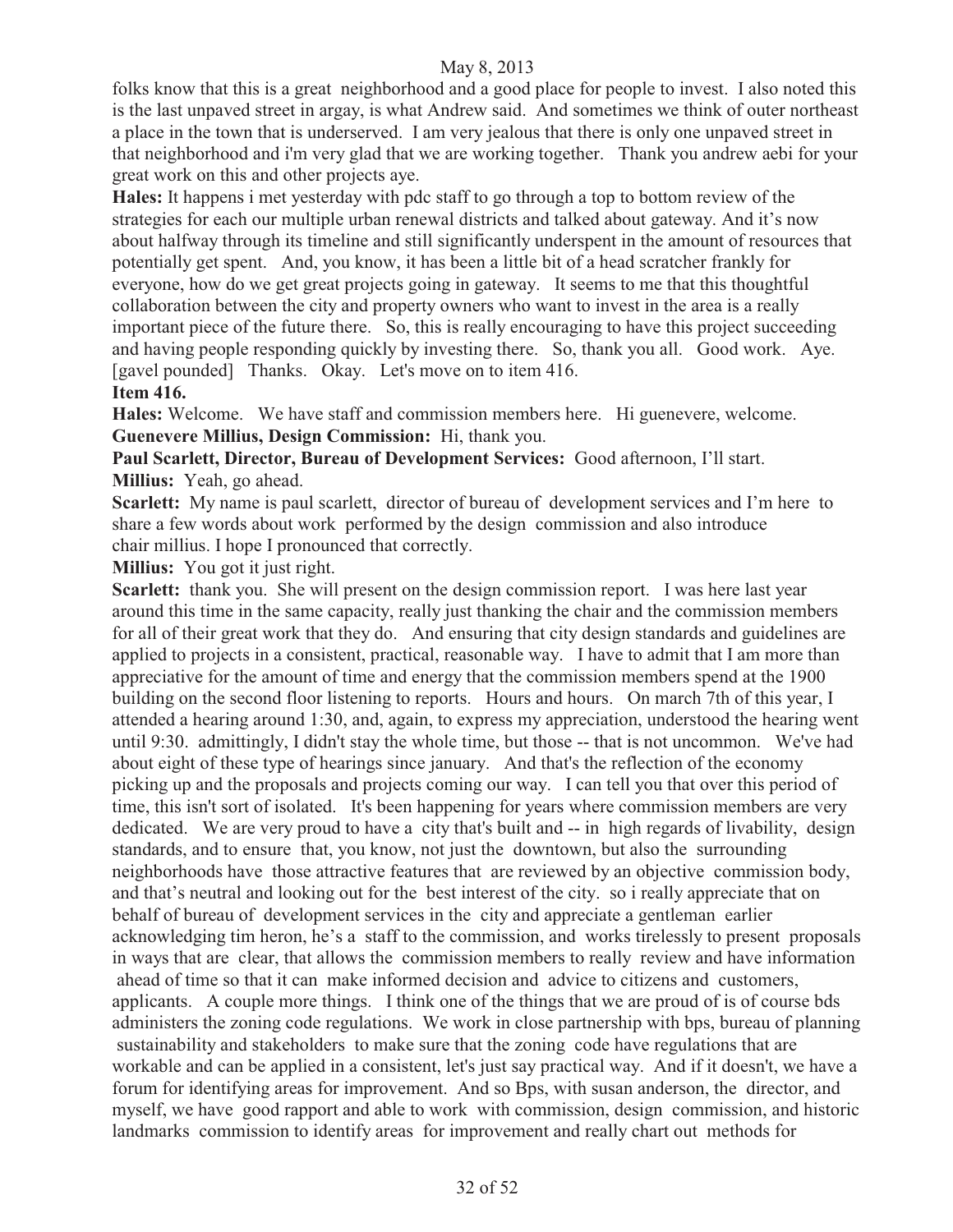folks know that this is a great neighborhood and a good place for people to invest. I also noted this is the last unpaved street in argay, is what Andrew said. And sometimes we think of outer northeast a place in the town that is underserved. I am very jealous that there is only one unpaved street in that neighborhood and i'm very glad that we are working together. Thank you andrew aebi for your great work on this and other projects aye.

**Hales:** It happens i met yesterday with pdc staff to go through a top to bottom review of the strategies for each our multiple urban renewal districts and talked about gateway. And it's now about halfway through its timeline and still significantly underspent in the amount of resources that potentially get spent. And, you know, it has been a little bit of a head scratcher frankly for everyone, how do we get great projects going in gateway. It seems to me that this thoughtful collaboration between the city and property owners who want to invest in the area is a really important piece of the future there. So, this is really encouraging to have this project succeeding and having people responding quickly by investing there. So, thank you all. Good work. Aye. [gavel pounded] Thanks. Okay. Let's move on to item 416.

**Item 416.**

**Hales:** Welcome. We have staff and commission members here. Hi guenevere, welcome.

**Guenevere Millius, Design Commission:** Hi, thank you.

**Paul Scarlett, Director, Bureau of Development Services:** Good afternoon, I'll start.

**Millius:** Yeah, go ahead.

**Scarlett:** My name is paul scarlett, director of bureau of development services and I'm here to share a few words about work performed by the design commission and also introduce chair millius. I hope I pronounced that correctly.

**Millius:** You got it just right.

**Scarlett:** thank you. She will present on the design commission report. I was here last year around this time in the same capacity, really just thanking the chair and the commission members for all of their great work that they do. And ensuring that city design standards and guidelines are applied to projects in a consistent, practical, reasonable way. I have to admit that I am more than appreciative for the amount of time and energy that the commission members spend at the 1900 building on the second floor listening to reports. Hours and hours. On march 7th of this year, I attended a hearing around 1:30, and, again, to express my appreciation, understood the hearing went until 9:30. admittingly, I didn't stay the whole time, but those -- that is not uncommon. We've had about eight of these type of hearings since january. And that's the reflection of the economy picking up and the proposals and projects coming our way. I can tell you that over this period of time, this isn't sort of isolated. It's been happening for years where commission members are very dedicated. We are very proud to have a city that's built and -- in high regards of livability, design standards, and to ensure that, you know, not just the downtown, but also the surrounding neighborhoods have those attractive features that are reviewed by an objective commission body, and that's neutral and looking out for the best interest of the city. so i really appreciate that on behalf of bureau of development services in the city and appreciate a gentleman earlier acknowledging tim heron, he's a staff to the commission, and works tirelessly to present proposals in ways that are clear, that allows the commission members to really review and have information ahead of time so that it can make informed decision and advice to citizens and customers, applicants. A couple more things. I think one of the things that we are proud of is of course bds administers the zoning code regulations. We work in close partnership with bps, bureau of planning sustainability and stakeholders to make sure that the zoning code have regulations that are workable and can be applied in a consistent, let's just say practical way. And if it doesn't, we have a forum for identifying areas for improvement. And so Bps, with susan anderson, the director, and myself, we have good rapport and able to work with commission, design commission, and historic landmarks commission to identify areas for improvement and really chart out methods for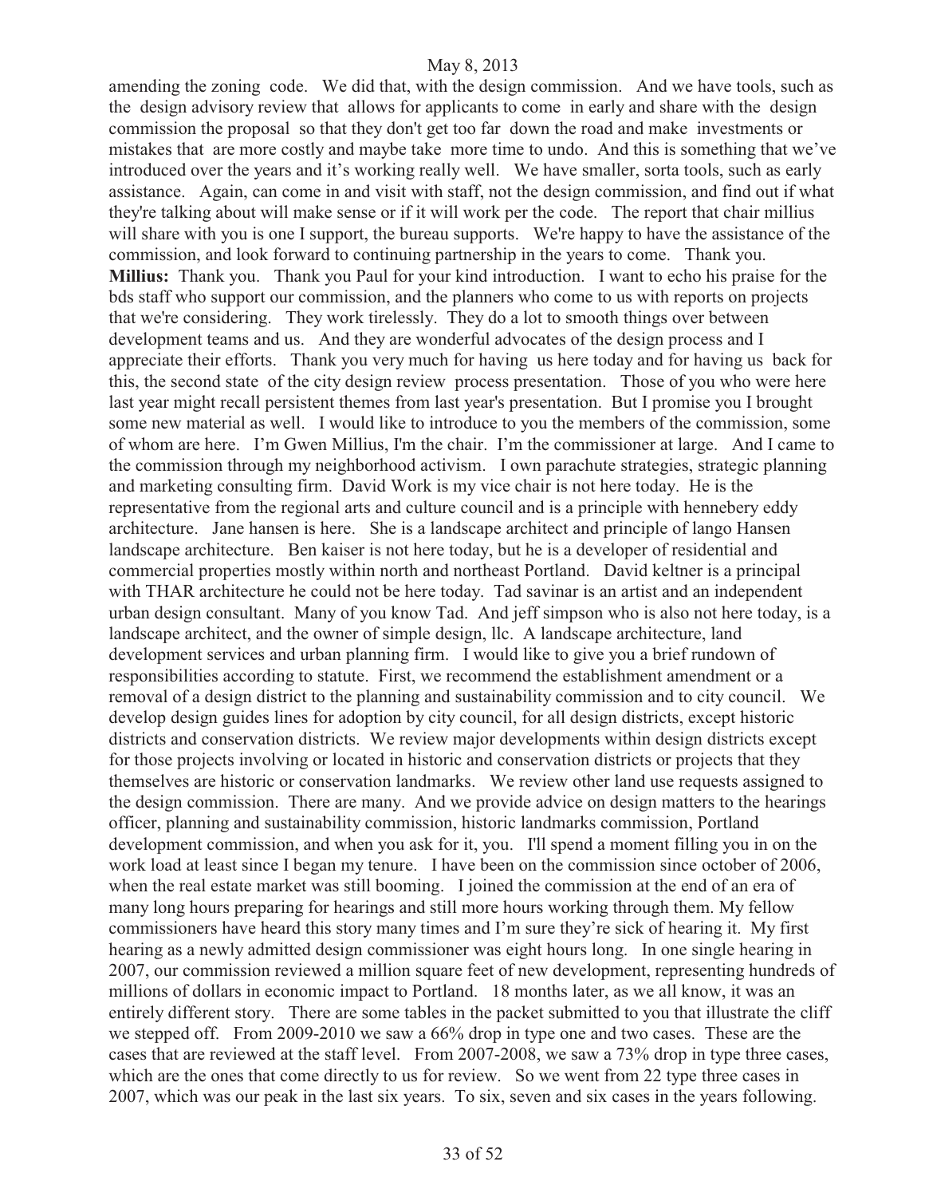amending the zoning code. We did that, with the design commission. And we have tools, such as the design advisory review that allows for applicants to come in early and share with the design commission the proposal so that they don't get too far down the road and make investments or mistakes that are more costly and maybe take more time to undo. And this is something that we've introduced over the years and it's working really well. We have smaller, sorta tools, such as early assistance. Again, can come in and visit with staff, not the design commission, and find out if what they're talking about will make sense or if it will work per the code. The report that chair millius will share with you is one I support, the bureau supports. We're happy to have the assistance of the commission, and look forward to continuing partnership in the years to come. Thank you.

**Millius:** Thank you. Thank you Paul for your kind introduction. I want to echo his praise for the bds staff who support our commission, and the planners who come to us with reports on projects that we're considering. They work tirelessly. They do a lot to smooth things over between development teams and us. And they are wonderful advocates of the design process and I appreciate their efforts. Thank you very much for having us here today and for having us back for this, the second state of the city design review process presentation. Those of you who were here last year might recall persistent themes from last year's presentation. But I promise you I brought some new material as well. I would like to introduce to you the members of the commission, some of whom are here. I'm Gwen Millius, I'm the chair. I'm the commissioner at large. And I came to the commission through my neighborhood activism. I own parachute strategies, strategic planning and marketing consulting firm. David Work is my vice chair is not here today. He is the representative from the regional arts and culture council and is a principle with hennebery eddy architecture. Jane hansen is here. She is a landscape architect and principle of lango Hansen landscape architecture. Ben kaiser is not here today, but he is a developer of residential and commercial properties mostly within north and northeast Portland. David keltner is a principal with THAR architecture he could not be here today. Tad savinar is an artist and an independent urban design consultant. Many of you know Tad. And jeff simpson who is also not here today, is a landscape architect, and the owner of simple design, llc. A landscape architecture, land development services and urban planning firm. I would like to give you a brief rundown of responsibilities according to statute. First, we recommend the establishment amendment or a removal of a design district to the planning and sustainability commission and to city council. We develop design guides lines for adoption by city council, for all design districts, except historic districts and conservation districts. We review major developments within design districts except for those projects involving or located in historic and conservation districts or projects that they themselves are historic or conservation landmarks. We review other land use requests assigned to the design commission. There are many. And we provide advice on design matters to the hearings officer, planning and sustainability commission, historic landmarks commission, Portland development commission, and when you ask for it, you. I'll spend a moment filling you in on the work load at least since I began my tenure. I have been on the commission since october of 2006, when the real estate market was still booming. I joined the commission at the end of an era of many long hours preparing for hearings and still more hours working through them. My fellow commissioners have heard this story many times and I'm sure they're sick of hearing it. My first hearing as a newly admitted design commissioner was eight hours long. In one single hearing in 2007, our commission reviewed a million square feet of new development, representing hundreds of millions of dollars in economic impact to Portland. 18 months later, as we all know, it was an entirely different story. There are some tables in the packet submitted to you that illustrate the cliff we stepped off. From 2009-2010 we saw a 66% drop in type one and two cases. These are the cases that are reviewed at the staff level. From 2007-2008, we saw a 73% drop in type three cases, which are the ones that come directly to us for review. So we went from 22 type three cases in 2007, which was our peak in the last six years. To six, seven and six cases in the years following.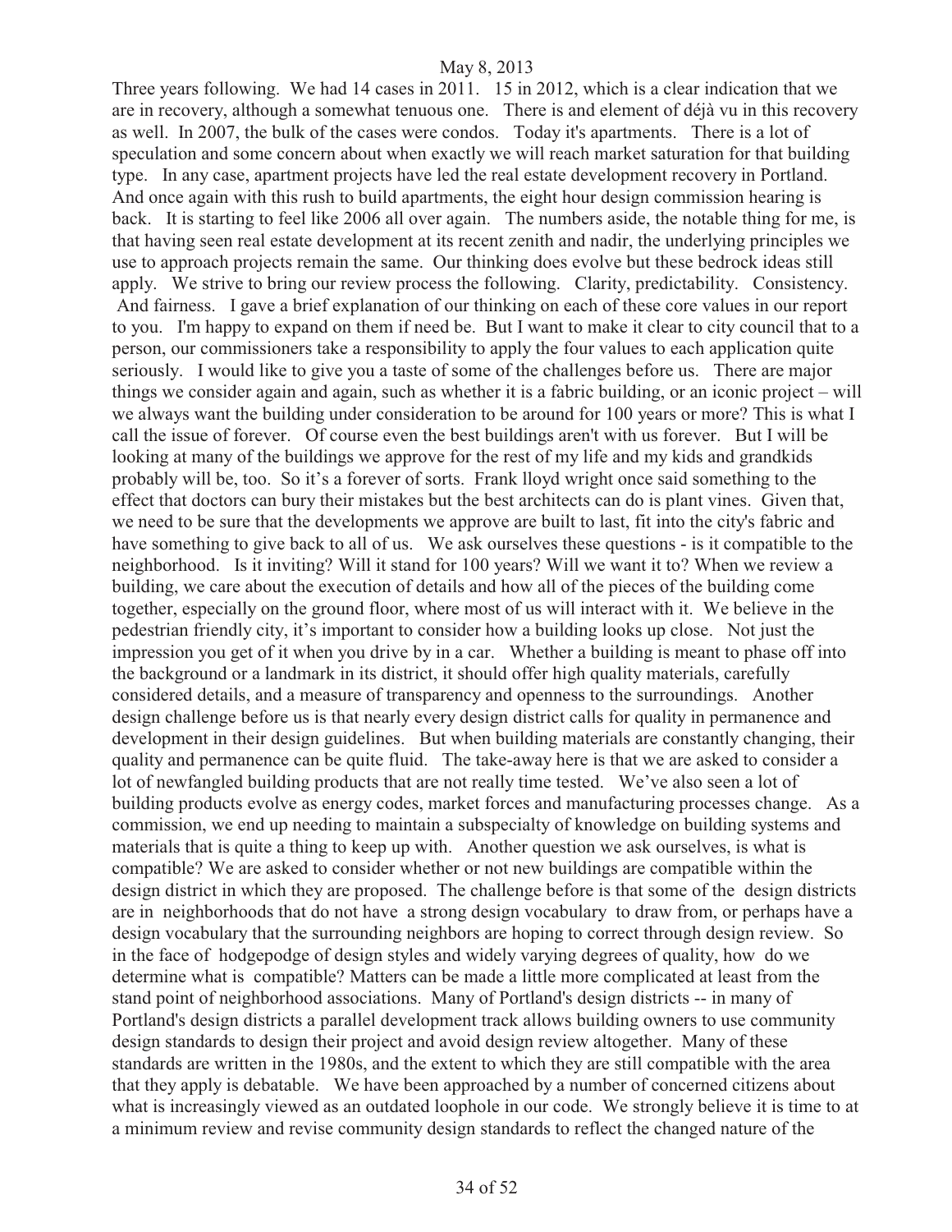Three years following. We had 14 cases in 2011. 15 in 2012, which is a clear indication that we are in recovery, although a somewhat tenuous one. There is and element of déjà vu in this recovery as well. In 2007, the bulk of the cases were condos. Today it's apartments. There is a lot of speculation and some concern about when exactly we will reach market saturation for that building type. In any case, apartment projects have led the real estate development recovery in Portland. And once again with this rush to build apartments, the eight hour design commission hearing is back. It is starting to feel like 2006 all over again. The numbers aside, the notable thing for me, is that having seen real estate development at its recent zenith and nadir, the underlying principles we use to approach projects remain the same. Our thinking does evolve but these bedrock ideas still apply. We strive to bring our review process the following. Clarity, predictability. Consistency. And fairness. I gave a brief explanation of our thinking on each of these core values in our report to you. I'm happy to expand on them if need be. But I want to make it clear to city council that to a person, our commissioners take a responsibility to apply the four values to each application quite seriously. I would like to give you a taste of some of the challenges before us. There are major things we consider again and again, such as whether it is a fabric building, or an iconic project – will we always want the building under consideration to be around for 100 years or more? This is what I call the issue of forever. Of course even the best buildings aren't with us forever. But I will be looking at many of the buildings we approve for the rest of my life and my kids and grandkids probably will be, too. So it's a forever of sorts. Frank lloyd wright once said something to the effect that doctors can bury their mistakes but the best architects can do is plant vines. Given that, we need to be sure that the developments we approve are built to last, fit into the city's fabric and have something to give back to all of us. We ask ourselves these questions - is it compatible to the neighborhood. Is it inviting? Will it stand for 100 years? Will we want it to? When we review a building, we care about the execution of details and how all of the pieces of the building come together, especially on the ground floor, where most of us will interact with it. We believe in the pedestrian friendly city, it's important to consider how a building looks up close. Not just the impression you get of it when you drive by in a car. Whether a building is meant to phase off into the background or a landmark in its district, it should offer high quality materials, carefully considered details, and a measure of transparency and openness to the surroundings. Another design challenge before us is that nearly every design district calls for quality in permanence and development in their design guidelines. But when building materials are constantly changing, their quality and permanence can be quite fluid. The take-away here is that we are asked to consider a lot of newfangled building products that are not really time tested. We've also seen a lot of building products evolve as energy codes, market forces and manufacturing processes change. As a commission, we end up needing to maintain a subspecialty of knowledge on building systems and materials that is quite a thing to keep up with. Another question we ask ourselves, is what is compatible? We are asked to consider whether or not new buildings are compatible within the design district in which they are proposed. The challenge before is that some of the design districts are in neighborhoods that do not have a strong design vocabulary to draw from, or perhaps have a design vocabulary that the surrounding neighbors are hoping to correct through design review. So in the face of hodgepodge of design styles and widely varying degrees of quality, how do we determine what is compatible? Matters can be made a little more complicated at least from the stand point of neighborhood associations. Many of Portland's design districts -- in many of Portland's design districts a parallel development track allows building owners to use community design standards to design their project and avoid design review altogether. Many of these standards are written in the 1980s, and the extent to which they are still compatible with the area that they apply is debatable. We have been approached by a number of concerned citizens about what is increasingly viewed as an outdated loophole in our code. We strongly believe it is time to at a minimum review and revise community design standards to reflect the changed nature of the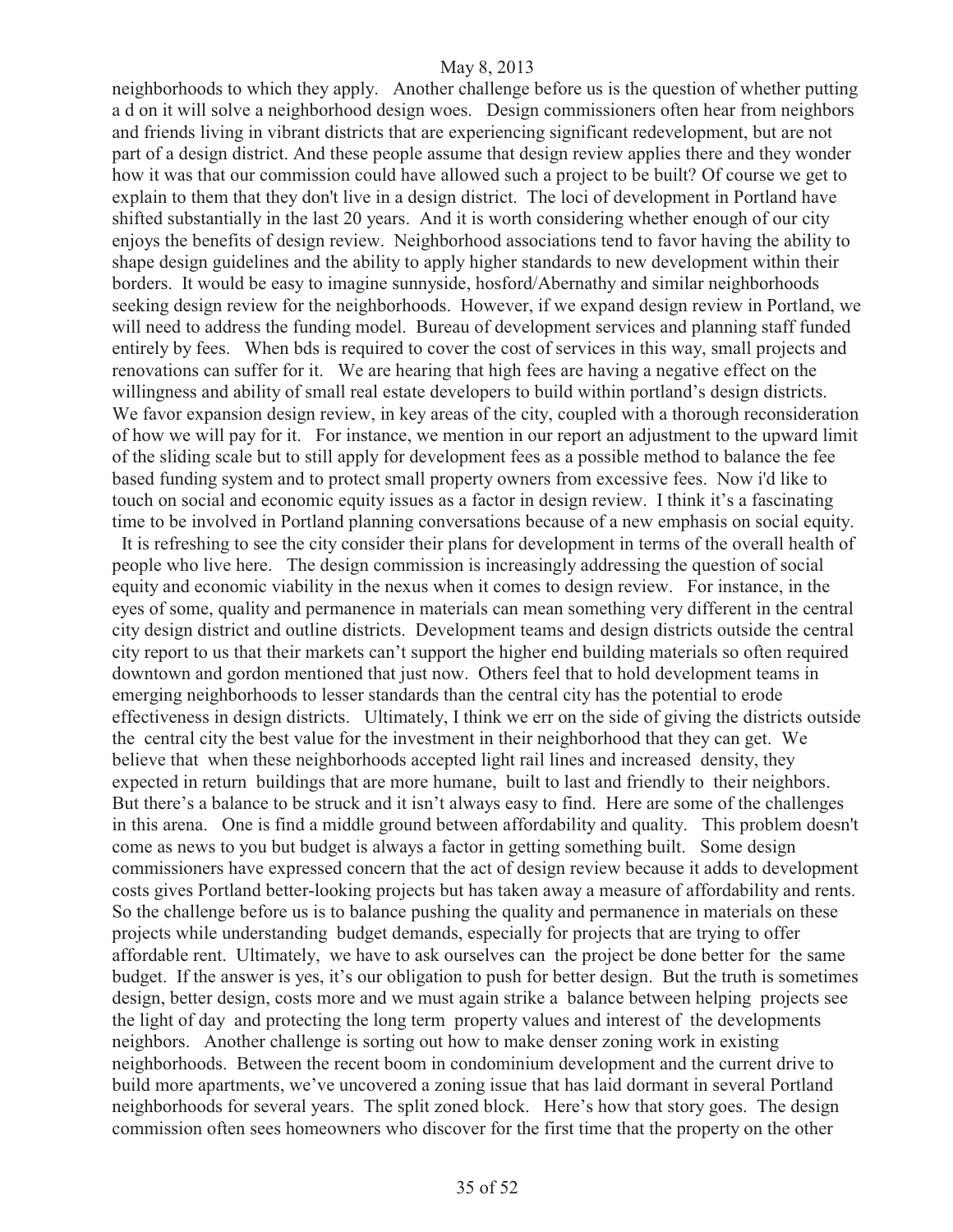neighborhoods to which they apply. Another challenge before us is the question of whether putting a d on it will solve a neighborhood design woes. Design commissioners often hear from neighbors and friends living in vibrant districts that are experiencing significant redevelopment, but are not part of a design district. And these people assume that design review applies there and they wonder how it was that our commission could have allowed such a project to be built? Of course we get to explain to them that they don't live in a design district. The loci of development in Portland have shifted substantially in the last 20 years. And it is worth considering whether enough of our city enjoys the benefits of design review. Neighborhood associations tend to favor having the ability to shape design guidelines and the ability to apply higher standards to new development within their borders. It would be easy to imagine sunnyside, hosford/Abernathy and similar neighborhoods seeking design review for the neighborhoods. However, if we expand design review in Portland, we will need to address the funding model. Bureau of development services and planning staff funded entirely by fees. When bds is required to cover the cost of services in this way, small projects and renovations can suffer for it. We are hearing that high fees are having a negative effect on the willingness and ability of small real estate developers to build within portland's design districts. We favor expansion design review, in key areas of the city, coupled with a thorough reconsideration of how we will pay for it. For instance, we mention in our report an adjustment to the upward limit of the sliding scale but to still apply for development fees as a possible method to balance the fee based funding system and to protect small property owners from excessive fees. Now i'd like to touch on social and economic equity issues as a factor in design review. I think it's a fascinating time to be involved in Portland planning conversations because of a new emphasis on social equity. It is refreshing to see the city consider their plans for development in terms of the overall health of people who live here. The design commission is increasingly addressing the question of social equity and economic viability in the nexus when it comes to design review. For instance, in the eyes of some, quality and permanence in materials can mean something very different in the central city design district and outline districts. Development teams and design districts outside the central city report to us that their markets can't support the higher end building materials so often required downtown and gordon mentioned that just now. Others feel that to hold development teams in emerging neighborhoods to lesser standards than the central city has the potential to erode effectiveness in design districts. Ultimately, I think we err on the side of giving the districts outside the central city the best value for the investment in their neighborhood that they can get. We believe that when these neighborhoods accepted light rail lines and increased density, they expected in return buildings that are more humane, built to last and friendly to their neighbors. But there's a balance to be struck and it isn't always easy to find. Here are some of the challenges in this arena. One is find a middle ground between affordability and quality. This problem doesn't come as news to you but budget is always a factor in getting something built. Some design commissioners have expressed concern that the act of design review because it adds to development costs gives Portland better-looking projects but has taken away a measure of affordability and rents. So the challenge before us is to balance pushing the quality and permanence in materials on these projects while understanding budget demands, especially for projects that are trying to offer affordable rent. Ultimately, we have to ask ourselves can the project be done better for the same budget. If the answer is yes, it's our obligation to push for better design. But the truth is sometimes design, better design, costs more and we must again strike a balance between helping projects see the light of day and protecting the long term property values and interest of the developments neighbors. Another challenge is sorting out how to make denser zoning work in existing neighborhoods. Between the recent boom in condominium development and the current drive to build more apartments, we've uncovered a zoning issue that has laid dormant in several Portland neighborhoods for several years. The split zoned block. Here's how that story goes. The design commission often sees homeowners who discover for the first time that the property on the other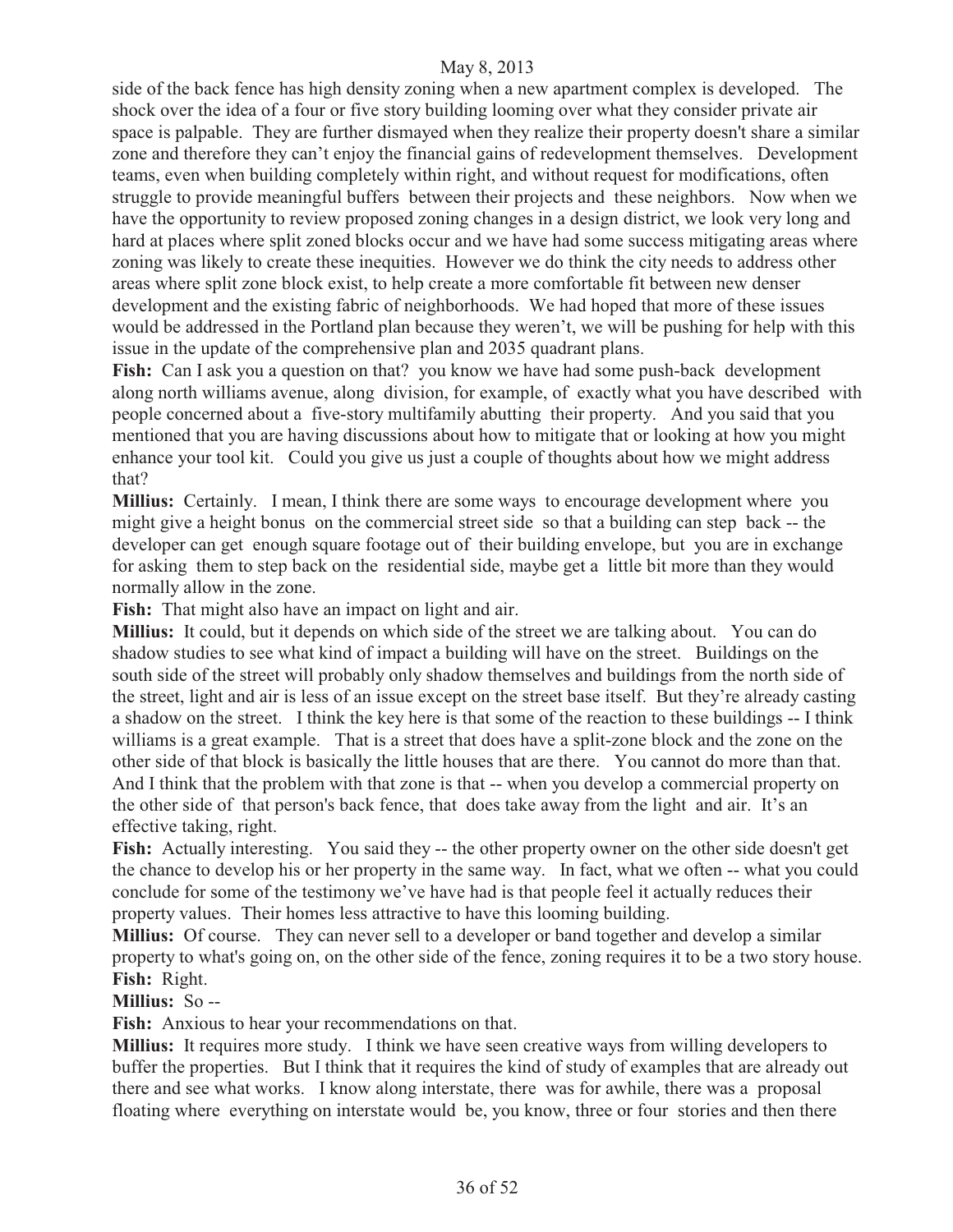side of the back fence has high density zoning when a new apartment complex is developed. The shock over the idea of a four or five story building looming over what they consider private air space is palpable. They are further dismayed when they realize their property doesn't share a similar zone and therefore they can't enjoy the financial gains of redevelopment themselves. Development teams, even when building completely within right, and without request for modifications, often struggle to provide meaningful buffers between their projects and these neighbors. Now when we have the opportunity to review proposed zoning changes in a design district, we look very long and hard at places where split zoned blocks occur and we have had some success mitigating areas where zoning was likely to create these inequities. However we do think the city needs to address other areas where split zone block exist, to help create a more comfortable fit between new denser development and the existing fabric of neighborhoods. We had hoped that more of these issues would be addressed in the Portland plan because they weren't, we will be pushing for help with this issue in the update of the comprehensive plan and 2035 quadrant plans.

**Fish:** Can I ask you a question on that? you know we have had some push-back development along north williams avenue, along division, for example, of exactly what you have described with people concerned about a five-story multifamily abutting their property. And you said that you mentioned that you are having discussions about how to mitigate that or looking at how you might enhance your tool kit. Could you give us just a couple of thoughts about how we might address that?

**Millius:** Certainly. I mean, I think there are some ways to encourage development where you might give a height bonus on the commercial street side so that a building can step back -- the developer can get enough square footage out of their building envelope, but you are in exchange for asking them to step back on the residential side, maybe get a little bit more than they would normally allow in the zone.

**Fish:** That might also have an impact on light and air.

**Millius:** It could, but it depends on which side of the street we are talking about. You can do shadow studies to see what kind of impact a building will have on the street. Buildings on the south side of the street will probably only shadow themselves and buildings from the north side of the street, light and air is less of an issue except on the street base itself. But they're already casting a shadow on the street. I think the key here is that some of the reaction to these buildings -- I think williams is a great example. That is a street that does have a split-zone block and the zone on the other side of that block is basically the little houses that are there. You cannot do more than that. And I think that the problem with that zone is that -- when you develop a commercial property on the other side of that person's back fence, that does take away from the light and air. It's an effective taking, right.

**Fish:** Actually interesting. You said they -- the other property owner on the other side doesn't get the chance to develop his or her property in the same way. In fact, what we often -- what you could conclude for some of the testimony we've have had is that people feel it actually reduces their property values. Their homes less attractive to have this looming building.

**Millius:** Of course. They can never sell to a developer or band together and develop a similar property to what's going on, on the other side of the fence, zoning requires it to be a two story house.

**Fish:** Right.

**Millius:** So --

**Fish:** Anxious to hear your recommendations on that.

**Millius:** It requires more study. I think we have seen creative ways from willing developers to buffer the properties. But I think that it requires the kind of study of examples that are already out there and see what works. I know along interstate, there was for awhile, there was a proposal floating where everything on interstate would be, you know, three or four stories and then there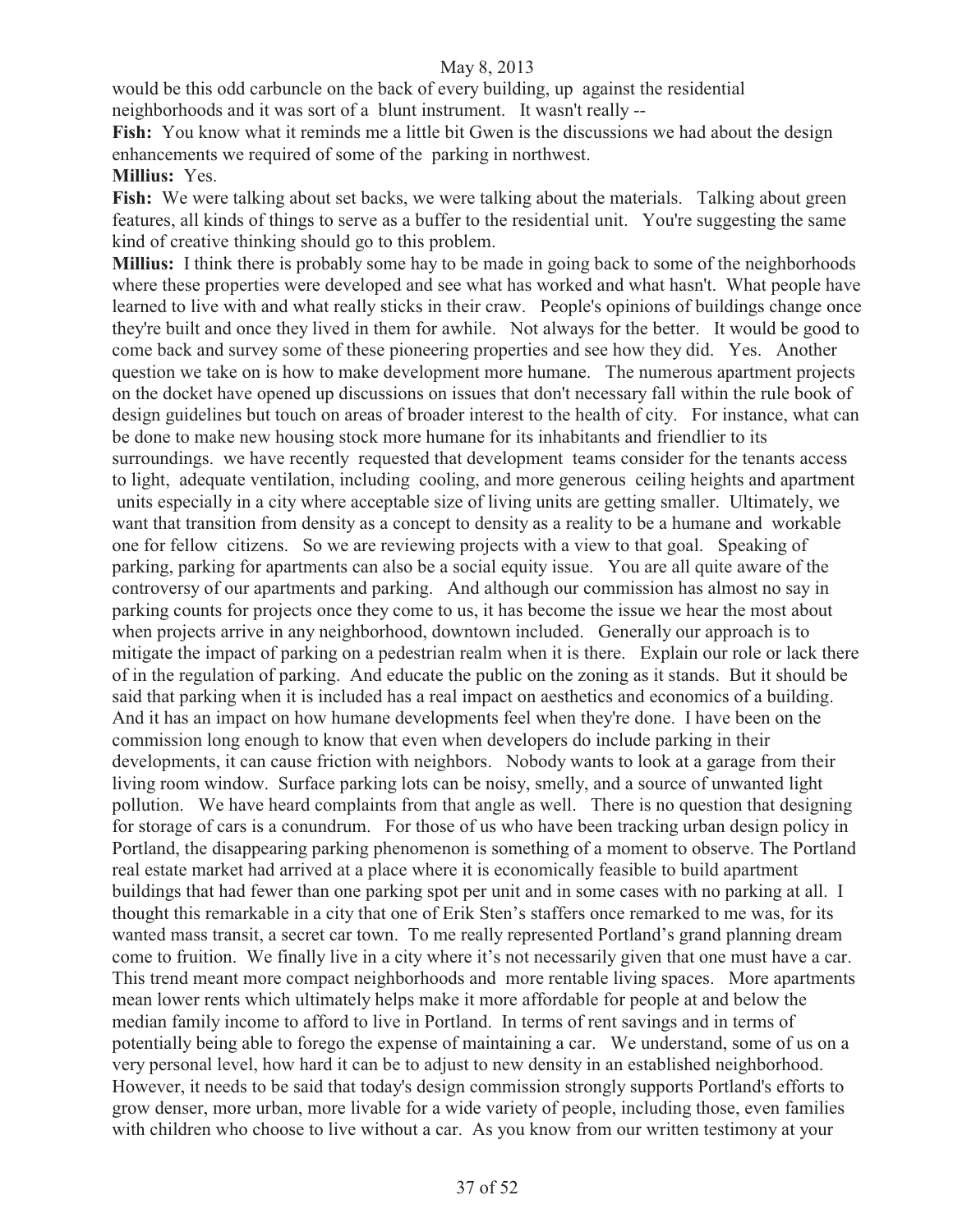would be this odd carbuncle on the back of every building, up against the residential neighborhoods and it was sort of a blunt instrument. It wasn't really --

**Fish:** You know what it reminds me a little bit Gwen is the discussions we had about the design enhancements we required of some of the parking in northwest.

**Millius:** Yes.

**Fish:** We were talking about set backs, we were talking about the materials. Talking about green features, all kinds of things to serve as a buffer to the residential unit. You're suggesting the same kind of creative thinking should go to this problem.

**Millius:** I think there is probably some hay to be made in going back to some of the neighborhoods where these properties were developed and see what has worked and what hasn't. What people have learned to live with and what really sticks in their craw. People's opinions of buildings change once they're built and once they lived in them for awhile. Not always for the better. It would be good to come back and survey some of these pioneering properties and see how they did. Yes. Another question we take on is how to make development more humane. The numerous apartment projects on the docket have opened up discussions on issues that don't necessary fall within the rule book of design guidelines but touch on areas of broader interest to the health of city. For instance, what can be done to make new housing stock more humane for its inhabitants and friendlier to its surroundings. we have recently requested that development teams consider for the tenants access to light, adequate ventilation, including cooling, and more generous ceiling heights and apartment units especially in a city where acceptable size of living units are getting smaller. Ultimately, we want that transition from density as a concept to density as a reality to be a humane and workable one for fellow citizens. So we are reviewing projects with a view to that goal. Speaking of parking, parking for apartments can also be a social equity issue. You are all quite aware of the controversy of our apartments and parking. And although our commission has almost no say in parking counts for projects once they come to us, it has become the issue we hear the most about when projects arrive in any neighborhood, downtown included. Generally our approach is to mitigate the impact of parking on a pedestrian realm when it is there. Explain our role or lack there of in the regulation of parking. And educate the public on the zoning as it stands. But it should be said that parking when it is included has a real impact on aesthetics and economics of a building. And it has an impact on how humane developments feel when they're done. I have been on the commission long enough to know that even when developers do include parking in their developments, it can cause friction with neighbors. Nobody wants to look at a garage from their living room window. Surface parking lots can be noisy, smelly, and a source of unwanted light pollution. We have heard complaints from that angle as well. There is no question that designing for storage of cars is a conundrum. For those of us who have been tracking urban design policy in Portland, the disappearing parking phenomenon is something of a moment to observe. The Portland real estate market had arrived at a place where it is economically feasible to build apartment buildings that had fewer than one parking spot per unit and in some cases with no parking at all. I thought this remarkable in a city that one of Erik Sten's staffers once remarked to me was, for its wanted mass transit, a secret car town. To me really represented Portland's grand planning dream come to fruition. We finally live in a city where it's not necessarily given that one must have a car. This trend meant more compact neighborhoods and more rentable living spaces. More apartments mean lower rents which ultimately helps make it more affordable for people at and below the median family income to afford to live in Portland. In terms of rent savings and in terms of potentially being able to forego the expense of maintaining a car. We understand, some of us on a very personal level, how hard it can be to adjust to new density in an established neighborhood. However, it needs to be said that today's design commission strongly supports Portland's efforts to grow denser, more urban, more livable for a wide variety of people, including those, even families with children who choose to live without a car. As you know from our written testimony at your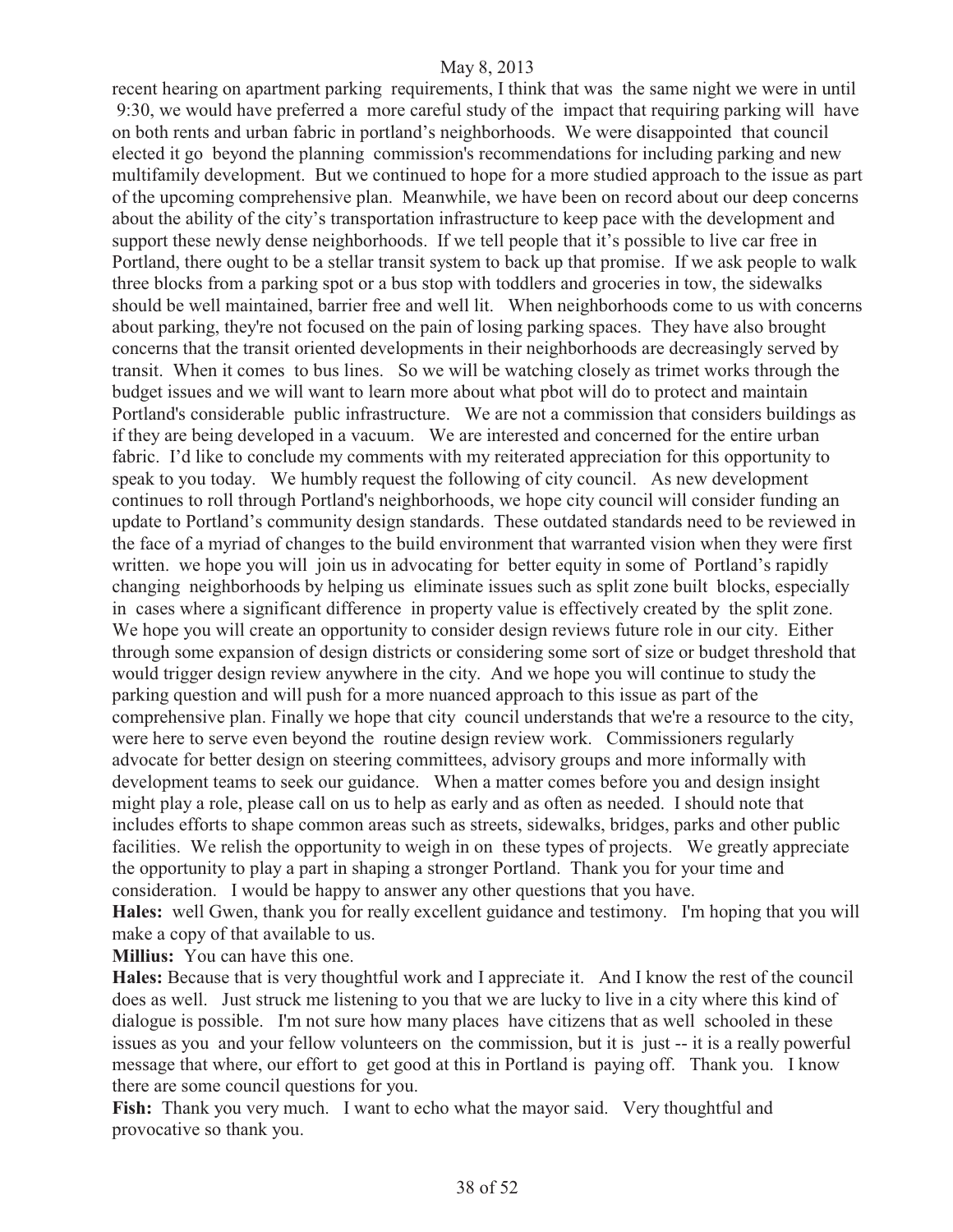recent hearing on apartment parking requirements, I think that was the same night we were in until 9:30, we would have preferred a more careful study of the impact that requiring parking will have on both rents and urban fabric in portland's neighborhoods. We were disappointed that council elected it go beyond the planning commission's recommendations for including parking and new multifamily development. But we continued to hope for a more studied approach to the issue as part of the upcoming comprehensive plan. Meanwhile, we have been on record about our deep concerns about the ability of the city's transportation infrastructure to keep pace with the development and support these newly dense neighborhoods. If we tell people that it's possible to live car free in Portland, there ought to be a stellar transit system to back up that promise. If we ask people to walk three blocks from a parking spot or a bus stop with toddlers and groceries in tow, the sidewalks should be well maintained, barrier free and well lit. When neighborhoods come to us with concerns about parking, they're not focused on the pain of losing parking spaces. They have also brought concerns that the transit oriented developments in their neighborhoods are decreasingly served by transit. When it comes to bus lines. So we will be watching closely as trimet works through the budget issues and we will want to learn more about what pbot will do to protect and maintain Portland's considerable public infrastructure. We are not a commission that considers buildings as if they are being developed in a vacuum. We are interested and concerned for the entire urban fabric. I'd like to conclude my comments with my reiterated appreciation for this opportunity to speak to you today. We humbly request the following of city council. As new development continues to roll through Portland's neighborhoods, we hope city council will consider funding an update to Portland's community design standards. These outdated standards need to be reviewed in the face of a myriad of changes to the build environment that warranted vision when they were first written. we hope you will join us in advocating for better equity in some of Portland's rapidly changing neighborhoods by helping us eliminate issues such as split zone built blocks, especially in cases where a significant difference in property value is effectively created by the split zone. We hope you will create an opportunity to consider design reviews future role in our city. Either through some expansion of design districts or considering some sort of size or budget threshold that would trigger design review anywhere in the city. And we hope you will continue to study the parking question and will push for a more nuanced approach to this issue as part of the comprehensive plan. Finally we hope that city council understands that we're a resource to the city, were here to serve even beyond the routine design review work. Commissioners regularly advocate for better design on steering committees, advisory groups and more informally with development teams to seek our guidance. When a matter comes before you and design insight might play a role, please call on us to help as early and as often as needed. I should note that includes efforts to shape common areas such as streets, sidewalks, bridges, parks and other public facilities. We relish the opportunity to weigh in on these types of projects. We greatly appreciate the opportunity to play a part in shaping a stronger Portland. Thank you for your time and consideration. I would be happy to answer any other questions that you have.

**Hales:** well Gwen, thank you for really excellent guidance and testimony. I'm hoping that you will make a copy of that available to us.

**Millius:** You can have this one.

**Hales:** Because that is very thoughtful work and I appreciate it. And I know the rest of the council does as well. Just struck me listening to you that we are lucky to live in a city where this kind of dialogue is possible. I'm not sure how many places have citizens that as well schooled in these issues as you and your fellow volunteers on the commission, but it is just -- it is a really powerful message that where, our effort to get good at this in Portland is paying off. Thank you. I know there are some council questions for you.

**Fish:** Thank you very much. I want to echo what the mayor said. Very thoughtful and provocative so thank you.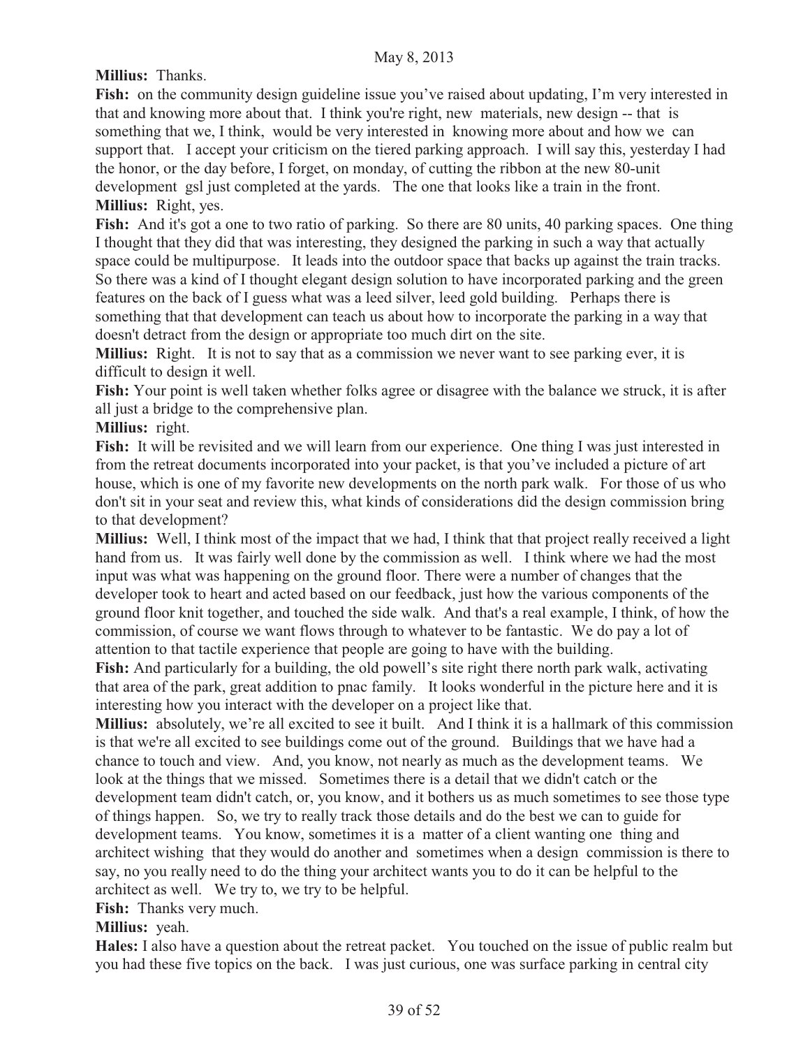**Millius:** Thanks.

**Fish:** on the community design guideline issue you've raised about updating, I'm very interested in that and knowing more about that. I think you're right, new materials, new design -- that is something that we, I think, would be very interested in knowing more about and how we can support that. I accept your criticism on the tiered parking approach. I will say this, yesterday I had the honor, or the day before, I forget, on monday, of cutting the ribbon at the new 80-unit development gsl just completed at the yards. The one that looks like a train in the front.

**Millius:** Right, yes.

**Fish:** And it's got a one to two ratio of parking. So there are 80 units, 40 parking spaces. One thing I thought that they did that was interesting, they designed the parking in such a way that actually space could be multipurpose. It leads into the outdoor space that backs up against the train tracks. So there was a kind of I thought elegant design solution to have incorporated parking and the green features on the back of I guess what was a leed silver, leed gold building. Perhaps there is something that that development can teach us about how to incorporate the parking in a way that doesn't detract from the design or appropriate too much dirt on the site.

**Millius:** Right. It is not to say that as a commission we never want to see parking ever, it is difficult to design it well.

**Fish:** Your point is well taken whether folks agree or disagree with the balance we struck, it is after all just a bridge to the comprehensive plan.

**Millius:** right.

**Fish:** It will be revisited and we will learn from our experience. One thing I was just interested in from the retreat documents incorporated into your packet, is that you've included a picture of art house, which is one of my favorite new developments on the north park walk. For those of us who don't sit in your seat and review this, what kinds of considerations did the design commission bring to that development?

**Millius:** Well, I think most of the impact that we had, I think that that project really received a light hand from us. It was fairly well done by the commission as well. I think where we had the most input was what was happening on the ground floor. There were a number of changes that the developer took to heart and acted based on our feedback, just how the various components of the ground floor knit together, and touched the side walk. And that's a real example, I think, of how the commission, of course we want flows through to whatever to be fantastic. We do pay a lot of attention to that tactile experience that people are going to have with the building.

**Fish:** And particularly for a building, the old powell's site right there north park walk, activating that area of the park, great addition to pnac family. It looks wonderful in the picture here and it is interesting how you interact with the developer on a project like that.

**Millius:** absolutely, we're all excited to see it built. And I think it is a hallmark of this commission is that we're all excited to see buildings come out of the ground. Buildings that we have had a chance to touch and view. And, you know, not nearly as much as the development teams. We look at the things that we missed. Sometimes there is a detail that we didn't catch or the development team didn't catch, or, you know, and it bothers us as much sometimes to see those type of things happen. So, we try to really track those details and do the best we can to guide for development teams. You know, sometimes it is a matter of a client wanting one thing and architect wishing that they would do another and sometimes when a design commission is there to say, no you really need to do the thing your architect wants you to do it can be helpful to the architect as well. We try to, we try to be helpful.

**Fish:** Thanks very much.

**Millius:** yeah.

**Hales:** I also have a question about the retreat packet. You touched on the issue of public realm but you had these five topics on the back. I was just curious, one was surface parking in central city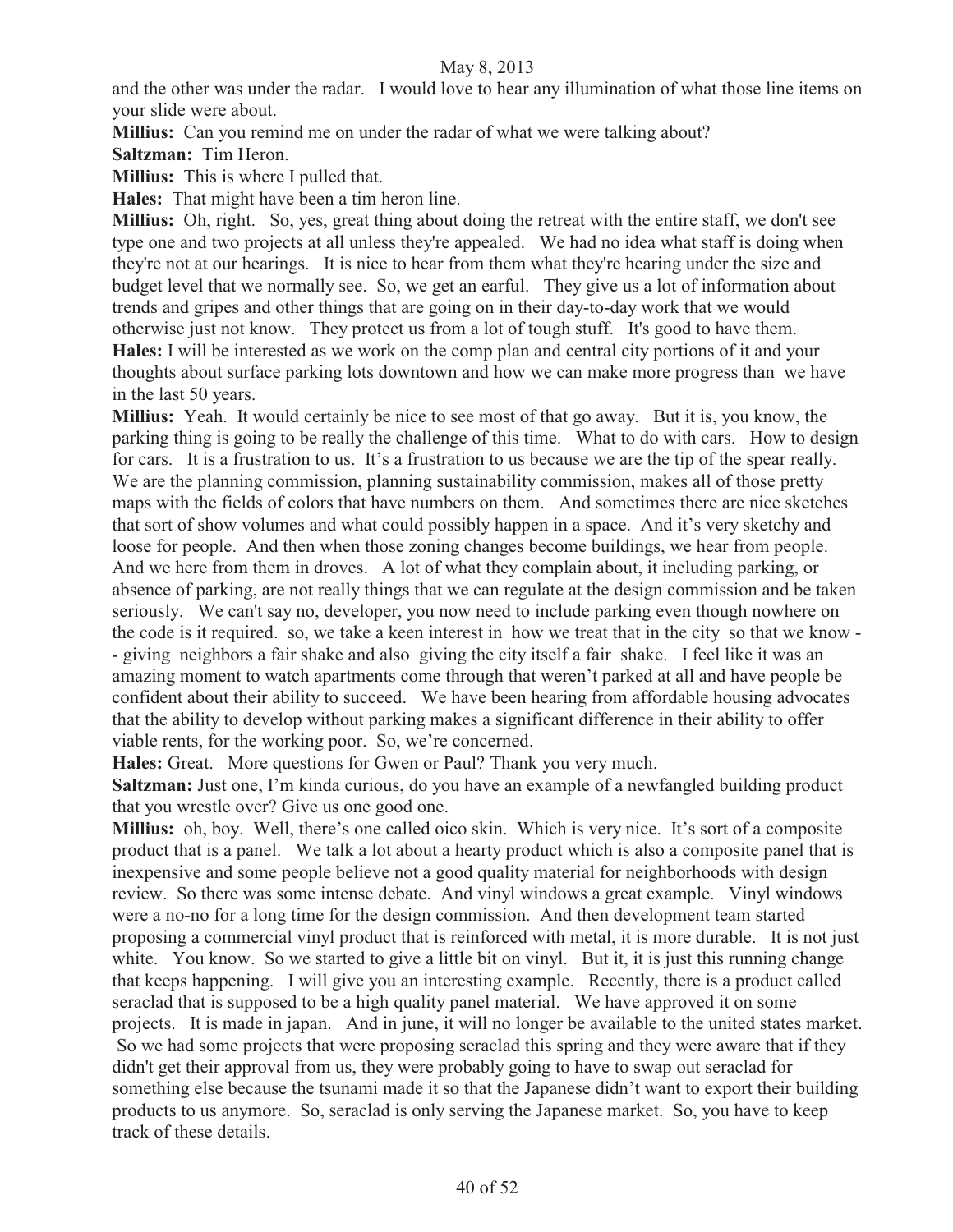and the other was under the radar. I would love to hear any illumination of what those line items on your slide were about.

**Millius:** Can you remind me on under the radar of what we were talking about?

**Saltzman:** Tim Heron.

**Millius:** This is where I pulled that.

**Hales:** That might have been a tim heron line.

**Millius:** Oh, right. So, yes, great thing about doing the retreat with the entire staff, we don't see type one and two projects at all unless they're appealed. We had no idea what staff is doing when they're not at our hearings. It is nice to hear from them what they're hearing under the size and budget level that we normally see. So, we get an earful. They give us a lot of information about trends and gripes and other things that are going on in their day-to-day work that we would otherwise just not know. They protect us from a lot of tough stuff. It's good to have them.

**Hales:** I will be interested as we work on the comp plan and central city portions of it and your thoughts about surface parking lots downtown and how we can make more progress than we have in the last 50 years.

**Millius:** Yeah. It would certainly be nice to see most of that go away. But it is, you know, the parking thing is going to be really the challenge of this time. What to do with cars. How to design for cars. It is a frustration to us. It's a frustration to us because we are the tip of the spear really. We are the planning commission, planning sustainability commission, makes all of those pretty maps with the fields of colors that have numbers on them. And sometimes there are nice sketches that sort of show volumes and what could possibly happen in a space. And it's very sketchy and loose for people. And then when those zoning changes become buildings, we hear from people. And we here from them in droves. A lot of what they complain about, it including parking, or absence of parking, are not really things that we can regulate at the design commission and be taken seriously. We can't say no, developer, you now need to include parking even though nowhere on the code is it required. so, we take a keen interest in how we treat that in the city so that we know -- giving neighbors a fair shake and also giving the city itself a fair shake. I feel like it was an amazing moment to watch apartments come through that weren't parked at all and have people be confident about their ability to succeed. We have been hearing from affordable housing advocates that the ability to develop without parking makes a significant difference in their ability to offer viable rents, for the working poor. So, we're concerned.

**Hales:** Great. More questions for Gwen or Paul? Thank you very much.

**Saltzman:** Just one, I'm kinda curious, do you have an example of a newfangled building product that you wrestle over? Give us one good one.

**Millius:** oh, boy. Well, there's one called oico skin. Which is very nice. It's sort of a composite product that is a panel. We talk a lot about a hearty product which is also a composite panel that is inexpensive and some people believe not a good quality material for neighborhoods with design review. So there was some intense debate. And vinyl windows a great example. Vinyl windows were a no-no for a long time for the design commission. And then development team started proposing a commercial vinyl product that is reinforced with metal, it is more durable. It is not just white. You know. So we started to give a little bit on vinyl. But it, it is just this running change that keeps happening. I will give you an interesting example. Recently, there is a product called seraclad that is supposed to be a high quality panel material. We have approved it on some projects. It is made in japan. And in june, it will no longer be available to the united states market. So we had some projects that were proposing seraclad this spring and they were aware that if they didn't get their approval from us, they were probably going to have to swap out seraclad for something else because the tsunami made it so that the Japanese didn't want to export their building products to us anymore. So, seraclad is only serving the Japanese market. So, you have to keep track of these details.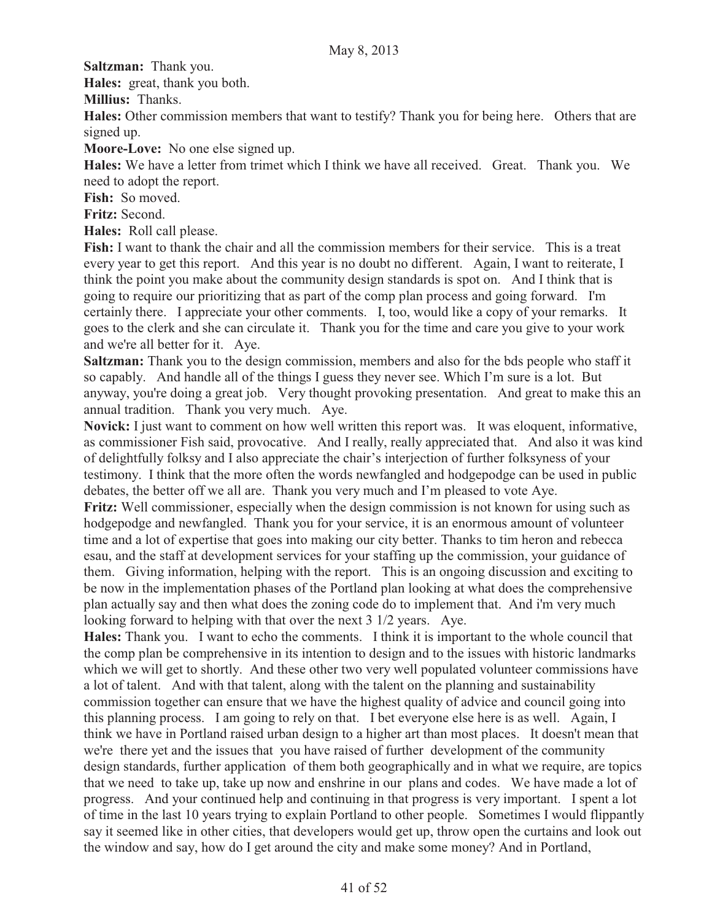**Saltzman:** Thank you.

**Hales:** great, thank you both.

**Millius:** Thanks.

**Hales:** Other commission members that want to testify? Thank you for being here. Others that are signed up.

**Moore-Love:** No one else signed up.

**Hales:** We have a letter from trimet which I think we have all received. Great. Thank you. We need to adopt the report.

**Fish:** So moved.

**Fritz:** Second.

**Hales:** Roll call please.

**Fish:** I want to thank the chair and all the commission members for their service. This is a treat every year to get this report. And this year is no doubt no different. Again, I want to reiterate, I think the point you make about the community design standards is spot on. And I think that is going to require our prioritizing that as part of the comp plan process and going forward. I'm certainly there. I appreciate your other comments. I, too, would like a copy of your remarks. It goes to the clerk and she can circulate it. Thank you for the time and care you give to your work and we're all better for it. Aye.

**Saltzman:** Thank you to the design commission, members and also for the bds people who staff it so capably. And handle all of the things I guess they never see. Which I'm sure is a lot. But anyway, you're doing a great job. Very thought provoking presentation. And great to make this an annual tradition. Thank you very much. Aye.

**Novick:** I just want to comment on how well written this report was. It was eloquent, informative, as commissioner Fish said, provocative. And I really, really appreciated that. And also it was kind of delightfully folksy and I also appreciate the chair's interjection of further folksyness of your testimony. I think that the more often the words newfangled and hodgepodge can be used in public debates, the better off we all are. Thank you very much and I'm pleased to vote Aye.

**Fritz:** Well commissioner, especially when the design commission is not known for using such as hodgepodge and newfangled. Thank you for your service, it is an enormous amount of volunteer time and a lot of expertise that goes into making our city better. Thanks to tim heron and rebecca esau, and the staff at development services for your staffing up the commission, your guidance of them. Giving information, helping with the report. This is an ongoing discussion and exciting to be now in the implementation phases of the Portland plan looking at what does the comprehensive plan actually say and then what does the zoning code do to implement that. And i'm very much looking forward to helping with that over the next 3 1/2 years. Aye.

**Hales:** Thank you. I want to echo the comments. I think it is important to the whole council that the comp plan be comprehensive in its intention to design and to the issues with historic landmarks which we will get to shortly. And these other two very well populated volunteer commissions have a lot of talent. And with that talent, along with the talent on the planning and sustainability commission together can ensure that we have the highest quality of advice and council going into this planning process. I am going to rely on that. I bet everyone else here is as well. Again, I think we have in Portland raised urban design to a higher art than most places. It doesn't mean that we're there yet and the issues that you have raised of further development of the community design standards, further application of them both geographically and in what we require, are topics that we need to take up, take up now and enshrine in our plans and codes. We have made a lot of progress. And your continued help and continuing in that progress is very important. I spent a lot of time in the last 10 years trying to explain Portland to other people. Sometimes I would flippantly say it seemed like in other cities, that developers would get up, throw open the curtains and look out the window and say, how do I get around the city and make some money? And in Portland,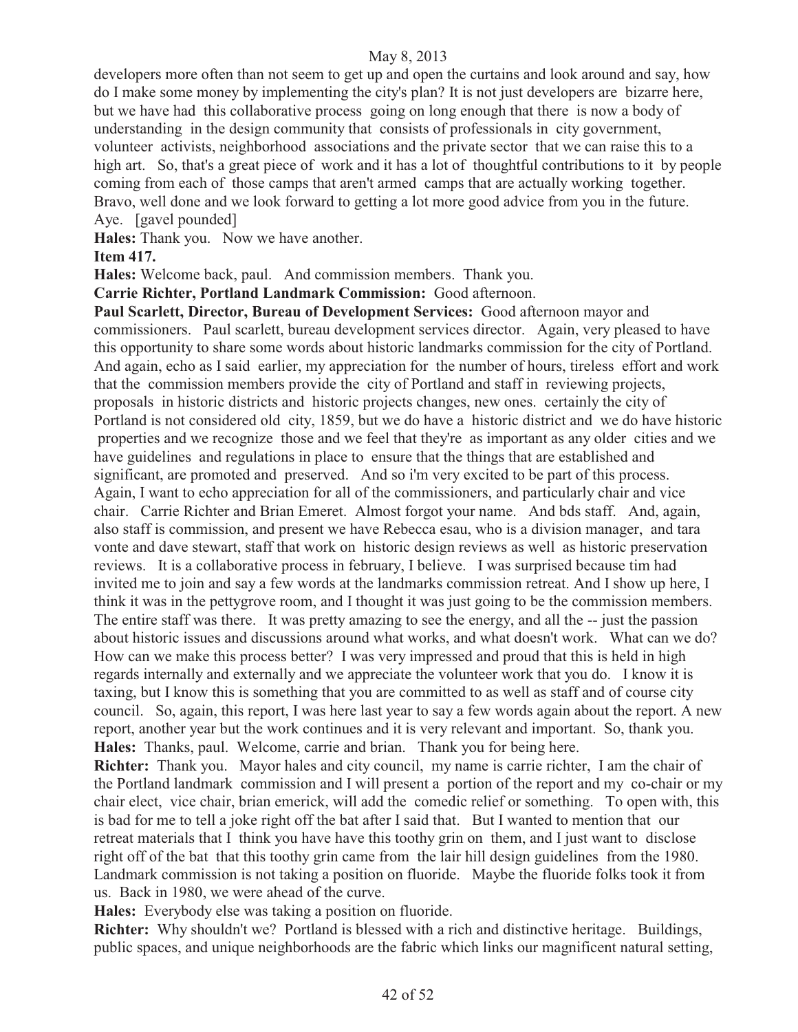developers more often than not seem to get up and open the curtains and look around and say, how do I make some money by implementing the city's plan? It is not just developers are bizarre here, but we have had this collaborative process going on long enough that there is now a body of understanding in the design community that consists of professionals in city government, volunteer activists, neighborhood associations and the private sector that we can raise this to a high art. So, that's a great piece of work and it has a lot of thoughtful contributions to it by people coming from each of those camps that aren't armed camps that are actually working together. Bravo, well done and we look forward to getting a lot more good advice from you in the future. Aye. [gavel pounded]

**Hales:** Thank you. Now we have another.

**Item 417.**

**Hales:** Welcome back, paul. And commission members. Thank you.

**Carrie Richter, Portland Landmark Commission:** Good afternoon.

**Paul Scarlett, Director, Bureau of Development Services:** Good afternoon mayor and commissioners. Paul scarlett, bureau development services director. Again, very pleased to have this opportunity to share some words about historic landmarks commission for the city of Portland. And again, echo as I said earlier, my appreciation for the number of hours, tireless effort and work that the commission members provide the city of Portland and staff in reviewing projects, proposals in historic districts and historic projects changes, new ones. certainly the city of Portland is not considered old city, 1859, but we do have a historic district and we do have historic properties and we recognize those and we feel that they're as important as any older cities and we have guidelines and regulations in place to ensure that the things that are established and significant, are promoted and preserved. And so i'm very excited to be part of this process. Again, I want to echo appreciation for all of the commissioners, and particularly chair and vice chair. Carrie Richter and Brian Emeret. Almost forgot your name. And bds staff. And, again, also staff is commission, and present we have Rebecca esau, who is a division manager, and tara vonte and dave stewart, staff that work on historic design reviews as well as historic preservation reviews. It is a collaborative process in february, I believe. I was surprised because tim had invited me to join and say a few words at the landmarks commission retreat. And I show up here, I think it was in the pettygrove room, and I thought it was just going to be the commission members. The entire staff was there. It was pretty amazing to see the energy, and all the -- just the passion about historic issues and discussions around what works, and what doesn't work. What can we do? How can we make this process better? I was very impressed and proud that this is held in high regards internally and externally and we appreciate the volunteer work that you do. I know it is taxing, but I know this is something that you are committed to as well as staff and of course city council. So, again, this report, I was here last year to say a few words again about the report. A new report, another year but the work continues and it is very relevant and important. So, thank you.

**Hales:** Thanks, paul. Welcome, carrie and brian. Thank you for being here.

**Richter:** Thank you. Mayor hales and city council, my name is carrie richter, I am the chair of the Portland landmark commission and I will present a portion of the report and my co-chair or my chair elect, vice chair, brian emerick, will add the comedic relief or something. To open with, this is bad for me to tell a joke right off the bat after I said that. But I wanted to mention that our retreat materials that I think you have have this toothy grin on them, and I just want to disclose right off of the bat that this toothy grin came from the lair hill design guidelines from the 1980. Landmark commission is not taking a position on fluoride. Maybe the fluoride folks took it from us. Back in 1980, we were ahead of the curve.

**Hales:** Everybody else was taking a position on fluoride.

**Richter:** Why shouldn't we? Portland is blessed with a rich and distinctive heritage. Buildings, public spaces, and unique neighborhoods are the fabric which links our magnificent natural setting,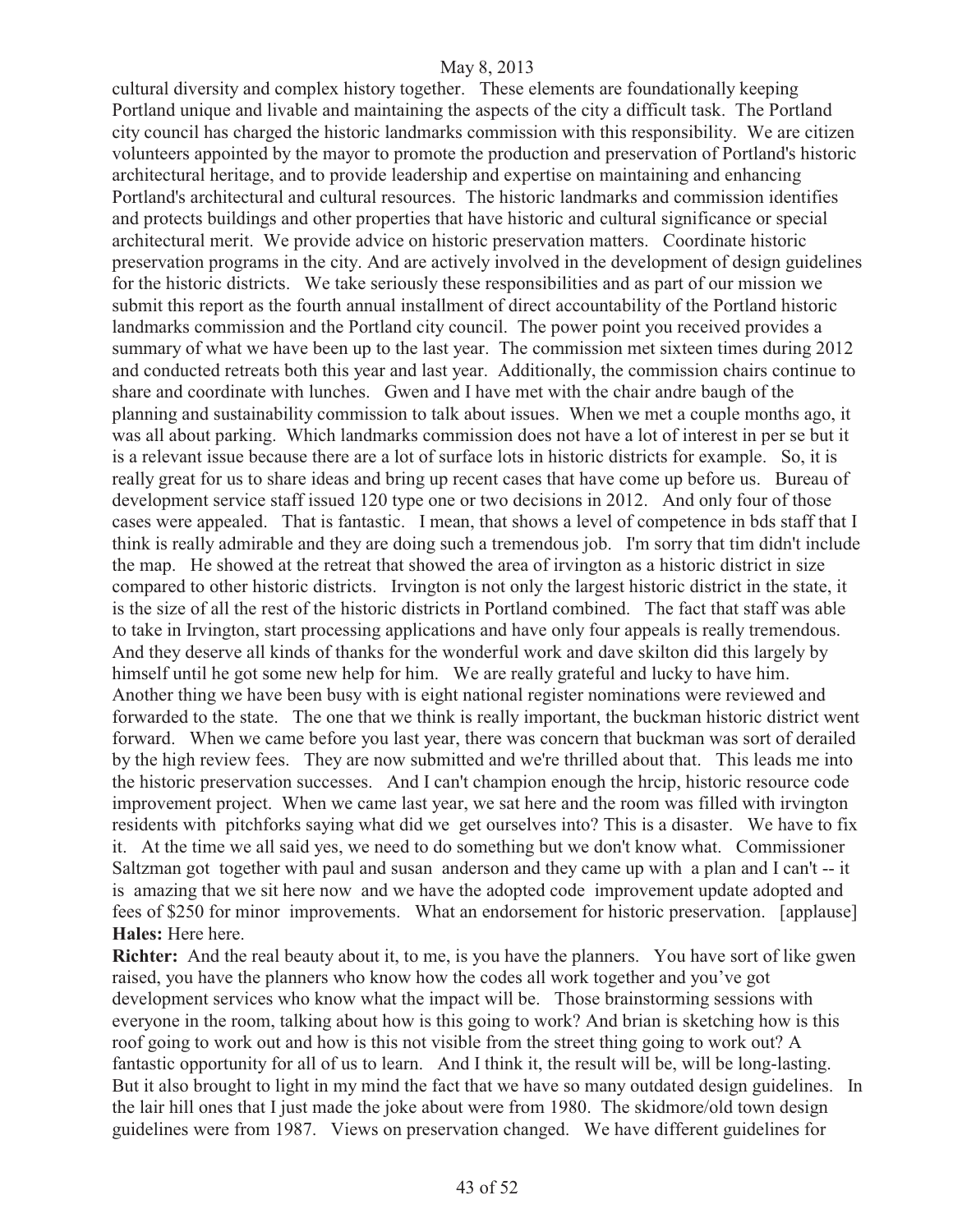cultural diversity and complex history together. These elements are foundationally keeping Portland unique and livable and maintaining the aspects of the city a difficult task. The Portland city council has charged the historic landmarks commission with this responsibility. We are citizen volunteers appointed by the mayor to promote the production and preservation of Portland's historic architectural heritage, and to provide leadership and expertise on maintaining and enhancing Portland's architectural and cultural resources. The historic landmarks and commission identifies and protects buildings and other properties that have historic and cultural significance or special architectural merit. We provide advice on historic preservation matters. Coordinate historic preservation programs in the city. And are actively involved in the development of design guidelines for the historic districts. We take seriously these responsibilities and as part of our mission we submit this report as the fourth annual installment of direct accountability of the Portland historic landmarks commission and the Portland city council. The power point you received provides a summary of what we have been up to the last year. The commission met sixteen times during 2012 and conducted retreats both this year and last year. Additionally, the commission chairs continue to share and coordinate with lunches. Gwen and I have met with the chair andre baugh of the planning and sustainability commission to talk about issues. When we met a couple months ago, it was all about parking. Which landmarks commission does not have a lot of interest in per se but it is a relevant issue because there are a lot of surface lots in historic districts for example. So, it is really great for us to share ideas and bring up recent cases that have come up before us. Bureau of development service staff issued 120 type one or two decisions in 2012. And only four of those cases were appealed. That is fantastic. I mean, that shows a level of competence in bds staff that I think is really admirable and they are doing such a tremendous job. I'm sorry that tim didn't include the map. He showed at the retreat that showed the area of irvington as a historic district in size compared to other historic districts. Irvington is not only the largest historic district in the state, it is the size of all the rest of the historic districts in Portland combined. The fact that staff was able to take in Irvington, start processing applications and have only four appeals is really tremendous. And they deserve all kinds of thanks for the wonderful work and dave skilton did this largely by himself until he got some new help for him. We are really grateful and lucky to have him. Another thing we have been busy with is eight national register nominations were reviewed and forwarded to the state. The one that we think is really important, the buckman historic district went forward. When we came before you last year, there was concern that buckman was sort of derailed by the high review fees. They are now submitted and we're thrilled about that. This leads me into the historic preservation successes. And I can't champion enough the hrcip, historic resource code improvement project. When we came last year, we sat here and the room was filled with irvington residents with pitchforks saying what did we get ourselves into? This is a disaster. We have to fix it. At the time we all said yes, we need to do something but we don't know what. Commissioner Saltzman got together with paul and susan anderson and they came up with a plan and I can't -- it is amazing that we sit here now and we have the adopted code improvement update adopted and fees of $250 for minor improvements. What an endorsement for historic preservation. [applause]

**Hales:** Here here.

**Richter:** And the real beauty about it, to me, is you have the planners. You have sort of like gwen raised, you have the planners who know how the codes all work together and you've got development services who know what the impact will be. Those brainstorming sessions with everyone in the room, talking about how is this going to work? And brian is sketching how is this roof going to work out and how is this not visible from the street thing going to work out? A fantastic opportunity for all of us to learn. And I think it, the result will be, will be long-lasting. But it also brought to light in my mind the fact that we have so many outdated design guidelines. In the lair hill ones that I just made the joke about were from 1980. The skidmore/old town design guidelines were from 1987. Views on preservation changed. We have different guidelines for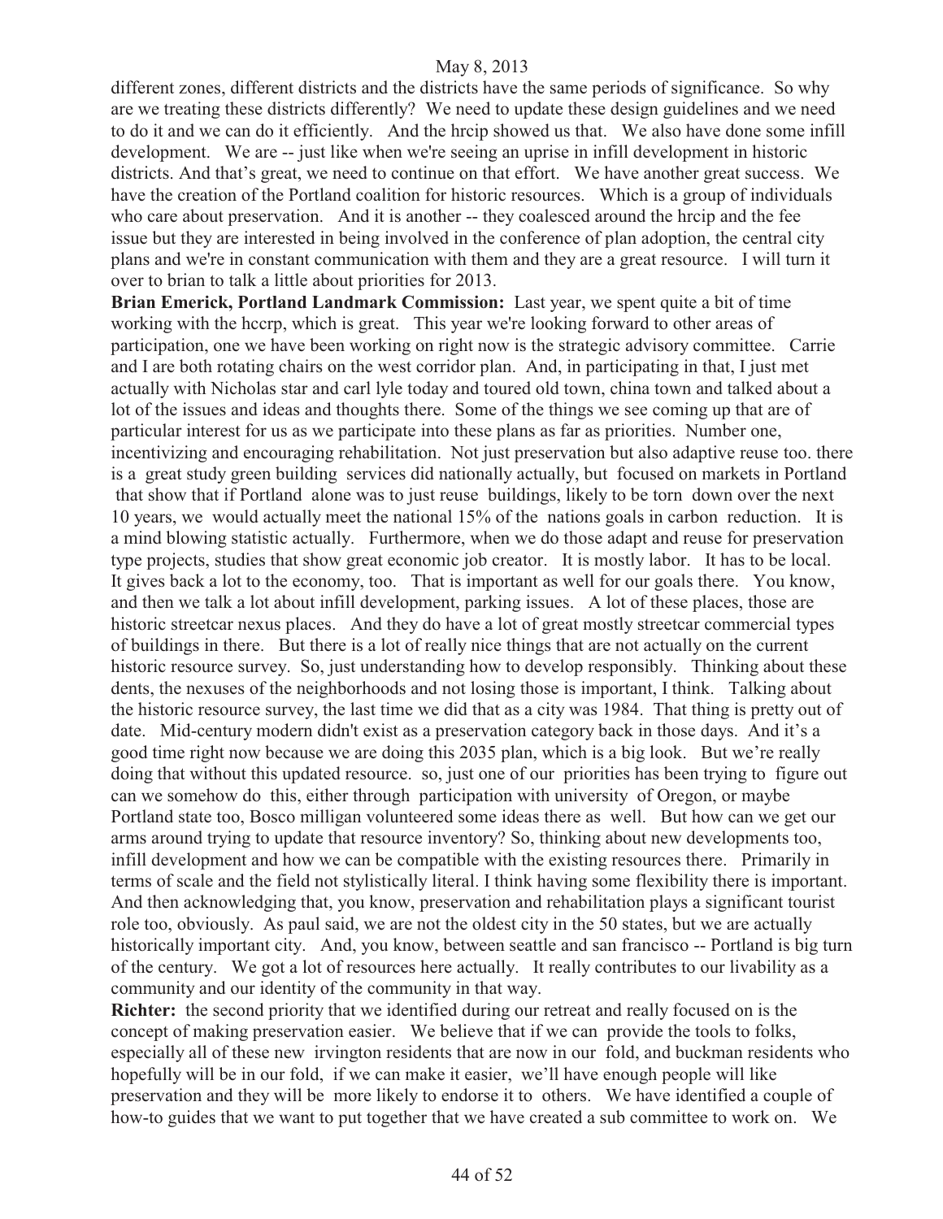different zones, different districts and the districts have the same periods of significance. So why are we treating these districts differently? We need to update these design guidelines and we need to do it and we can do it efficiently. And the hrcip showed us that. We also have done some infill development. We are -- just like when we're seeing an uprise in infill development in historic districts. And that's great, we need to continue on that effort. We have another great success. We have the creation of the Portland coalition for historic resources. Which is a group of individuals who care about preservation. And it is another -- they coalesced around the hrcip and the fee issue but they are interested in being involved in the conference of plan adoption, the central city plans and we're in constant communication with them and they are a great resource. I will turn it over to brian to talk a little about priorities for 2013.

**Brian Emerick, Portland Landmark Commission:** Last year, we spent quite a bit of time working with the hccrp, which is great. This year we're looking forward to other areas of participation, one we have been working on right now is the strategic advisory committee. Carrie and I are both rotating chairs on the west corridor plan. And, in participating in that, I just met actually with Nicholas star and carl lyle today and toured old town, china town and talked about a lot of the issues and ideas and thoughts there. Some of the things we see coming up that are of particular interest for us as we participate into these plans as far as priorities. Number one, incentivizing and encouraging rehabilitation. Not just preservation but also adaptive reuse too. there is a great study green building services did nationally actually, but focused on markets in Portland that show that if Portland alone was to just reuse buildings, likely to be torn down over the next 10 years, we would actually meet the national 15% of the nations goals in carbon reduction. It is a mind blowing statistic actually. Furthermore, when we do those adapt and reuse for preservation type projects, studies that show great economic job creator. It is mostly labor. It has to be local. It gives back a lot to the economy, too. That is important as well for our goals there. You know, and then we talk a lot about infill development, parking issues. A lot of these places, those are historic streetcar nexus places. And they do have a lot of great mostly streetcar commercial types of buildings in there. But there is a lot of really nice things that are not actually on the current historic resource survey. So, just understanding how to develop responsibly. Thinking about these dents, the nexuses of the neighborhoods and not losing those is important, I think. Talking about the historic resource survey, the last time we did that as a city was 1984. That thing is pretty out of date. Mid-century modern didn't exist as a preservation category back in those days. And it's a good time right now because we are doing this 2035 plan, which is a big look. But we're really doing that without this updated resource. so, just one of our priorities has been trying to figure out can we somehow do this, either through participation with university of Oregon, or maybe Portland state too, Bosco milligan volunteered some ideas there as well. But how can we get our arms around trying to update that resource inventory? So, thinking about new developments too, infill development and how we can be compatible with the existing resources there. Primarily in terms of scale and the field not stylistically literal. I think having some flexibility there is important. And then acknowledging that, you know, preservation and rehabilitation plays a significant tourist role too, obviously. As paul said, we are not the oldest city in the 50 states, but we are actually historically important city. And, you know, between seattle and san francisco -- Portland is big turn of the century. We got a lot of resources here actually. It really contributes to our livability as a community and our identity of the community in that way.

**Richter:** the second priority that we identified during our retreat and really focused on is the concept of making preservation easier. We believe that if we can provide the tools to folks, especially all of these new irvington residents that are now in our fold, and buckman residents who hopefully will be in our fold, if we can make it easier, we'll have enough people will like preservation and they will be more likely to endorse it to others. We have identified a couple of how-to guides that we want to put together that we have created a sub committee to work on. We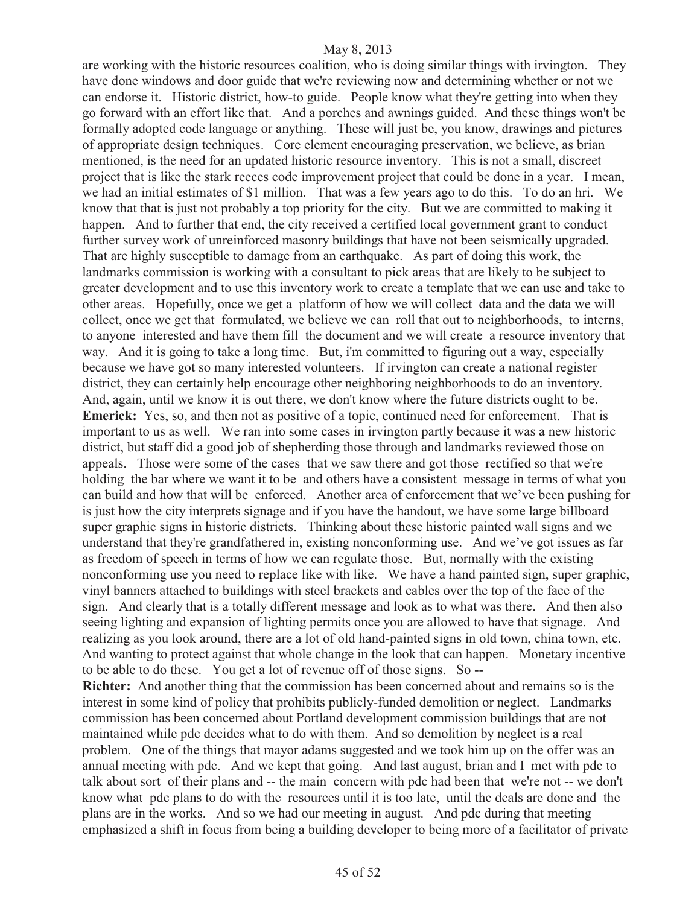are working with the historic resources coalition, who is doing similar things with irvington. They have done windows and door guide that we're reviewing now and determining whether or not we can endorse it. Historic district, how-to guide. People know what they're getting into when they go forward with an effort like that. And a porches and awnings guided. And these things won't be formally adopted code language or anything. These will just be, you know, drawings and pictures of appropriate design techniques. Core element encouraging preservation, we believe, as brian mentioned, is the need for an updated historic resource inventory. This is not a small, discreet project that is like the stark reeces code improvement project that could be done in a year. I mean, we had an initial estimates of $1 million. That was a few years ago to do this. To do an hri. We know that that is just not probably a top priority for the city. But we are committed to making it happen. And to further that end, the city received a certified local government grant to conduct further survey work of unreinforced masonry buildings that have not been seismically upgraded. That are highly susceptible to damage from an earthquake. As part of doing this work, the landmarks commission is working with a consultant to pick areas that are likely to be subject to greater development and to use this inventory work to create a template that we can use and take to other areas. Hopefully, once we get a platform of how we will collect data and the data we will collect, once we get that formulated, we believe we can roll that out to neighborhoods, to interns, to anyone interested and have them fill the document and we will create a resource inventory that way. And it is going to take a long time. But, i'm committed to figuring out a way, especially because we have got so many interested volunteers. If irvington can create a national register district, they can certainly help encourage other neighboring neighborhoods to do an inventory. And, again, until we know it is out there, we don't know where the future districts ought to be.

**Emerick:** Yes, so, and then not as positive of a topic, continued need for enforcement. That is important to us as well. We ran into some cases in irvington partly because it was a new historic district, but staff did a good job of shepherding those through and landmarks reviewed those on appeals. Those were some of the cases that we saw there and got those rectified so that we're holding the bar where we want it to be and others have a consistent message in terms of what you can build and how that will be enforced. Another area of enforcement that we've been pushing for is just how the city interprets signage and if you have the handout, we have some large billboard super graphic signs in historic districts. Thinking about these historic painted wall signs and we understand that they're grandfathered in, existing nonconforming use. And we've got issues as far as freedom of speech in terms of how we can regulate those. But, normally with the existing nonconforming use you need to replace like with like. We have a hand painted sign, super graphic, vinyl banners attached to buildings with steel brackets and cables over the top of the face of the sign. And clearly that is a totally different message and look as to what was there. And then also seeing lighting and expansion of lighting permits once you are allowed to have that signage. And realizing as you look around, there are a lot of old hand-painted signs in old town, china town, etc. And wanting to protect against that whole change in the look that can happen. Monetary incentive to be able to do these. You get a lot of revenue off of those signs. So --

**Richter:** And another thing that the commission has been concerned about and remains so is the interest in some kind of policy that prohibits publicly-funded demolition or neglect. Landmarks commission has been concerned about Portland development commission buildings that are not maintained while pdc decides what to do with them. And so demolition by neglect is a real problem. One of the things that mayor adams suggested and we took him up on the offer was an annual meeting with pdc. And we kept that going. And last august, brian and I met with pdc to talk about sort of their plans and -- the main concern with pdc had been that we're not -- we don't know what pdc plans to do with the resources until it is too late, until the deals are done and the plans are in the works. And so we had our meeting in august. And pdc during that meeting emphasized a shift in focus from being a building developer to being more of a facilitator of private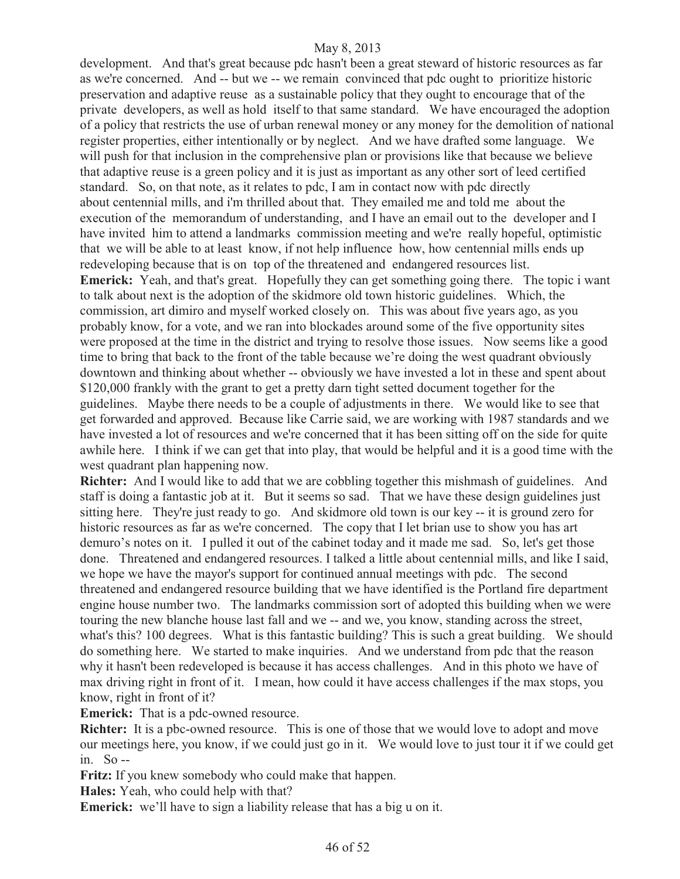development. And that's great because pdc hasn't been a great steward of historic resources as far as we're concerned. And -- but we -- we remain convinced that pdc ought to prioritize historic preservation and adaptive reuse as a sustainable policy that they ought to encourage that of the private developers, as well as hold itself to that same standard. We have encouraged the adoption of a policy that restricts the use of urban renewal money or any money for the demolition of national register properties, either intentionally or by neglect. And we have drafted some language. We will push for that inclusion in the comprehensive plan or provisions like that because we believe that adaptive reuse is a green policy and it is just as important as any other sort of leed certified standard. So, on that note, as it relates to pdc, I am in contact now with pdc directly about centennial mills, and i'm thrilled about that. They emailed me and told me about the execution of the memorandum of understanding, and I have an email out to the developer and I have invited him to attend a landmarks commission meeting and we're really hopeful, optimistic that we will be able to at least know, if not help influence how, how centennial mills ends up redeveloping because that is on top of the threatened and endangered resources list.

**Emerick:** Yeah, and that's great. Hopefully they can get something going there. The topic i want to talk about next is the adoption of the skidmore old town historic guidelines. Which, the commission, art dimiro and myself worked closely on. This was about five years ago, as you probably know, for a vote, and we ran into blockades around some of the five opportunity sites were proposed at the time in the district and trying to resolve those issues. Now seems like a good time to bring that back to the front of the table because we're doing the west quadrant obviously downtown and thinking about whether -- obviously we have invested a lot in these and spent about $120,000 frankly with the grant to get a pretty darn tight setted document together for the guidelines. Maybe there needs to be a couple of adjustments in there. We would like to see that get forwarded and approved. Because like Carrie said, we are working with 1987 standards and we have invested a lot of resources and we're concerned that it has been sitting off on the side for quite awhile here. I think if we can get that into play, that would be helpful and it is a good time with the west quadrant plan happening now.

**Richter:** And I would like to add that we are cobbling together this mishmash of guidelines. And staff is doing a fantastic job at it. But it seems so sad. That we have these design guidelines just sitting here. They're just ready to go. And skidmore old town is our key -- it is ground zero for historic resources as far as we're concerned. The copy that I let brian use to show you has art demuro's notes on it. I pulled it out of the cabinet today and it made me sad. So, let's get those done. Threatened and endangered resources. I talked a little about centennial mills, and like I said, we hope we have the mayor's support for continued annual meetings with pdc. The second threatened and endangered resource building that we have identified is the Portland fire department engine house number two. The landmarks commission sort of adopted this building when we were touring the new blanche house last fall and we -- and we, you know, standing across the street, what's this? 100 degrees. What is this fantastic building? This is such a great building. We should do something here. We started to make inquiries. And we understand from pdc that the reason why it hasn't been redeveloped is because it has access challenges. And in this photo we have of max driving right in front of it. I mean, how could it have access challenges if the max stops, you know, right in front of it?

**Emerick:** That is a pdc-owned resource.

**Richter:** It is a pbc-owned resource. This is one of those that we would love to adopt and move our meetings here, you know, if we could just go in it. We would love to just tour it if we could get in. So --

**Fritz:** If you knew somebody who could make that happen.

**Hales:** Yeah, who could help with that?

**Emerick:** we'll have to sign a liability release that has a big u on it.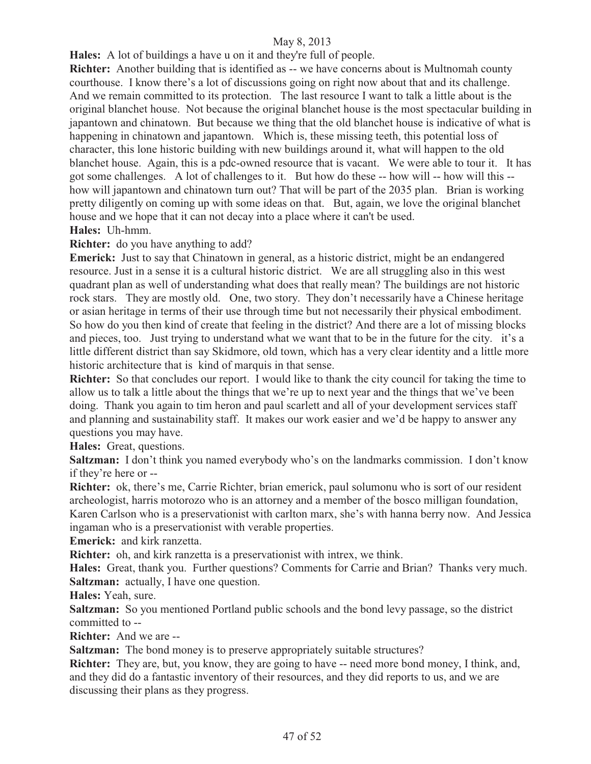**Hales:** A lot of buildings a have u on it and they're full of people.

**Richter:** Another building that is identified as -- we have concerns about is Multnomah county courthouse. I know there's a lot of discussions going on right now about that and its challenge. And we remain committed to its protection. The last resource I want to talk a little about is the original blanchet house. Not because the original blanchet house is the most spectacular building in japantown and chinatown. But because we thing that the old blanchet house is indicative of what is happening in chinatown and japantown. Which is, these missing teeth, this potential loss of character, this lone historic building with new buildings around it, what will happen to the old blanchet house. Again, this is a pdc-owned resource that is vacant. We were able to tour it. It has got some challenges. A lot of challenges to it. But how do these -- how will -- how will this -- how will japantown and chinatown turn out? That will be part of the 2035 plan. Brian is working pretty diligently on coming up with some ideas on that. But, again, we love the original blanchet house and we hope that it can not decay into a place where it can't be used.

**Hales:** Uh-hmm.

**Richter:** do you have anything to add?

**Emerick:** Just to say that Chinatown in general, as a historic district, might be an endangered resource. Just in a sense it is a cultural historic district. We are all struggling also in this west quadrant plan as well of understanding what does that really mean? The buildings are not historic rock stars. They are mostly old. One, two story. They don't necessarily have a Chinese heritage or asian heritage in terms of their use through time but not necessarily their physical embodiment. So how do you then kind of create that feeling in the district? And there are a lot of missing blocks and pieces, too. Just trying to understand what we want that to be in the future for the city. it's a little different district than say Skidmore, old town, which has a very clear identity and a little more historic architecture that is kind of marquis in that sense.

**Richter:** So that concludes our report. I would like to thank the city council for taking the time to allow us to talk a little about the things that we're up to next year and the things that we've been doing. Thank you again to tim heron and paul scarlett and all of your development services staff and planning and sustainability staff. It makes our work easier and we'd be happy to answer any questions you may have.

**Hales:** Great, questions.

**Saltzman:** I don't think you named everybody who's on the landmarks commission. I don't know if they're here or --

**Richter:** ok, there's me, Carrie Richter, brian emerick, paul solumonu who is sort of our resident archeologist, harris motorozo who is an attorney and a member of the bosco milligan foundation, Karen Carlson who is a preservationist with carlton marx, she's with hanna berry now. And Jessica ingaman who is a preservationist with verable properties.

**Emerick:** and kirk ranzetta.

**Richter:** oh, and kirk ranzetta is a preservationist with intrex, we think.

**Hales:** Great, thank you. Further questions? Comments for Carrie and Brian? Thanks very much.

**Saltzman:** actually, I have one question.

**Hales:** Yeah, sure.

**Saltzman:** So you mentioned Portland public schools and the bond levy passage, so the district committed to --

**Richter:** And we are --

**Saltzman:** The bond money is to preserve appropriately suitable structures?

**Richter:** They are, but, you know, they are going to have -- need more bond money, I think, and, and they did do a fantastic inventory of their resources, and they did reports to us, and we are discussing their plans as they progress.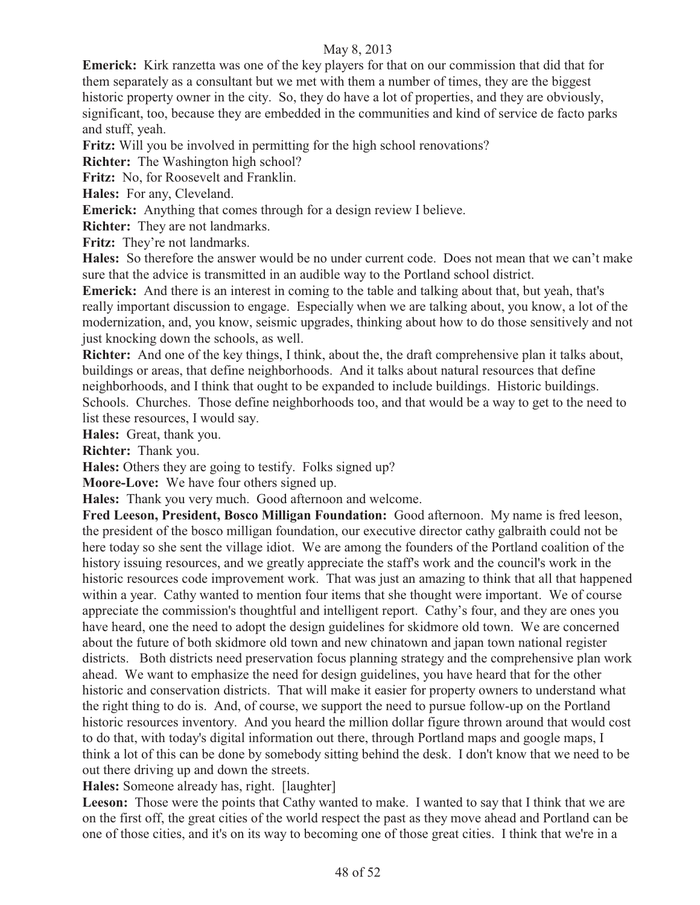**Emerick:** Kirk ranzetta was one of the key players for that on our commission that did that for them separately as a consultant but we met with them a number of times, they are the biggest historic property owner in the city. So, they do have a lot of properties, and they are obviously, significant, too, because they are embedded in the communities and kind of service de facto parks and stuff, yeah.

**Fritz:** Will you be involved in permitting for the high school renovations?

**Richter:** The Washington high school?

**Fritz:** No, for Roosevelt and Franklin.

**Hales:** For any, Cleveland.

**Emerick:** Anything that comes through for a design review I believe.

**Richter:** They are not landmarks.

**Fritz:** They're not landmarks.

**Hales:** So therefore the answer would be no under current code. Does not mean that we can't make sure that the advice is transmitted in an audible way to the Portland school district.

**Emerick:** And there is an interest in coming to the table and talking about that, but yeah, that's really important discussion to engage. Especially when we are talking about, you know, a lot of the modernization, and, you know, seismic upgrades, thinking about how to do those sensitively and not just knocking down the schools, as well.

**Richter:** And one of the key things, I think, about the, the draft comprehensive plan it talks about, buildings or areas, that define neighborhoods. And it talks about natural resources that define neighborhoods, and I think that ought to be expanded to include buildings. Historic buildings. Schools. Churches. Those define neighborhoods too, and that would be a way to get to the need to list these resources, I would say.

**Hales:** Great, thank you.

**Richter:** Thank you.

**Hales:** Others they are going to testify. Folks signed up?

**Moore-Love:** We have four others signed up.

**Hales:** Thank you very much. Good afternoon and welcome.

**Fred Leeson, President, Bosco Milligan Foundation:** Good afternoon. My name is fred leeson, the president of the bosco milligan foundation, our executive director cathy galbraith could not be here today so she sent the village idiot. We are among the founders of the Portland coalition of the history issuing resources, and we greatly appreciate the staff's work and the council's work in the historic resources code improvement work. That was just an amazing to think that all that happened within a year. Cathy wanted to mention four items that she thought were important. We of course appreciate the commission's thoughtful and intelligent report. Cathy's four, and they are ones you have heard, one the need to adopt the design guidelines for skidmore old town. We are concerned about the future of both skidmore old town and new chinatown and japan town national register districts. Both districts need preservation focus planning strategy and the comprehensive plan work ahead. We want to emphasize the need for design guidelines, you have heard that for the other historic and conservation districts. That will make it easier for property owners to understand what the right thing to do is. And, of course, we support the need to pursue follow-up on the Portland historic resources inventory. And you heard the million dollar figure thrown around that would cost to do that, with today's digital information out there, through Portland maps and google maps, I think a lot of this can be done by somebody sitting behind the desk. I don't know that we need to be out there driving up and down the streets.

**Hales:** Someone already has, right. [laughter]

**Leeson:** Those were the points that Cathy wanted to make. I wanted to say that I think that we are on the first off, the great cities of the world respect the past as they move ahead and Portland can be one of those cities, and it's on its way to becoming one of those great cities. I think that we're in a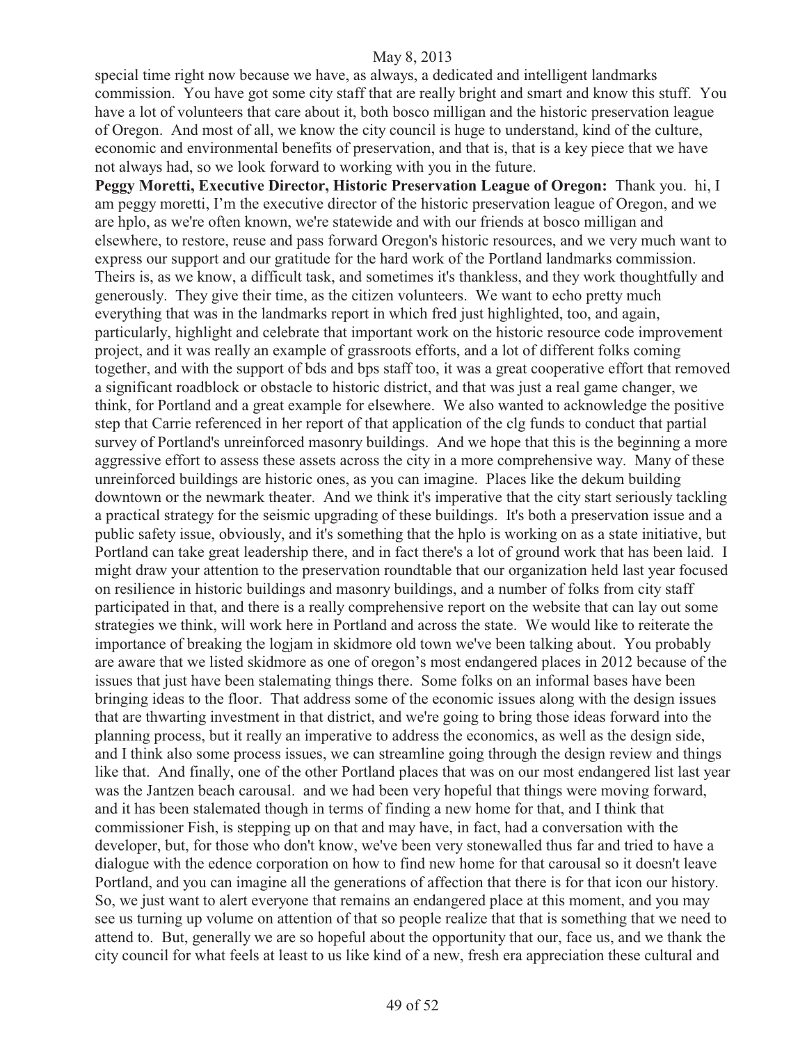special time right now because we have, as always, a dedicated and intelligent landmarks commission. You have got some city staff that are really bright and smart and know this stuff. You have a lot of volunteers that care about it, both bosco milligan and the historic preservation league of Oregon. And most of all, we know the city council is huge to understand, kind of the culture, economic and environmental benefits of preservation, and that is, that is a key piece that we have not always had, so we look forward to working with you in the future.

**Peggy Moretti, Executive Director, Historic Preservation League of Oregon:** Thank you. hi, I am peggy moretti, I'm the executive director of the historic preservation league of Oregon, and we are hplo, as we're often known, we're statewide and with our friends at bosco milligan and elsewhere, to restore, reuse and pass forward Oregon's historic resources, and we very much want to express our support and our gratitude for the hard work of the Portland landmarks commission. Theirs is, as we know, a difficult task, and sometimes it's thankless, and they work thoughtfully and generously. They give their time, as the citizen volunteers. We want to echo pretty much everything that was in the landmarks report in which fred just highlighted, too, and again, particularly, highlight and celebrate that important work on the historic resource code improvement project, and it was really an example of grassroots efforts, and a lot of different folks coming together, and with the support of bds and bps staff too, it was a great cooperative effort that removed a significant roadblock or obstacle to historic district, and that was just a real game changer, we think, for Portland and a great example for elsewhere. We also wanted to acknowledge the positive step that Carrie referenced in her report of that application of the clg funds to conduct that partial survey of Portland's unreinforced masonry buildings. And we hope that this is the beginning a more aggressive effort to assess these assets across the city in a more comprehensive way. Many of these unreinforced buildings are historic ones, as you can imagine. Places like the dekum building downtown or the newmark theater. And we think it's imperative that the city start seriously tackling a practical strategy for the seismic upgrading of these buildings. It's both a preservation issue and a public safety issue, obviously, and it's something that the hplo is working on as a state initiative, but Portland can take great leadership there, and in fact there's a lot of ground work that has been laid. I might draw your attention to the preservation roundtable that our organization held last year focused on resilience in historic buildings and masonry buildings, and a number of folks from city staff participated in that, and there is a really comprehensive report on the website that can lay out some strategies we think, will work here in Portland and across the state. We would like to reiterate the importance of breaking the logjam in skidmore old town we've been talking about. You probably are aware that we listed skidmore as one of oregon's most endangered places in 2012 because of the issues that just have been stalemating things there. Some folks on an informal bases have been bringing ideas to the floor. That address some of the economic issues along with the design issues that are thwarting investment in that district, and we're going to bring those ideas forward into the planning process, but it really an imperative to address the economics, as well as the design side, and I think also some process issues, we can streamline going through the design review and things like that. And finally, one of the other Portland places that was on our most endangered list last year was the Jantzen beach carousal. and we had been very hopeful that things were moving forward, and it has been stalemated though in terms of finding a new home for that, and I think that commissioner Fish, is stepping up on that and may have, in fact, had a conversation with the developer, but, for those who don't know, we've been very stonewalled thus far and tried to have a dialogue with the edence corporation on how to find new home for that carousal so it doesn't leave Portland, and you can imagine all the generations of affection that there is for that icon our history. So, we just want to alert everyone that remains an endangered place at this moment, and you may see us turning up volume on attention of that so people realize that that is something that we need to attend to. But, generally we are so hopeful about the opportunity that our, face us, and we thank the city council for what feels at least to us like kind of a new, fresh era appreciation these cultural and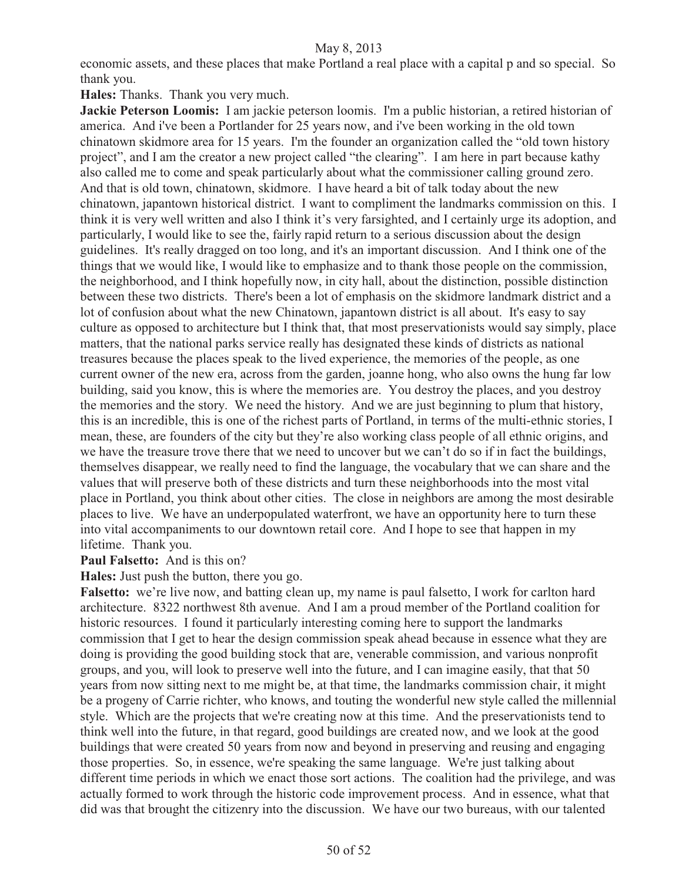economic assets, and these places that make Portland a real place with a capital p and so special. So thank you.

**Hales:** Thanks. Thank you very much.

**Jackie Peterson Loomis:** I am jackie peterson loomis. I'm a public historian, a retired historian of america. And i've been a Portlander for 25 years now, and i've been working in the old town chinatown skidmore area for 15 years. I'm the founder an organization called the "old town history project", and I am the creator a new project called "the clearing". I am here in part because kathy also called me to come and speak particularly about what the commissioner calling ground zero. And that is old town, chinatown, skidmore. I have heard a bit of talk today about the new chinatown, japantown historical district. I want to compliment the landmarks commission on this. I think it is very well written and also I think it's very farsighted, and I certainly urge its adoption, and particularly, I would like to see the, fairly rapid return to a serious discussion about the design guidelines. It's really dragged on too long, and it's an important discussion. And I think one of the things that we would like, I would like to emphasize and to thank those people on the commission, the neighborhood, and I think hopefully now, in city hall, about the distinction, possible distinction between these two districts. There's been a lot of emphasis on the skidmore landmark district and a lot of confusion about what the new Chinatown, japantown district is all about. It's easy to say culture as opposed to architecture but I think that, that most preservationists would say simply, place matters, that the national parks service really has designated these kinds of districts as national treasures because the places speak to the lived experience, the memories of the people, as one current owner of the new era, across from the garden, joanne hong, who also owns the hung far low building, said you know, this is where the memories are. You destroy the places, and you destroy the memories and the story. We need the history. And we are just beginning to plum that history, this is an incredible, this is one of the richest parts of Portland, in terms of the multi-ethnic stories, I mean, these, are founders of the city but they're also working class people of all ethnic origins, and we have the treasure trove there that we need to uncover but we can't do so if in fact the buildings, themselves disappear, we really need to find the language, the vocabulary that we can share and the values that will preserve both of these districts and turn these neighborhoods into the most vital place in Portland, you think about other cities. The close in neighbors are among the most desirable places to live. We have an underpopulated waterfront, we have an opportunity here to turn these into vital accompaniments to our downtown retail core. And I hope to see that happen in my lifetime. Thank you.

**Paul Falsetto:** And is this on?

**Hales:** Just push the button, there you go.

**Falsetto:** we're live now, and batting clean up, my name is paul falsetto, I work for carlton hard architecture. 8322 northwest 8th avenue. And I am a proud member of the Portland coalition for historic resources. I found it particularly interesting coming here to support the landmarks commission that I get to hear the design commission speak ahead because in essence what they are doing is providing the good building stock that are, venerable commission, and various nonprofit groups, and you, will look to preserve well into the future, and I can imagine easily, that that 50 years from now sitting next to me might be, at that time, the landmarks commission chair, it might be a progeny of Carrie richter, who knows, and touting the wonderful new style called the millennial style. Which are the projects that we're creating now at this time. And the preservationists tend to think well into the future, in that regard, good buildings are created now, and we look at the good buildings that were created 50 years from now and beyond in preserving and reusing and engaging those properties. So, in essence, we're speaking the same language. We're just talking about different time periods in which we enact those sort actions. The coalition had the privilege, and was actually formed to work through the historic code improvement process. And in essence, what that did was that brought the citizenry into the discussion. We have our two bureaus, with our talented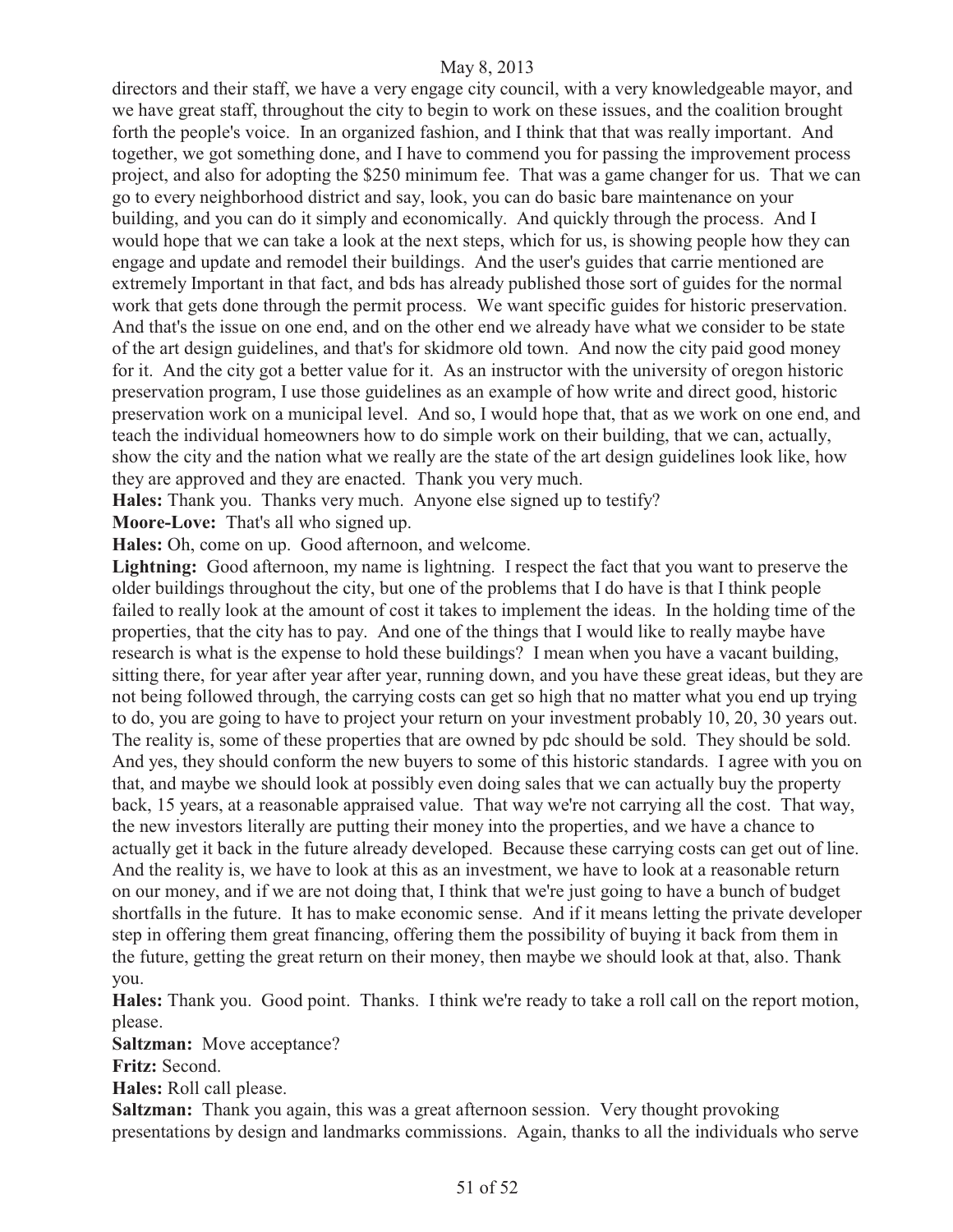directors and their staff, we have a very engage city council, with a very knowledgeable mayor, and we have great staff, throughout the city to begin to work on these issues, and the coalition brought forth the people's voice. In an organized fashion, and I think that that was really important. And together, we got something done, and I have to commend you for passing the improvement process project, and also for adopting the $250 minimum fee. That was a game changer for us. That we can go to every neighborhood district and say, look, you can do basic bare maintenance on your building, and you can do it simply and economically. And quickly through the process. And I would hope that we can take a look at the next steps, which for us, is showing people how they can engage and update and remodel their buildings. And the user's guides that carrie mentioned are extremely Important in that fact, and bds has already published those sort of guides for the normal work that gets done through the permit process. We want specific guides for historic preservation. And that's the issue on one end, and on the other end we already have what we consider to be state of the art design guidelines, and that's for skidmore old town. And now the city paid good money for it. And the city got a better value for it. As an instructor with the university of oregon historic preservation program, I use those guidelines as an example of how write and direct good, historic preservation work on a municipal level. And so, I would hope that, that as we work on one end, and teach the individual homeowners how to do simple work on their building, that we can, actually, show the city and the nation what we really are the state of the art design guidelines look like, how they are approved and they are enacted. Thank you very much.

**Hales:** Thank you. Thanks very much. Anyone else signed up to testify?

**Moore-Love:** That's all who signed up.

**Hales:** Oh, come on up. Good afternoon, and welcome.

**Lightning:** Good afternoon, my name is lightning. I respect the fact that you want to preserve the older buildings throughout the city, but one of the problems that I do have is that I think people failed to really look at the amount of cost it takes to implement the ideas. In the holding time of the properties, that the city has to pay. And one of the things that I would like to really maybe have research is what is the expense to hold these buildings? I mean when you have a vacant building, sitting there, for year after year after year, running down, and you have these great ideas, but they are not being followed through, the carrying costs can get so high that no matter what you end up trying to do, you are going to have to project your return on your investment probably 10, 20, 30 years out. The reality is, some of these properties that are owned by pdc should be sold. They should be sold. And yes, they should conform the new buyers to some of this historic standards. I agree with you on that, and maybe we should look at possibly even doing sales that we can actually buy the property back, 15 years, at a reasonable appraised value. That way we're not carrying all the cost. That way, the new investors literally are putting their money into the properties, and we have a chance to actually get it back in the future already developed. Because these carrying costs can get out of line. And the reality is, we have to look at this as an investment, we have to look at a reasonable return on our money, and if we are not doing that, I think that we're just going to have a bunch of budget shortfalls in the future. It has to make economic sense. And if it means letting the private developer step in offering them great financing, offering them the possibility of buying it back from them in the future, getting the great return on their money, then maybe we should look at that, also. Thank you.

**Hales:** Thank you. Good point. Thanks. I think we're ready to take a roll call on the report motion, please.

**Saltzman:** Move acceptance?

**Fritz:** Second.

**Hales:** Roll call please.

**Saltzman:** Thank you again, this was a great afternoon session. Very thought provoking presentations by design and landmarks commissions. Again, thanks to all the individuals who serve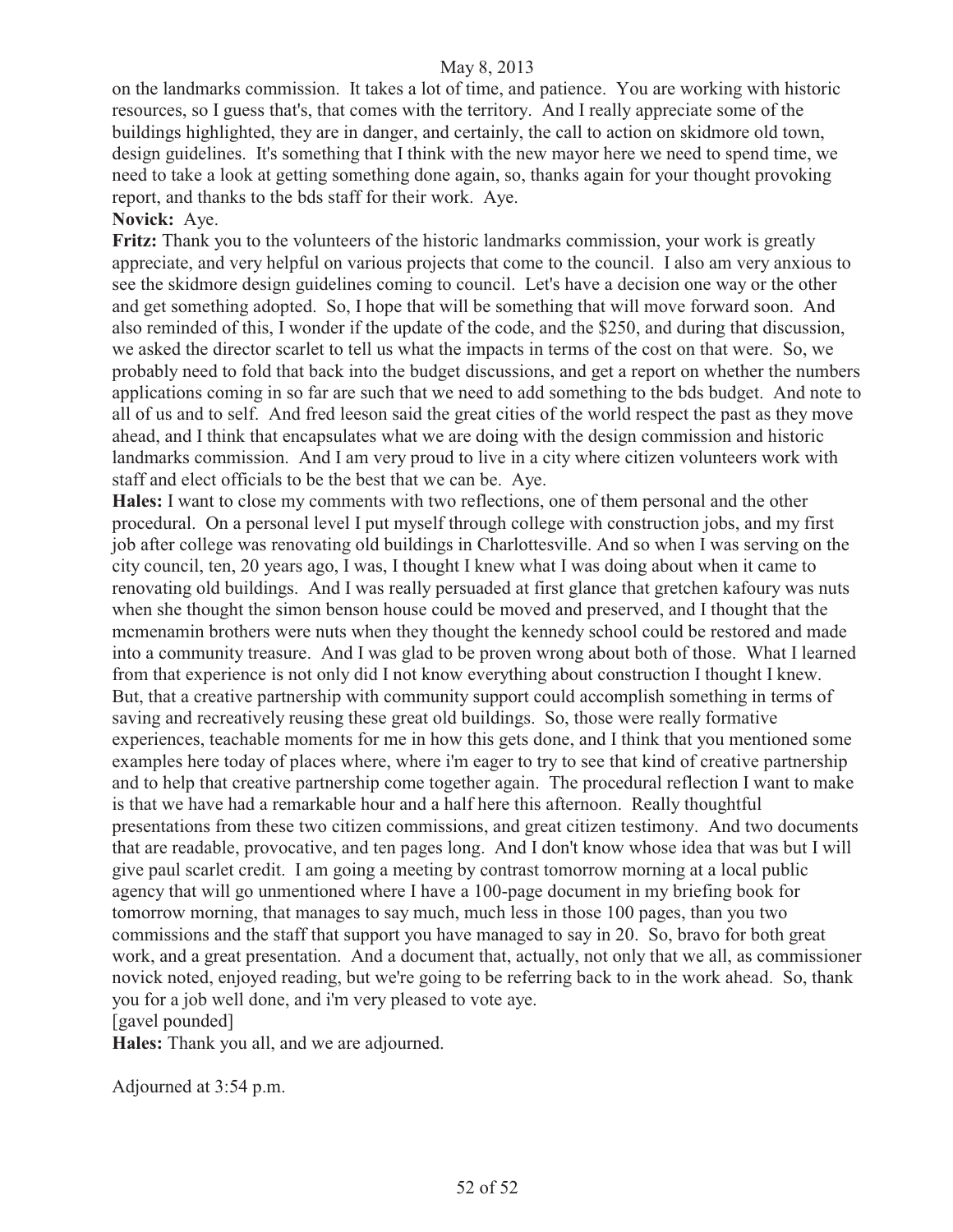on the landmarks commission. It takes a lot of time, and patience. You are working with historic resources, so I guess that's, that comes with the territory. And I really appreciate some of the buildings highlighted, they are in danger, and certainly, the call to action on skidmore old town, design guidelines. It's something that I think with the new mayor here we need to spend time, we need to take a look at getting something done again, so, thanks again for your thought provoking report, and thanks to the bds staff for their work. Aye.

**Novick:** Aye.

**Fritz:** Thank you to the volunteers of the historic landmarks commission, your work is greatly appreciate, and very helpful on various projects that come to the council. I also am very anxious to see the skidmore design guidelines coming to council. Let's have a decision one way or the other and get something adopted. So, I hope that will be something that will move forward soon. And also reminded of this, I wonder if the update of the code, and the $250, and during that discussion, we asked the director scarlet to tell us what the impacts in terms of the cost on that were. So, we probably need to fold that back into the budget discussions, and get a report on whether the numbers applications coming in so far are such that we need to add something to the bds budget. And note to all of us and to self. And fred leeson said the great cities of the world respect the past as they move ahead, and I think that encapsulates what we are doing with the design commission and historic landmarks commission. And I am very proud to live in a city where citizen volunteers work with staff and elect officials to be the best that we can be. Aye.

**Hales:** I want to close my comments with two reflections, one of them personal and the other procedural. On a personal level I put myself through college with construction jobs, and my first job after college was renovating old buildings in Charlottesville. And so when I was serving on the city council, ten, 20 years ago, I was, I thought I knew what I was doing about when it came to renovating old buildings. And I was really persuaded at first glance that gretchen kafoury was nuts when she thought the simon benson house could be moved and preserved, and I thought that the mcmenamin brothers were nuts when they thought the kennedy school could be restored and made into a community treasure. And I was glad to be proven wrong about both of those. What I learned from that experience is not only did I not know everything about construction I thought I knew. But, that a creative partnership with community support could accomplish something in terms of saving and recreatively reusing these great old buildings. So, those were really formative experiences, teachable moments for me in how this gets done, and I think that you mentioned some examples here today of places where, where i'm eager to try to see that kind of creative partnership and to help that creative partnership come together again. The procedural reflection I want to make is that we have had a remarkable hour and a half here this afternoon. Really thoughtful presentations from these two citizen commissions, and great citizen testimony. And two documents that are readable, provocative, and ten pages long. And I don't know whose idea that was but I will give paul scarlet credit. I am going a meeting by contrast tomorrow morning at a local public agency that will go unmentioned where I have a 100-page document in my briefing book for tomorrow morning, that manages to say much, much less in those 100 pages, than you two commissions and the staff that support you have managed to say in 20. So, bravo for both great work, and a great presentation. And a document that, actually, not only that we all, as commissioner novick noted, enjoyed reading, but we're going to be referring back to in the work ahead. So, thank you for a job well done, and i'm very pleased to vote aye.

[gavel pounded]

**Hales:** Thank you all, and we are adjourned.

Adjourned at 3:54 p.m.